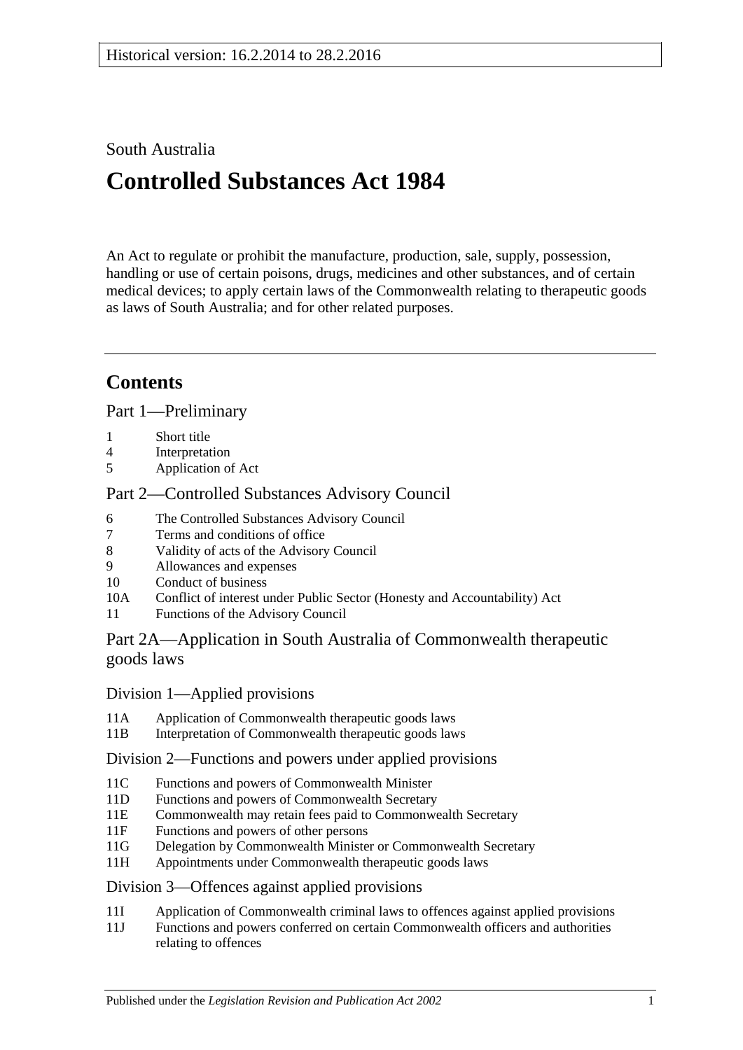Historical version: 16.2.2014 to 28.2.2016

South Australia

# Controlled Substances Act 1984

An Act to regulate or prohibit the manufacture, production, sale, supply, possession, handling or use of certain poisons, drugs, medicines and other substances, and of certain medical devices; to apply certain laws of the Commonwealth relating to therapeutic goods as laws of South Australia; and for other related purposes.

## Contents

### Part 1—Preliminary

1 Short title
4 Interpretation
5 Application of Act

### Part 2—Controlled Substances Advisory Council

6 The Controlled Substances Advisory Council
7 Terms and conditions of office
8 Validity of acts of the Advisory Council
9 Allowances and expenses
10 Conduct of business
10A Conflict of interest under Public Sector (Honesty and Accountability) Act
11 Functions of the Advisory Council

### Part 2A—Application in South Australia of Commonwealth therapeutic goods laws

#### Division 1—Applied provisions

11A Application of Commonwealth therapeutic goods laws
11B Interpretation of Commonwealth therapeutic goods laws

#### Division 2—Functions and powers under applied provisions

11C Functions and powers of Commonwealth Minister
11D Functions and powers of Commonwealth Secretary
11E Commonwealth may retain fees paid to Commonwealth Secretary
11F Functions and powers of other persons
11G Delegation by Commonwealth Minister or Commonwealth Secretary
11H Appointments under Commonwealth therapeutic goods laws

#### Division 3—Offences against applied provisions

11I Application of Commonwealth criminal laws to offences against applied provisions
11J Functions and powers conferred on certain Commonwealth officers and authorities relating to offences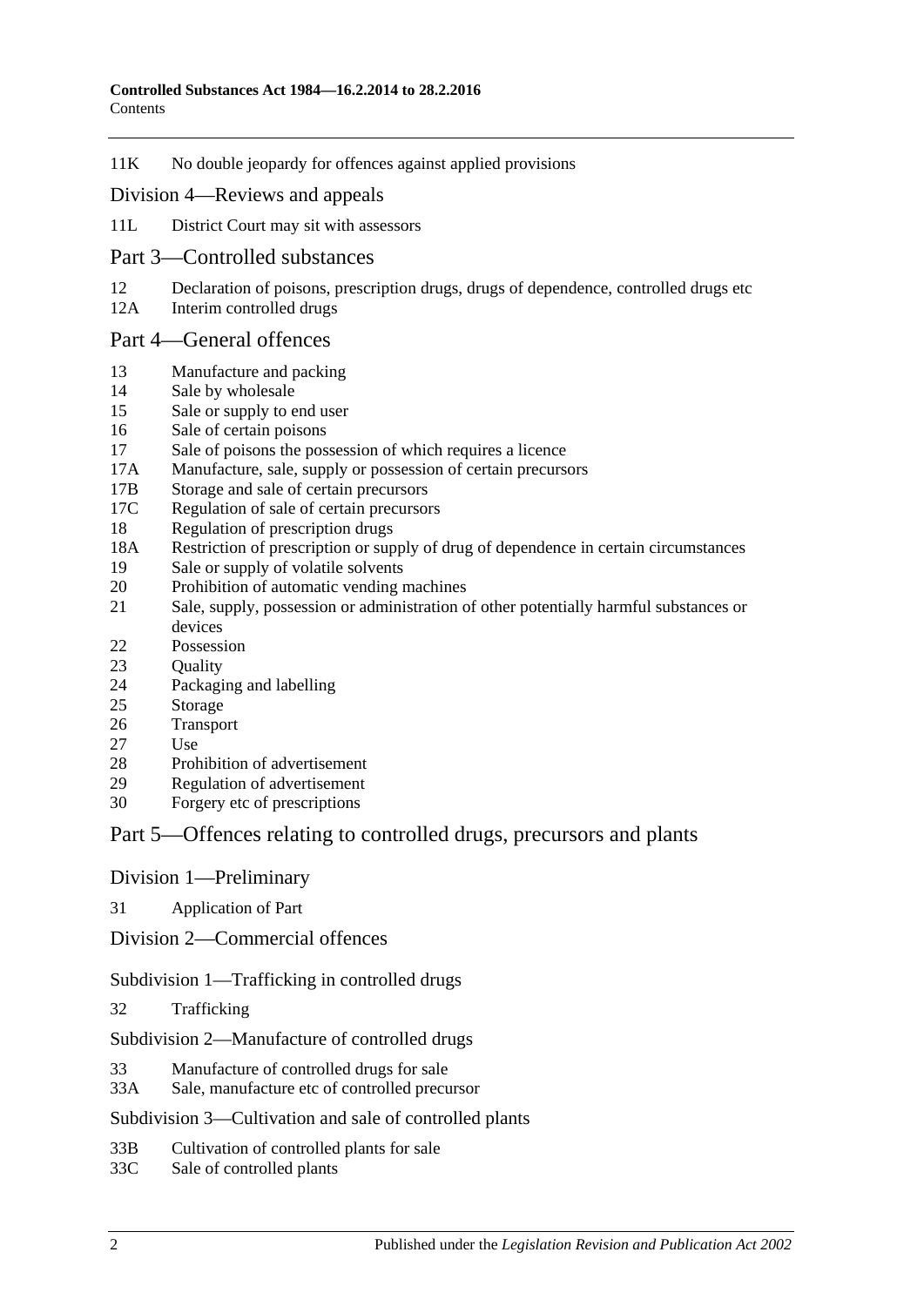11K No double jeopardy for offences against applied provisions

## Division 4—Reviews and appeals

11L District Court may sit with assessors

# Part 3—Controlled substances

12 Declaration of poisons, prescription drugs, drugs of dependence, controlled drugs etc
12A Interim controlled drugs

# Part 4—General offences

13 Manufacture and packing
14 Sale by wholesale
15 Sale or supply to end user
16 Sale of certain poisons
17 Sale of poisons the possession of which requires a licence
17A Manufacture, sale, supply or possession of certain precursors
17B Storage and sale of certain precursors
17C Regulation of sale of certain precursors
18 Regulation of prescription drugs
18A Restriction of prescription or supply of drug of dependence in certain circumstances
19 Sale or supply of volatile solvents
20 Prohibition of automatic vending machines
21 Sale, supply, possession or administration of other potentially harmful substances or devices
22 Possession
23 Quality
24 Packaging and labelling
25 Storage
26 Transport
27 Use
28 Prohibition of advertisement
29 Regulation of advertisement
30 Forgery etc of prescriptions

# Part 5—Offences relating to controlled drugs, precursors and plants

## Division 1—Preliminary

31 Application of Part

## Division 2—Commercial offences

### Subdivision 1—Trafficking in controlled drugs

32 Trafficking

### Subdivision 2—Manufacture of controlled drugs

33 Manufacture of controlled drugs for sale
33A Sale, manufacture etc of controlled precursor

### Subdivision 3—Cultivation and sale of controlled plants

33B Cultivation of controlled plants for sale
33C Sale of controlled plants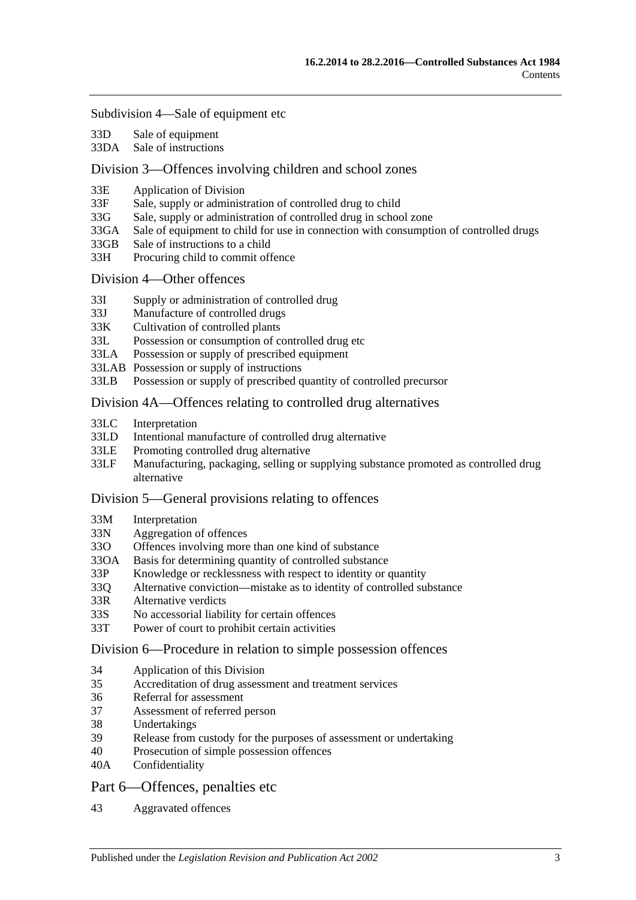Subdivision 4—Sale of equipment etc

33D Sale of equipment
33DA Sale of instructions

Division 3—Offences involving children and school zones

33E Application of Division
33F Sale, supply or administration of controlled drug to child
33G Sale, supply or administration of controlled drug in school zone
33GA Sale of equipment to child for use in connection with consumption of controlled drugs
33GB Sale of instructions to a child
33H Procuring child to commit offence

Division 4—Other offences

33I Supply or administration of controlled drug
33J Manufacture of controlled drugs
33K Cultivation of controlled plants
33L Possession or consumption of controlled drug etc
33LA Possession or supply of prescribed equipment
33LAB Possession or supply of instructions
33LB Possession or supply of prescribed quantity of controlled precursor

Division 4A—Offences relating to controlled drug alternatives

33LC Interpretation
33LD Intentional manufacture of controlled drug alternative
33LE Promoting controlled drug alternative
33LF Manufacturing, packaging, selling or supplying substance promoted as controlled drug alternative

Division 5—General provisions relating to offences

33M Interpretation
33N Aggregation of offences
33O Offences involving more than one kind of substance
33OA Basis for determining quantity of controlled substance
33P Knowledge or recklessness with respect to identity or quantity
33Q Alternative conviction—mistake as to identity of controlled substance
33R Alternative verdicts
33S No accessorial liability for certain offences
33T Power of court to prohibit certain activities

Division 6—Procedure in relation to simple possession offences

34 Application of this Division
35 Accreditation of drug assessment and treatment services
36 Referral for assessment
37 Assessment of referred person
38 Undertakings
39 Release from custody for the purposes of assessment or undertaking
40 Prosecution of simple possession offences
40A Confidentiality

Part 6—Offences, penalties etc

43 Aggravated offences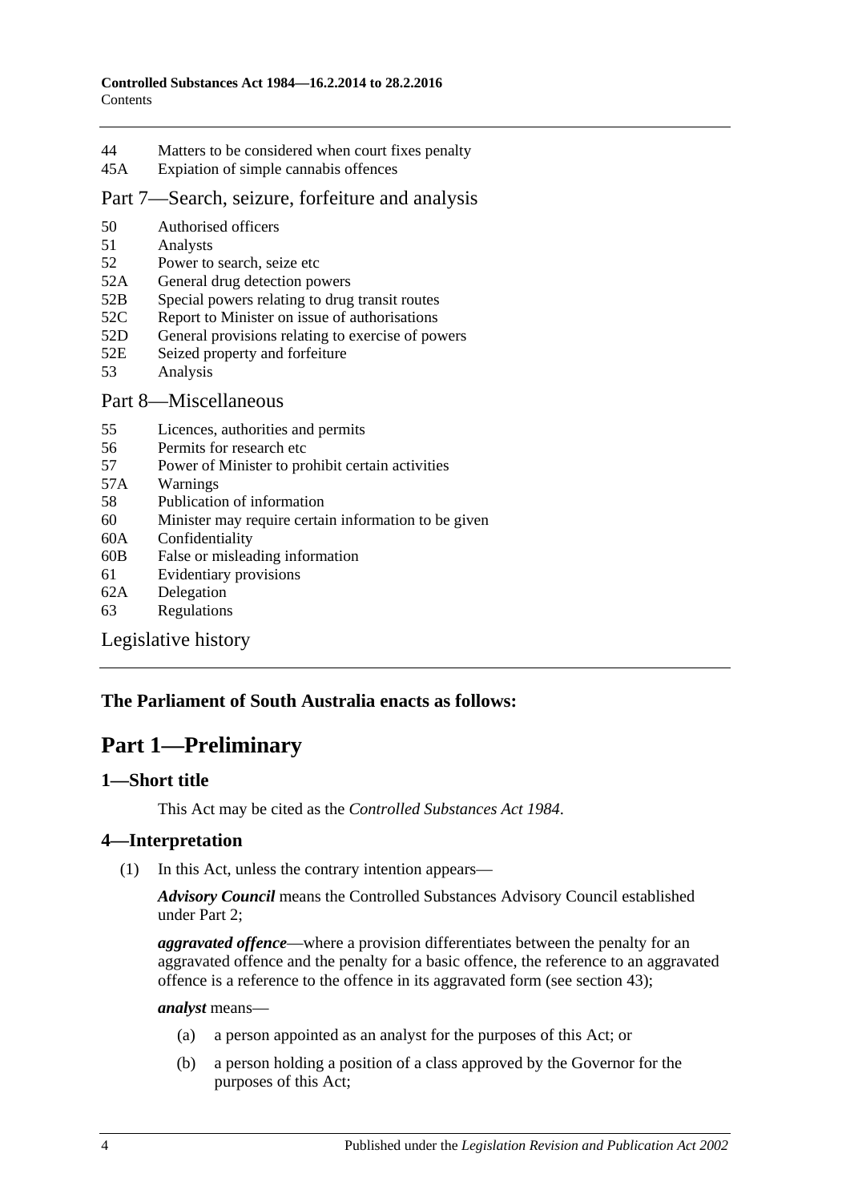44 Matters to be considered when court fixes penalty
45A Expiation of simple cannabis offences

Part 7—Search, seizure, forfeiture and analysis

50 Authorised officers
51 Analysts
52 Power to search, seize etc
52A General drug detection powers
52B Special powers relating to drug transit routes
52C Report to Minister on issue of authorisations
52D General provisions relating to exercise of powers
52E Seized property and forfeiture
53 Analysis

Part 8—Miscellaneous

55 Licences, authorities and permits
56 Permits for research etc
57 Power of Minister to prohibit certain activities
57A Warnings
58 Publication of information
60 Minister may require certain information to be given
60A Confidentiality
60B False or misleading information
61 Evidentiary provisions
62A Delegation
63 Regulations

Legislative history

**The Parliament of South Australia enacts as follows:**

# Part 1—Preliminary

## 1—Short title

This Act may be cited as the *Controlled Substances Act 1984*.

## 4—Interpretation

(1) In this Act, unless the contrary intention appears—

***Advisory Council*** means the Controlled Substances Advisory Council established under Part 2;

***aggravated offence***—where a provision differentiates between the penalty for an aggravated offence and the penalty for a basic offence, the reference to an aggravated offence is a reference to the offence in its aggravated form (see section 43);

***analyst*** means—

(a) a person appointed as an analyst for the purposes of this Act; or

(b) a person holding a position of a class approved by the Governor for the purposes of this Act;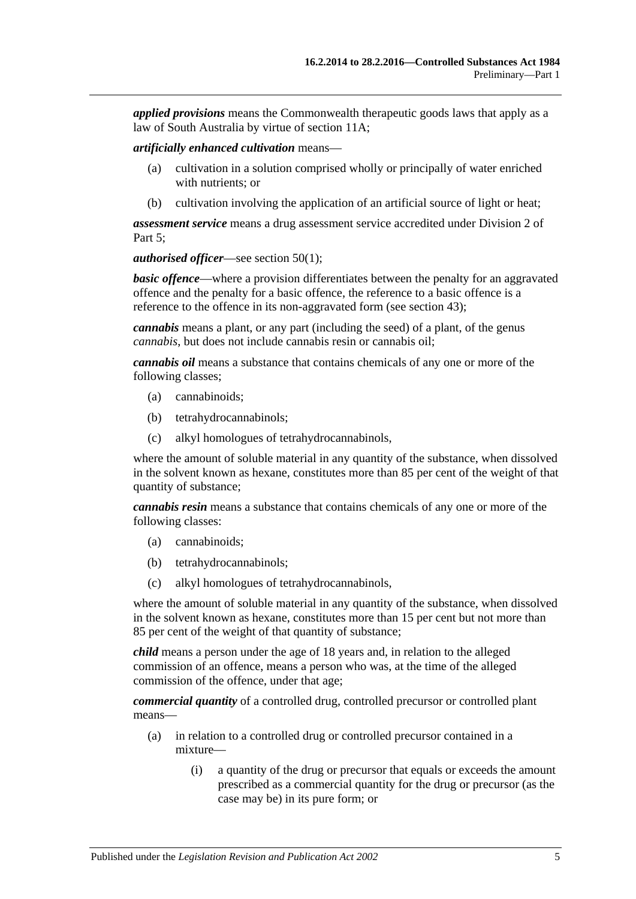***applied provisions*** means the Commonwealth therapeutic goods laws that apply as a law of South Australia by virtue of section 11A;

***artificially enhanced cultivation*** means—

(a) cultivation in a solution comprised wholly or principally of water enriched with nutrients; or

(b) cultivation involving the application of an artificial source of light or heat;

***assessment service*** means a drug assessment service accredited under Division 2 of Part 5;

***authorised officer***—see section 50(1);

***basic offence***—where a provision differentiates between the penalty for an aggravated offence and the penalty for a basic offence, the reference to a basic offence is a reference to the offence in its non-aggravated form (see section 43);

***cannabis*** means a plant, or any part (including the seed) of a plant, of the genus *cannabis*, but does not include cannabis resin or cannabis oil;

***cannabis oil*** means a substance that contains chemicals of any one or more of the following classes;

(a) cannabinoids;

(b) tetrahydrocannabinols;

(c) alkyl homologues of tetrahydrocannabinols,

where the amount of soluble material in any quantity of the substance, when dissolved in the solvent known as hexane, constitutes more than 85 per cent of the weight of that quantity of substance;

***cannabis resin*** means a substance that contains chemicals of any one or more of the following classes:

(a) cannabinoids;

(b) tetrahydrocannabinols;

(c) alkyl homologues of tetrahydrocannabinols,

where the amount of soluble material in any quantity of the substance, when dissolved in the solvent known as hexane, constitutes more than 15 per cent but not more than 85 per cent of the weight of that quantity of substance;

***child*** means a person under the age of 18 years and, in relation to the alleged commission of an offence, means a person who was, at the time of the alleged commission of the offence, under that age;

***commercial quantity*** of a controlled drug, controlled precursor or controlled plant means—

(a) in relation to a controlled drug or controlled precursor contained in a mixture—

(i) a quantity of the drug or precursor that equals or exceeds the amount prescribed as a commercial quantity for the drug or precursor (as the case may be) in its pure form; or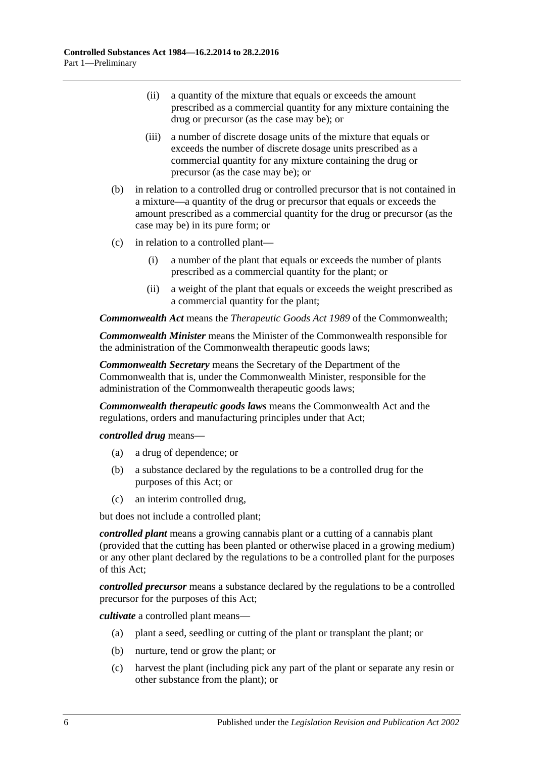(ii) a quantity of the mixture that equals or exceeds the amount prescribed as a commercial quantity for any mixture containing the drug or precursor (as the case may be); or

(iii) a number of discrete dosage units of the mixture that equals or exceeds the number of discrete dosage units prescribed as a commercial quantity for any mixture containing the drug or precursor (as the case may be); or

(b) in relation to a controlled drug or controlled precursor that is not contained in a mixture—a quantity of the drug or precursor that equals or exceeds the amount prescribed as a commercial quantity for the drug or precursor (as the case may be) in its pure form; or

(c) in relation to a controlled plant—

(i) a number of the plant that equals or exceeds the number of plants prescribed as a commercial quantity for the plant; or

(ii) a weight of the plant that equals or exceeds the weight prescribed as a commercial quantity for the plant;

***Commonwealth Act*** means the *Therapeutic Goods Act 1989* of the Commonwealth;

***Commonwealth Minister*** means the Minister of the Commonwealth responsible for the administration of the Commonwealth therapeutic goods laws;

***Commonwealth Secretary*** means the Secretary of the Department of the Commonwealth that is, under the Commonwealth Minister, responsible for the administration of the Commonwealth therapeutic goods laws;

***Commonwealth therapeutic goods laws*** means the Commonwealth Act and the regulations, orders and manufacturing principles under that Act;

***controlled drug*** means—

(a) a drug of dependence; or

(b) a substance declared by the regulations to be a controlled drug for the purposes of this Act; or

(c) an interim controlled drug,

but does not include a controlled plant;

***controlled plant*** means a growing cannabis plant or a cutting of a cannabis plant (provided that the cutting has been planted or otherwise placed in a growing medium) or any other plant declared by the regulations to be a controlled plant for the purposes of this Act;

***controlled precursor*** means a substance declared by the regulations to be a controlled precursor for the purposes of this Act;

***cultivate*** a controlled plant means—

(a) plant a seed, seedling or cutting of the plant or transplant the plant; or

(b) nurture, tend or grow the plant; or

(c) harvest the plant (including pick any part of the plant or separate any resin or other substance from the plant); or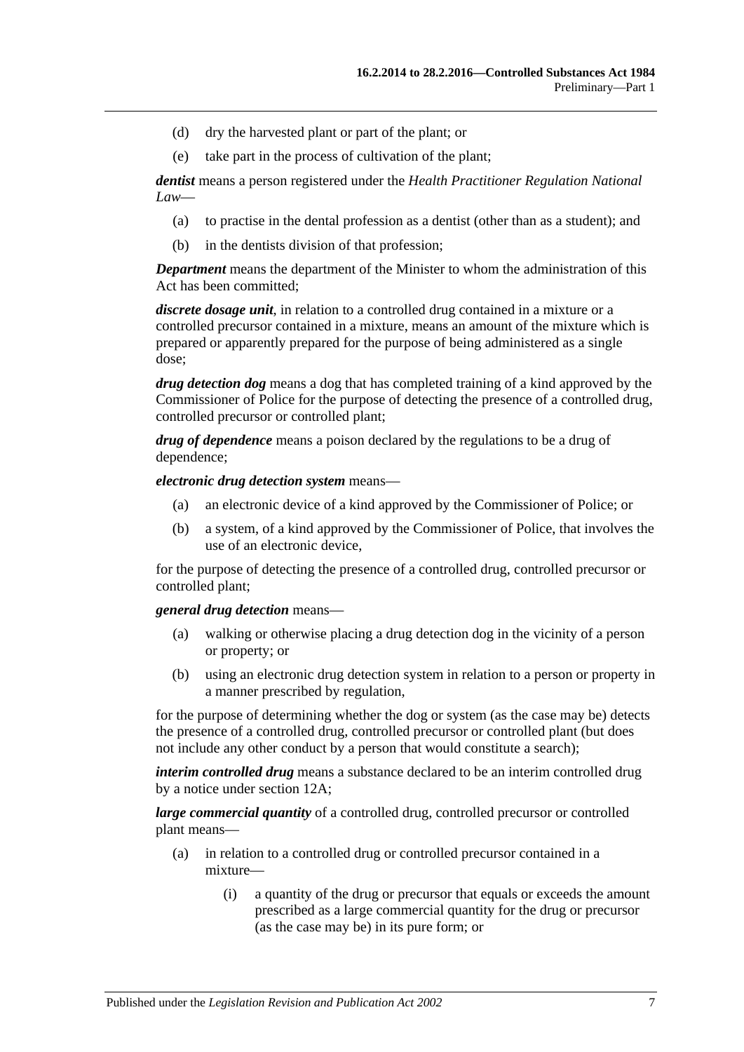(d) dry the harvested plant or part of the plant; or

(e) take part in the process of cultivation of the plant;

***dentist*** means a person registered under the *Health Practitioner Regulation National Law*—

(a) to practise in the dental profession as a dentist (other than as a student); and

(b) in the dentists division of that profession;

***Department*** means the department of the Minister to whom the administration of this Act has been committed;

***discrete dosage unit***, in relation to a controlled drug contained in a mixture or a controlled precursor contained in a mixture, means an amount of the mixture which is prepared or apparently prepared for the purpose of being administered as a single dose;

***drug detection dog*** means a dog that has completed training of a kind approved by the Commissioner of Police for the purpose of detecting the presence of a controlled drug, controlled precursor or controlled plant;

***drug of dependence*** means a poison declared by the regulations to be a drug of dependence;

***electronic drug detection system*** means—

(a) an electronic device of a kind approved by the Commissioner of Police; or

(b) a system, of a kind approved by the Commissioner of Police, that involves the use of an electronic device,

for the purpose of detecting the presence of a controlled drug, controlled precursor or controlled plant;

***general drug detection*** means—

(a) walking or otherwise placing a drug detection dog in the vicinity of a person or property; or

(b) using an electronic drug detection system in relation to a person or property in a manner prescribed by regulation,

for the purpose of determining whether the dog or system (as the case may be) detects the presence of a controlled drug, controlled precursor or controlled plant (but does not include any other conduct by a person that would constitute a search);

***interim controlled drug*** means a substance declared to be an interim controlled drug by a notice under section 12A;

***large commercial quantity*** of a controlled drug, controlled precursor or controlled plant means—

(a) in relation to a controlled drug or controlled precursor contained in a mixture—

(i) a quantity of the drug or precursor that equals or exceeds the amount prescribed as a large commercial quantity for the drug or precursor (as the case may be) in its pure form; or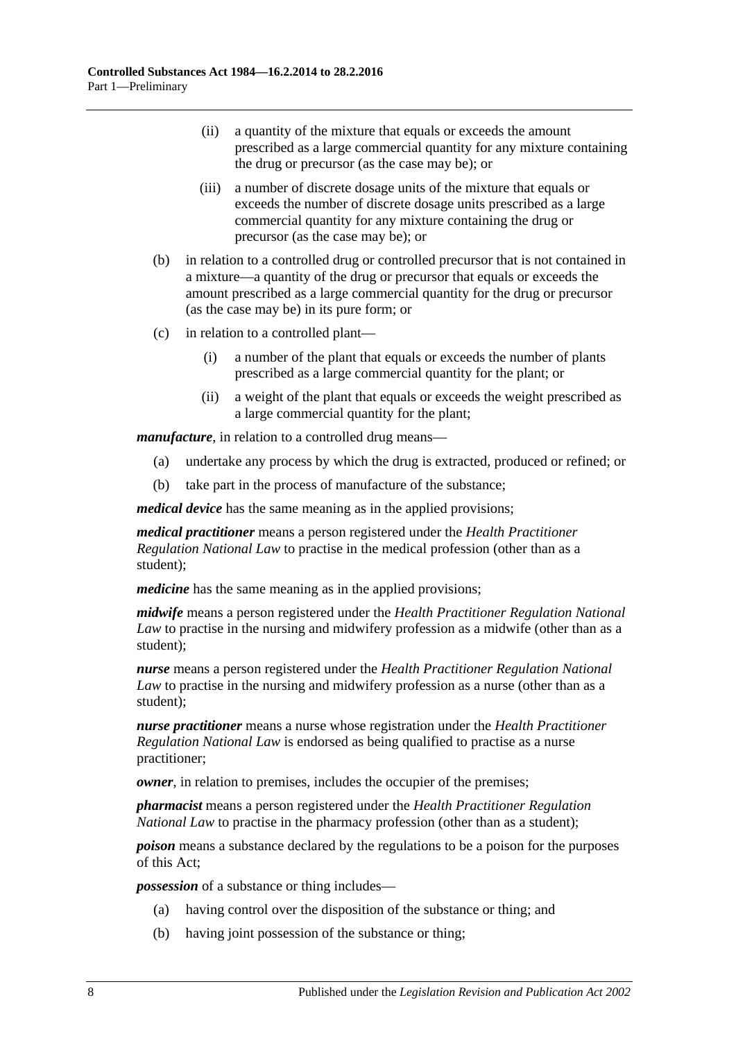(ii) a quantity of the mixture that equals or exceeds the amount prescribed as a large commercial quantity for any mixture containing the drug or precursor (as the case may be); or

(iii) a number of discrete dosage units of the mixture that equals or exceeds the number of discrete dosage units prescribed as a large commercial quantity for any mixture containing the drug or precursor (as the case may be); or

(b) in relation to a controlled drug or controlled precursor that is not contained in a mixture—a quantity of the drug or precursor that equals or exceeds the amount prescribed as a large commercial quantity for the drug or precursor (as the case may be) in its pure form; or

(c) in relation to a controlled plant—

(i) a number of the plant that equals or exceeds the number of plants prescribed as a large commercial quantity for the plant; or

(ii) a weight of the plant that equals or exceeds the weight prescribed as a large commercial quantity for the plant;

***manufacture***, in relation to a controlled drug means—

(a) undertake any process by which the drug is extracted, produced or refined; or

(b) take part in the process of manufacture of the substance;

***medical device*** has the same meaning as in the applied provisions;

***medical practitioner*** means a person registered under the *Health Practitioner Regulation National Law* to practise in the medical profession (other than as a student);

***medicine*** has the same meaning as in the applied provisions;

***midwife*** means a person registered under the *Health Practitioner Regulation National Law* to practise in the nursing and midwifery profession as a midwife (other than as a student);

***nurse*** means a person registered under the *Health Practitioner Regulation National Law* to practise in the nursing and midwifery profession as a nurse (other than as a student);

***nurse practitioner*** means a nurse whose registration under the *Health Practitioner Regulation National Law* is endorsed as being qualified to practise as a nurse practitioner;

***owner***, in relation to premises, includes the occupier of the premises;

***pharmacist*** means a person registered under the *Health Practitioner Regulation National Law* to practise in the pharmacy profession (other than as a student);

***poison*** means a substance declared by the regulations to be a poison for the purposes of this Act;

***possession*** of a substance or thing includes—

(a) having control over the disposition of the substance or thing; and

(b) having joint possession of the substance or thing;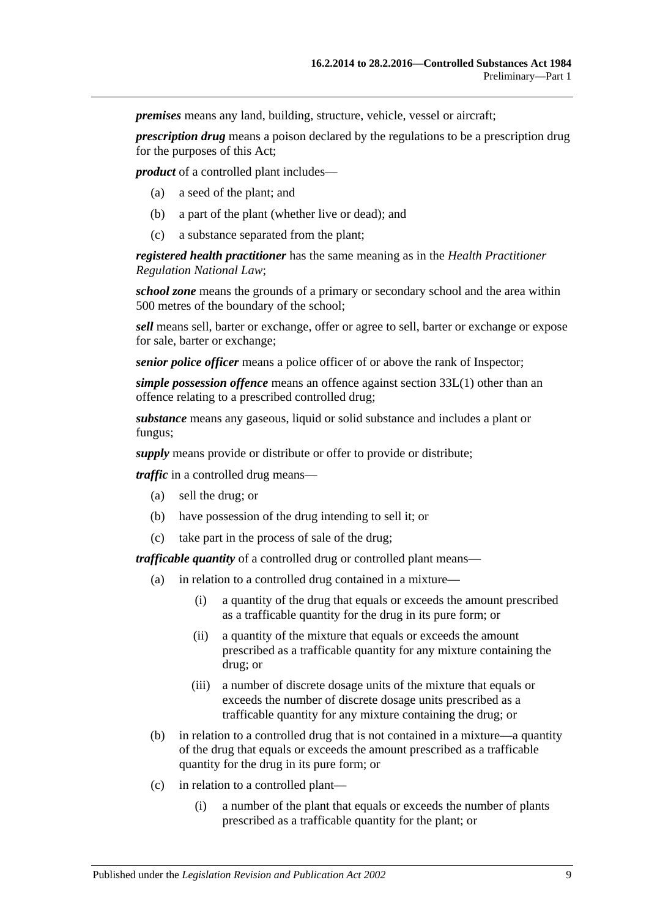***premises*** means any land, building, structure, vehicle, vessel or aircraft;

***prescription drug*** means a poison declared by the regulations to be a prescription drug for the purposes of this Act;

***product*** of a controlled plant includes—

- (a) a seed of the plant; and
- (b) a part of the plant (whether live or dead); and
- (c) a substance separated from the plant;

***registered health practitioner*** has the same meaning as in the *Health Practitioner Regulation National Law*;

***school zone*** means the grounds of a primary or secondary school and the area within 500 metres of the boundary of the school;

***sell*** means sell, barter or exchange, offer or agree to sell, barter or exchange or expose for sale, barter or exchange;

***senior police officer*** means a police officer of or above the rank of Inspector;

***simple possession offence*** means an offence against section 33L(1) other than an offence relating to a prescribed controlled drug;

***substance*** means any gaseous, liquid or solid substance and includes a plant or fungus;

***supply*** means provide or distribute or offer to provide or distribute;

***traffic*** in a controlled drug means—

- (a) sell the drug; or
- (b) have possession of the drug intending to sell it; or
- (c) take part in the process of sale of the drug;

***trafficable quantity*** of a controlled drug or controlled plant means—

- (a) in relation to a controlled drug contained in a mixture—
  - (i) a quantity of the drug that equals or exceeds the amount prescribed as a trafficable quantity for the drug in its pure form; or
  - (ii) a quantity of the mixture that equals or exceeds the amount prescribed as a trafficable quantity for any mixture containing the drug; or
  - (iii) a number of discrete dosage units of the mixture that equals or exceeds the number of discrete dosage units prescribed as a trafficable quantity for any mixture containing the drug; or
- (b) in relation to a controlled drug that is not contained in a mixture—a quantity of the drug that equals or exceeds the amount prescribed as a trafficable quantity for the drug in its pure form; or
- (c) in relation to a controlled plant—
  - (i) a number of the plant that equals or exceeds the number of plants prescribed as a trafficable quantity for the plant; or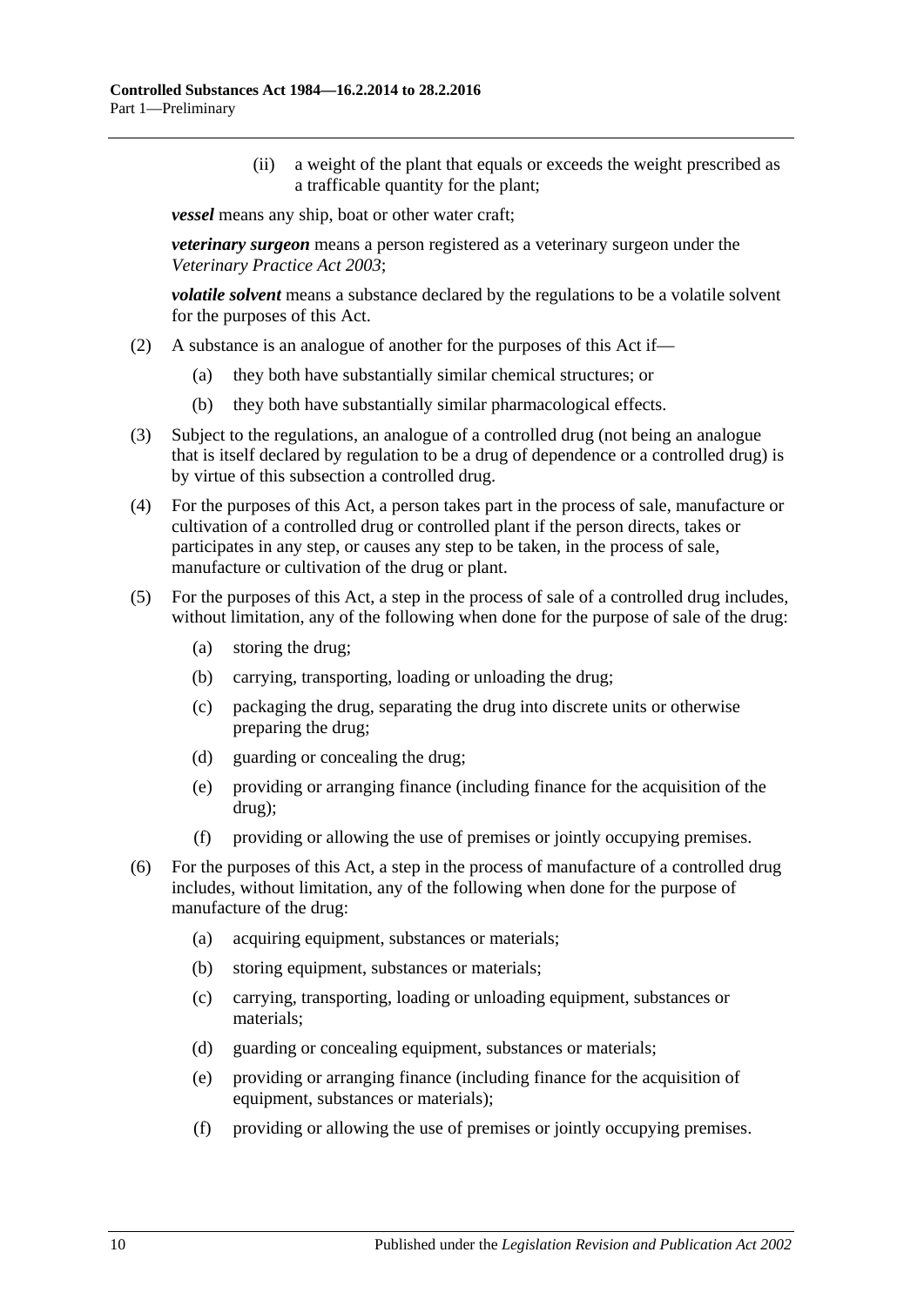(ii) a weight of the plant that equals or exceeds the weight prescribed as a trafficable quantity for the plant;

***vessel*** means any ship, boat or other water craft;

***veterinary surgeon*** means a person registered as a veterinary surgeon under the *Veterinary Practice Act 2003*;

***volatile solvent*** means a substance declared by the regulations to be a volatile solvent for the purposes of this Act.

(2) A substance is an analogue of another for the purposes of this Act if—

(a) they both have substantially similar chemical structures; or

(b) they both have substantially similar pharmacological effects.

(3) Subject to the regulations, an analogue of a controlled drug (not being an analogue that is itself declared by regulation to be a drug of dependence or a controlled drug) is by virtue of this subsection a controlled drug.

(4) For the purposes of this Act, a person takes part in the process of sale, manufacture or cultivation of a controlled drug or controlled plant if the person directs, takes or participates in any step, or causes any step to be taken, in the process of sale, manufacture or cultivation of the drug or plant.

(5) For the purposes of this Act, a step in the process of sale of a controlled drug includes, without limitation, any of the following when done for the purpose of sale of the drug:

(a) storing the drug;

(b) carrying, transporting, loading or unloading the drug;

(c) packaging the drug, separating the drug into discrete units or otherwise preparing the drug;

(d) guarding or concealing the drug;

(e) providing or arranging finance (including finance for the acquisition of the drug);

(f) providing or allowing the use of premises or jointly occupying premises.

(6) For the purposes of this Act, a step in the process of manufacture of a controlled drug includes, without limitation, any of the following when done for the purpose of manufacture of the drug:

(a) acquiring equipment, substances or materials;

(b) storing equipment, substances or materials;

(c) carrying, transporting, loading or unloading equipment, substances or materials;

(d) guarding or concealing equipment, substances or materials;

(e) providing or arranging finance (including finance for the acquisition of equipment, substances or materials);

(f) providing or allowing the use of premises or jointly occupying premises.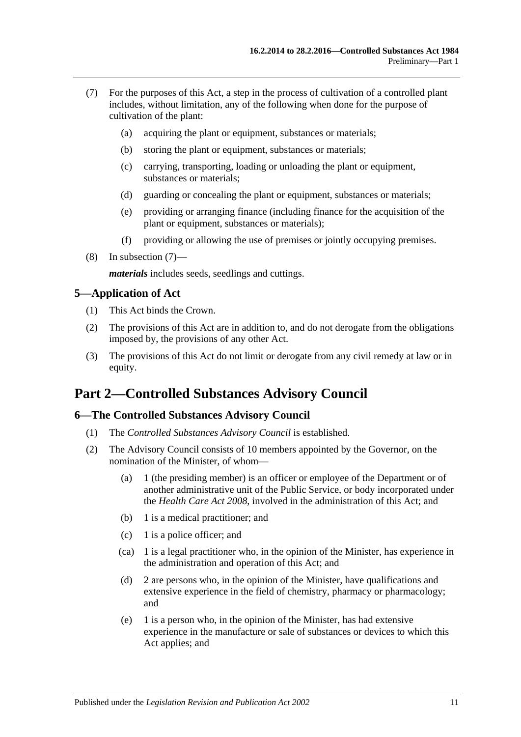(7) For the purposes of this Act, a step in the process of cultivation of a controlled plant includes, without limitation, any of the following when done for the purpose of cultivation of the plant:

(a) acquiring the plant or equipment, substances or materials;

(b) storing the plant or equipment, substances or materials;

(c) carrying, transporting, loading or unloading the plant or equipment, substances or materials;

(d) guarding or concealing the plant or equipment, substances or materials;

(e) providing or arranging finance (including finance for the acquisition of the plant or equipment, substances or materials);

(f) providing or allowing the use of premises or jointly occupying premises.

(8) In subsection (7)—

***materials*** includes seeds, seedlings and cuttings.

### 5—Application of Act

(1) This Act binds the Crown.

(2) The provisions of this Act are in addition to, and do not derogate from the obligations imposed by, the provisions of any other Act.

(3) The provisions of this Act do not limit or derogate from any civil remedy at law or in equity.

## Part 2—Controlled Substances Advisory Council

### 6—The Controlled Substances Advisory Council

(1) The *Controlled Substances Advisory Council* is established.

(2) The Advisory Council consists of 10 members appointed by the Governor, on the nomination of the Minister, of whom—

(a) 1 (the presiding member) is an officer or employee of the Department or of another administrative unit of the Public Service, or body incorporated under the *Health Care Act 2008*, involved in the administration of this Act; and

(b) 1 is a medical practitioner; and

(c) 1 is a police officer; and

(ca) 1 is a legal practitioner who, in the opinion of the Minister, has experience in the administration and operation of this Act; and

(d) 2 are persons who, in the opinion of the Minister, have qualifications and extensive experience in the field of chemistry, pharmacy or pharmacology; and

(e) 1 is a person who, in the opinion of the Minister, has had extensive experience in the manufacture or sale of substances or devices to which this Act applies; and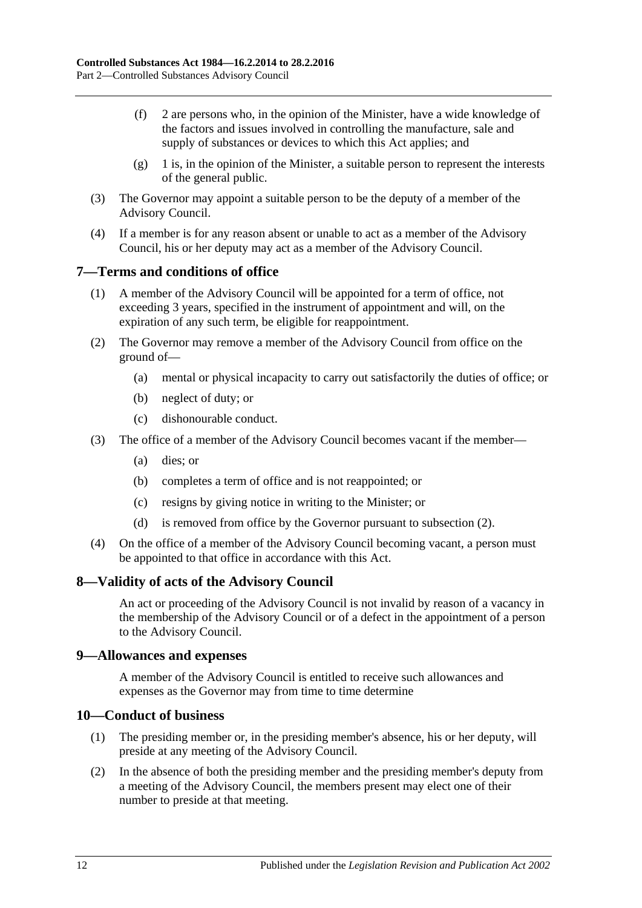(f) 2 are persons who, in the opinion of the Minister, have a wide knowledge of the factors and issues involved in controlling the manufacture, sale and supply of substances or devices to which this Act applies; and

(g) 1 is, in the opinion of the Minister, a suitable person to represent the interests of the general public.

(3) The Governor may appoint a suitable person to be the deputy of a member of the Advisory Council.

(4) If a member is for any reason absent or unable to act as a member of the Advisory Council, his or her deputy may act as a member of the Advisory Council.

## 7—Terms and conditions of office

(1) A member of the Advisory Council will be appointed for a term of office, not exceeding 3 years, specified in the instrument of appointment and will, on the expiration of any such term, be eligible for reappointment.

(2) The Governor may remove a member of the Advisory Council from office on the ground of—

(a) mental or physical incapacity to carry out satisfactorily the duties of office; or

(b) neglect of duty; or

(c) dishonourable conduct.

(3) The office of a member of the Advisory Council becomes vacant if the member—

(a) dies; or

(b) completes a term of office and is not reappointed; or

(c) resigns by giving notice in writing to the Minister; or

(d) is removed from office by the Governor pursuant to subsection (2).

(4) On the office of a member of the Advisory Council becoming vacant, a person must be appointed to that office in accordance with this Act.

## 8—Validity of acts of the Advisory Council

An act or proceeding of the Advisory Council is not invalid by reason of a vacancy in the membership of the Advisory Council or of a defect in the appointment of a person to the Advisory Council.

## 9—Allowances and expenses

A member of the Advisory Council is entitled to receive such allowances and expenses as the Governor may from time to time determine

## 10—Conduct of business

(1) The presiding member or, in the presiding member's absence, his or her deputy, will preside at any meeting of the Advisory Council.

(2) In the absence of both the presiding member and the presiding member's deputy from a meeting of the Advisory Council, the members present may elect one of their number to preside at that meeting.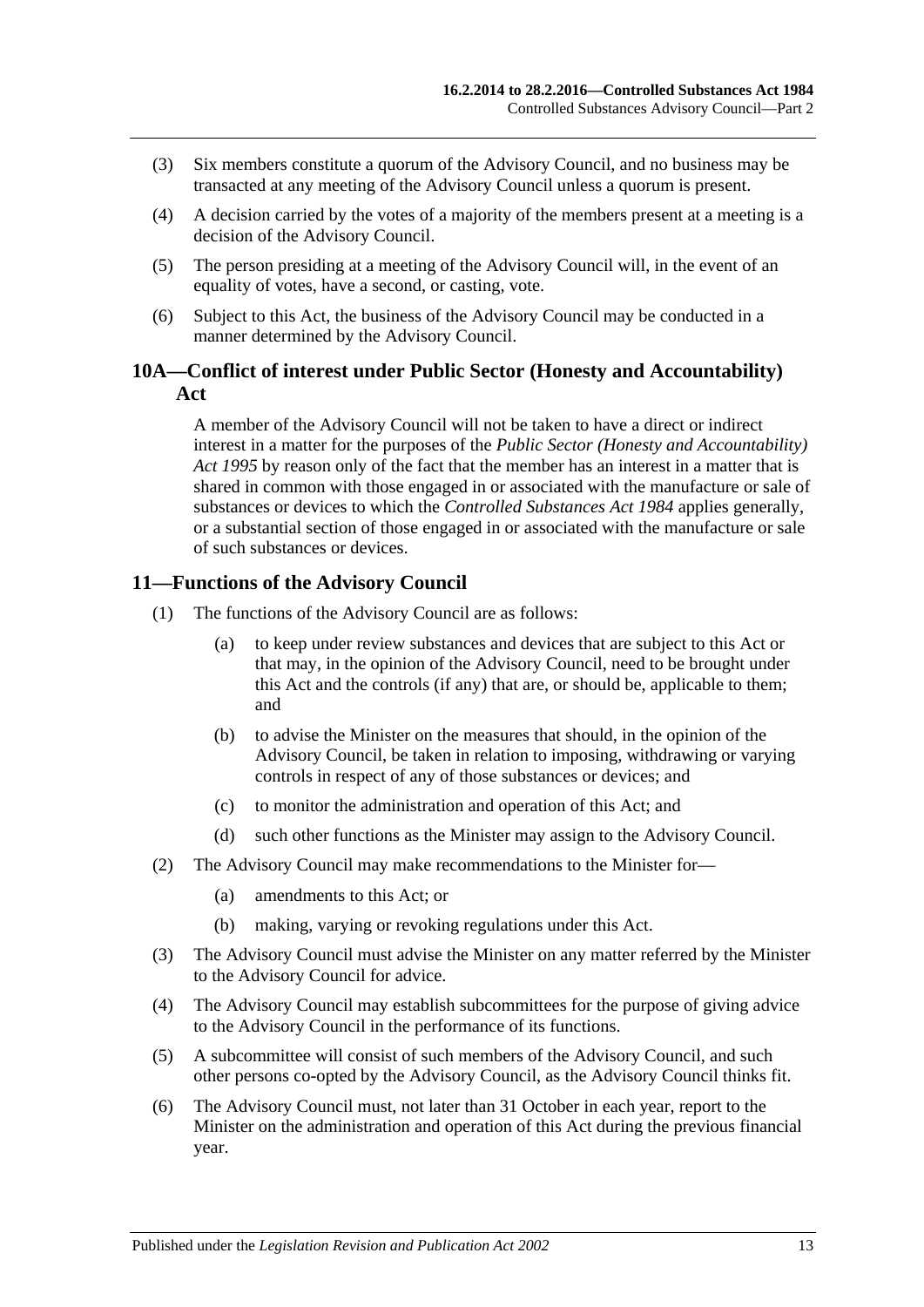(3) Six members constitute a quorum of the Advisory Council, and no business may be transacted at any meeting of the Advisory Council unless a quorum is present.

(4) A decision carried by the votes of a majority of the members present at a meeting is a decision of the Advisory Council.

(5) The person presiding at a meeting of the Advisory Council will, in the event of an equality of votes, have a second, or casting, vote.

(6) Subject to this Act, the business of the Advisory Council may be conducted in a manner determined by the Advisory Council.

## 10A—Conflict of interest under Public Sector (Honesty and Accountability) Act

A member of the Advisory Council will not be taken to have a direct or indirect interest in a matter for the purposes of the *Public Sector (Honesty and Accountability) Act 1995* by reason only of the fact that the member has an interest in a matter that is shared in common with those engaged in or associated with the manufacture or sale of substances or devices to which the *Controlled Substances Act 1984* applies generally, or a substantial section of those engaged in or associated with the manufacture or sale of such substances or devices.

## 11—Functions of the Advisory Council

(1) The functions of the Advisory Council are as follows:

- (a) to keep under review substances and devices that are subject to this Act or that may, in the opinion of the Advisory Council, need to be brought under this Act and the controls (if any) that are, or should be, applicable to them; and
- (b) to advise the Minister on the measures that should, in the opinion of the Advisory Council, be taken in relation to imposing, withdrawing or varying controls in respect of any of those substances or devices; and
- (c) to monitor the administration and operation of this Act; and
- (d) such other functions as the Minister may assign to the Advisory Council.

(2) The Advisory Council may make recommendations to the Minister for—

- (a) amendments to this Act; or
- (b) making, varying or revoking regulations under this Act.

(3) The Advisory Council must advise the Minister on any matter referred by the Minister to the Advisory Council for advice.

(4) The Advisory Council may establish subcommittees for the purpose of giving advice to the Advisory Council in the performance of its functions.

(5) A subcommittee will consist of such members of the Advisory Council, and such other persons co-opted by the Advisory Council, as the Advisory Council thinks fit.

(6) The Advisory Council must, not later than 31 October in each year, report to the Minister on the administration and operation of this Act during the previous financial year.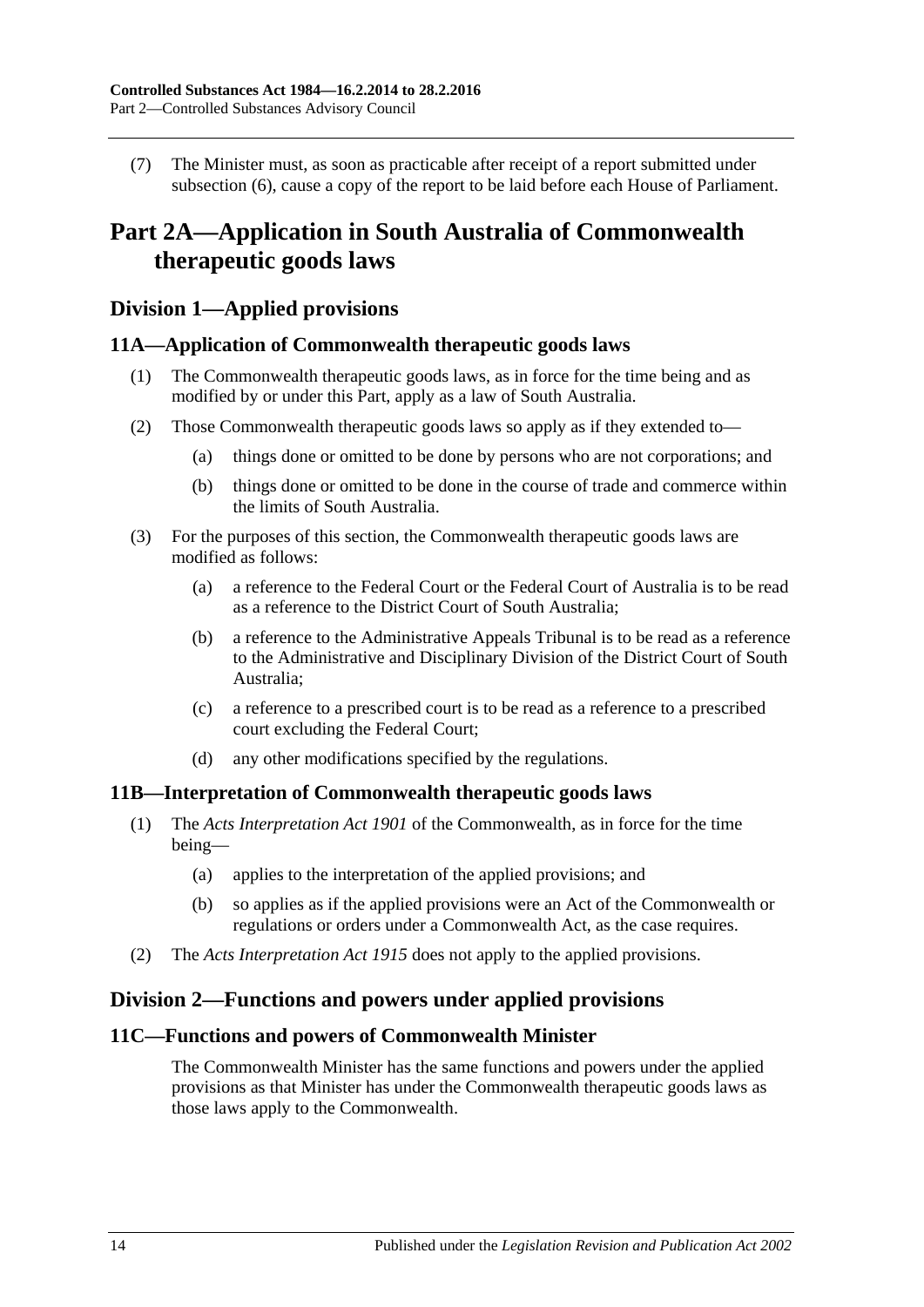(7) The Minister must, as soon as practicable after receipt of a report submitted under subsection (6), cause a copy of the report to be laid before each House of Parliament.

# Part 2A—Application in South Australia of Commonwealth therapeutic goods laws

## Division 1—Applied provisions

### 11A—Application of Commonwealth therapeutic goods laws

(1) The Commonwealth therapeutic goods laws, as in force for the time being and as modified by or under this Part, apply as a law of South Australia.

(2) Those Commonwealth therapeutic goods laws so apply as if they extended to—

(a) things done or omitted to be done by persons who are not corporations; and

(b) things done or omitted to be done in the course of trade and commerce within the limits of South Australia.

(3) For the purposes of this section, the Commonwealth therapeutic goods laws are modified as follows:

(a) a reference to the Federal Court or the Federal Court of Australia is to be read as a reference to the District Court of South Australia;

(b) a reference to the Administrative Appeals Tribunal is to be read as a reference to the Administrative and Disciplinary Division of the District Court of South Australia;

(c) a reference to a prescribed court is to be read as a reference to a prescribed court excluding the Federal Court;

(d) any other modifications specified by the regulations.

### 11B—Interpretation of Commonwealth therapeutic goods laws

(1) The *Acts Interpretation Act 1901* of the Commonwealth, as in force for the time being—

(a) applies to the interpretation of the applied provisions; and

(b) so applies as if the applied provisions were an Act of the Commonwealth or regulations or orders under a Commonwealth Act, as the case requires.

(2) The *Acts Interpretation Act 1915* does not apply to the applied provisions.

## Division 2—Functions and powers under applied provisions

### 11C—Functions and powers of Commonwealth Minister

The Commonwealth Minister has the same functions and powers under the applied provisions as that Minister has under the Commonwealth therapeutic goods laws as those laws apply to the Commonwealth.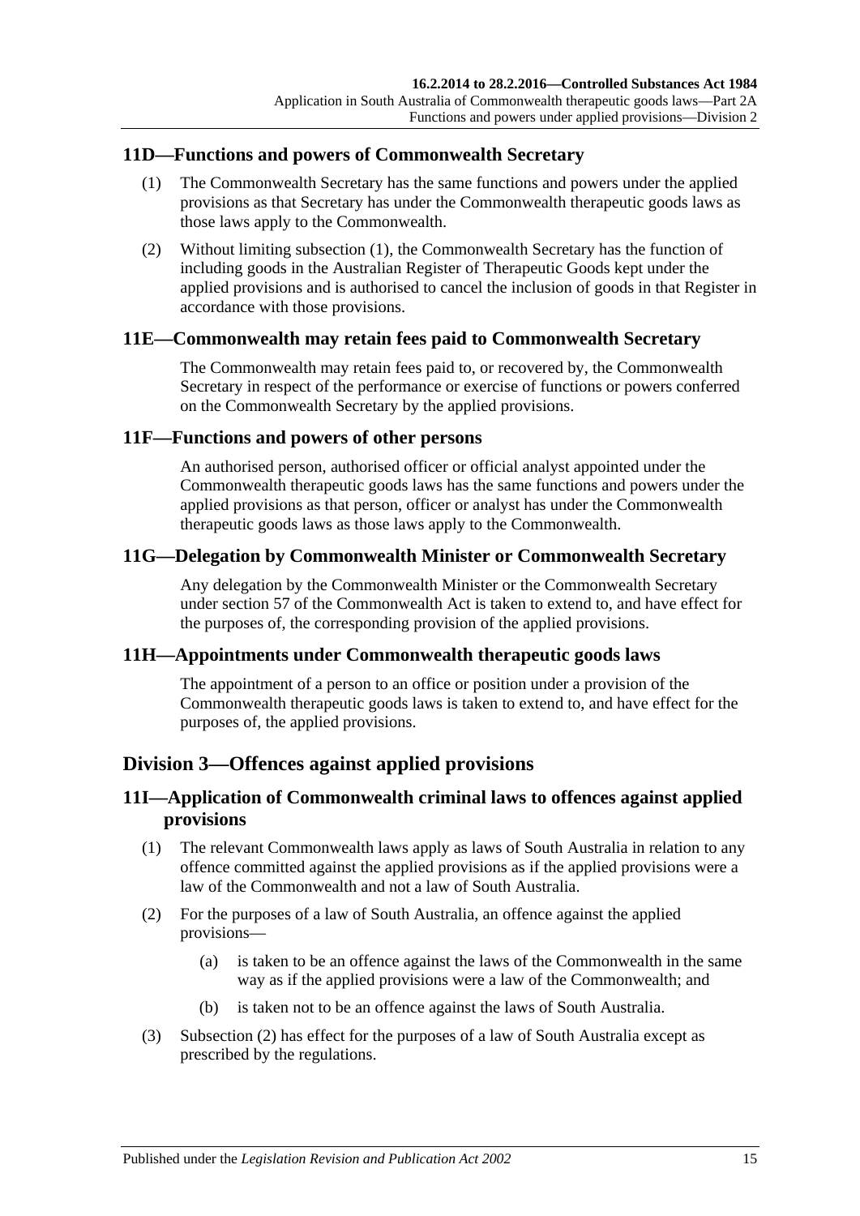## 11D—Functions and powers of Commonwealth Secretary

(1) The Commonwealth Secretary has the same functions and powers under the applied provisions as that Secretary has under the Commonwealth therapeutic goods laws as those laws apply to the Commonwealth.

(2) Without limiting subsection (1), the Commonwealth Secretary has the function of including goods in the Australian Register of Therapeutic Goods kept under the applied provisions and is authorised to cancel the inclusion of goods in that Register in accordance with those provisions.

## 11E—Commonwealth may retain fees paid to Commonwealth Secretary

The Commonwealth may retain fees paid to, or recovered by, the Commonwealth Secretary in respect of the performance or exercise of functions or powers conferred on the Commonwealth Secretary by the applied provisions.

## 11F—Functions and powers of other persons

An authorised person, authorised officer or official analyst appointed under the Commonwealth therapeutic goods laws has the same functions and powers under the applied provisions as that person, officer or analyst has under the Commonwealth therapeutic goods laws as those laws apply to the Commonwealth.

## 11G—Delegation by Commonwealth Minister or Commonwealth Secretary

Any delegation by the Commonwealth Minister or the Commonwealth Secretary under section 57 of the Commonwealth Act is taken to extend to, and have effect for the purposes of, the corresponding provision of the applied provisions.

## 11H—Appointments under Commonwealth therapeutic goods laws

The appointment of a person to an office or position under a provision of the Commonwealth therapeutic goods laws is taken to extend to, and have effect for the purposes of, the applied provisions.

# Division 3—Offences against applied provisions

## 11I—Application of Commonwealth criminal laws to offences against applied provisions

(1) The relevant Commonwealth laws apply as laws of South Australia in relation to any offence committed against the applied provisions as if the applied provisions were a law of the Commonwealth and not a law of South Australia.

(2) For the purposes of a law of South Australia, an offence against the applied provisions—

(a) is taken to be an offence against the laws of the Commonwealth in the same way as if the applied provisions were a law of the Commonwealth; and

(b) is taken not to be an offence against the laws of South Australia.

(3) Subsection (2) has effect for the purposes of a law of South Australia except as prescribed by the regulations.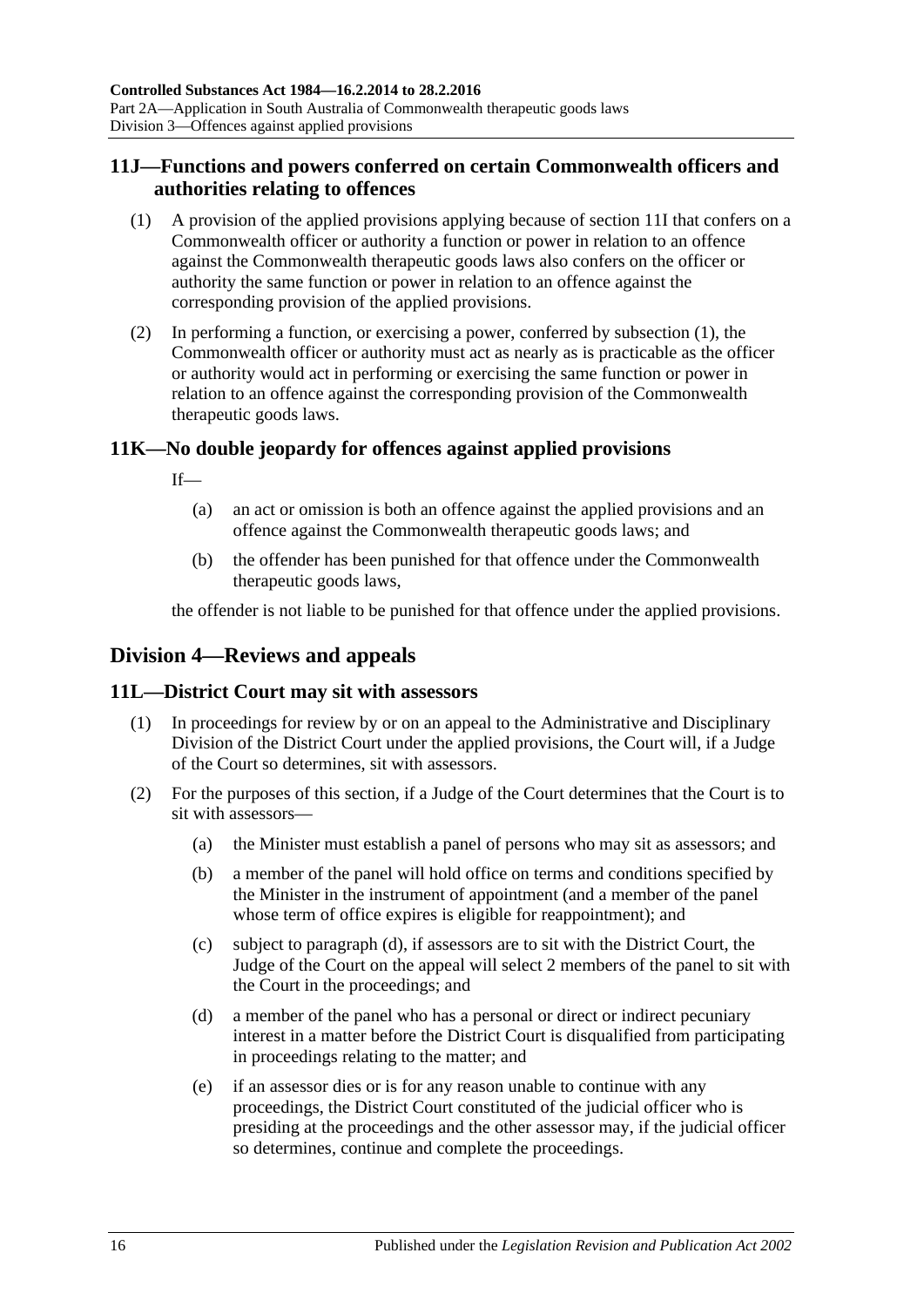## 11J—Functions and powers conferred on certain Commonwealth officers and authorities relating to offences

(1) A provision of the applied provisions applying because of section 11I that confers on a Commonwealth officer or authority a function or power in relation to an offence against the Commonwealth therapeutic goods laws also confers on the officer or authority the same function or power in relation to an offence against the corresponding provision of the applied provisions.

(2) In performing a function, or exercising a power, conferred by subsection (1), the Commonwealth officer or authority must act as nearly as is practicable as the officer or authority would act in performing or exercising the same function or power in relation to an offence against the corresponding provision of the Commonwealth therapeutic goods laws.

## 11K—No double jeopardy for offences against applied provisions

If—

(a) an act or omission is both an offence against the applied provisions and an offence against the Commonwealth therapeutic goods laws; and

(b) the offender has been punished for that offence under the Commonwealth therapeutic goods laws,

the offender is not liable to be punished for that offence under the applied provisions.

# Division 4—Reviews and appeals

## 11L—District Court may sit with assessors

(1) In proceedings for review by or on an appeal to the Administrative and Disciplinary Division of the District Court under the applied provisions, the Court will, if a Judge of the Court so determines, sit with assessors.

(2) For the purposes of this section, if a Judge of the Court determines that the Court is to sit with assessors—

(a) the Minister must establish a panel of persons who may sit as assessors; and

(b) a member of the panel will hold office on terms and conditions specified by the Minister in the instrument of appointment (and a member of the panel whose term of office expires is eligible for reappointment); and

(c) subject to paragraph (d), if assessors are to sit with the District Court, the Judge of the Court on the appeal will select 2 members of the panel to sit with the Court in the proceedings; and

(d) a member of the panel who has a personal or direct or indirect pecuniary interest in a matter before the District Court is disqualified from participating in proceedings relating to the matter; and

(e) if an assessor dies or is for any reason unable to continue with any proceedings, the District Court constituted of the judicial officer who is presiding at the proceedings and the other assessor may, if the judicial officer so determines, continue and complete the proceedings.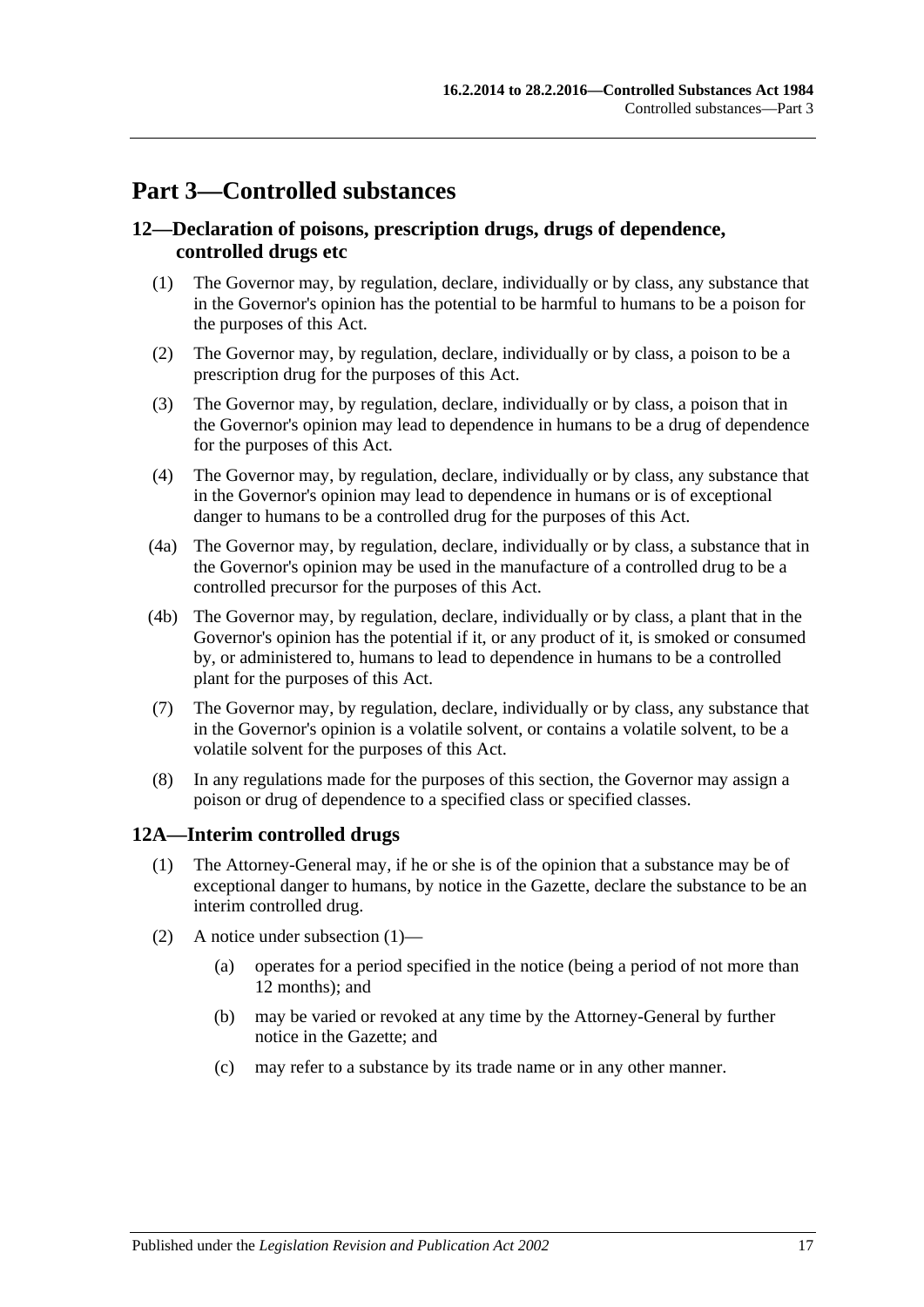# Part 3—Controlled substances

## 12—Declaration of poisons, prescription drugs, drugs of dependence, controlled drugs etc

(1) The Governor may, by regulation, declare, individually or by class, any substance that in the Governor's opinion has the potential to be harmful to humans to be a poison for the purposes of this Act.

(2) The Governor may, by regulation, declare, individually or by class, a poison to be a prescription drug for the purposes of this Act.

(3) The Governor may, by regulation, declare, individually or by class, a poison that in the Governor's opinion may lead to dependence in humans to be a drug of dependence for the purposes of this Act.

(4) The Governor may, by regulation, declare, individually or by class, any substance that in the Governor's opinion may lead to dependence in humans or is of exceptional danger to humans to be a controlled drug for the purposes of this Act.

(4a) The Governor may, by regulation, declare, individually or by class, a substance that in the Governor's opinion may be used in the manufacture of a controlled drug to be a controlled precursor for the purposes of this Act.

(4b) The Governor may, by regulation, declare, individually or by class, a plant that in the Governor's opinion has the potential if it, or any product of it, is smoked or consumed by, or administered to, humans to lead to dependence in humans to be a controlled plant for the purposes of this Act.

(7) The Governor may, by regulation, declare, individually or by class, any substance that in the Governor's opinion is a volatile solvent, or contains a volatile solvent, to be a volatile solvent for the purposes of this Act.

(8) In any regulations made for the purposes of this section, the Governor may assign a poison or drug of dependence to a specified class or specified classes.

## 12A—Interim controlled drugs

(1) The Attorney-General may, if he or she is of the opinion that a substance may be of exceptional danger to humans, by notice in the Gazette, declare the substance to be an interim controlled drug.

(2) A notice under subsection (1)—

  (a) operates for a period specified in the notice (being a period of not more than 12 months); and

  (b) may be varied or revoked at any time by the Attorney-General by further notice in the Gazette; and

  (c) may refer to a substance by its trade name or in any other manner.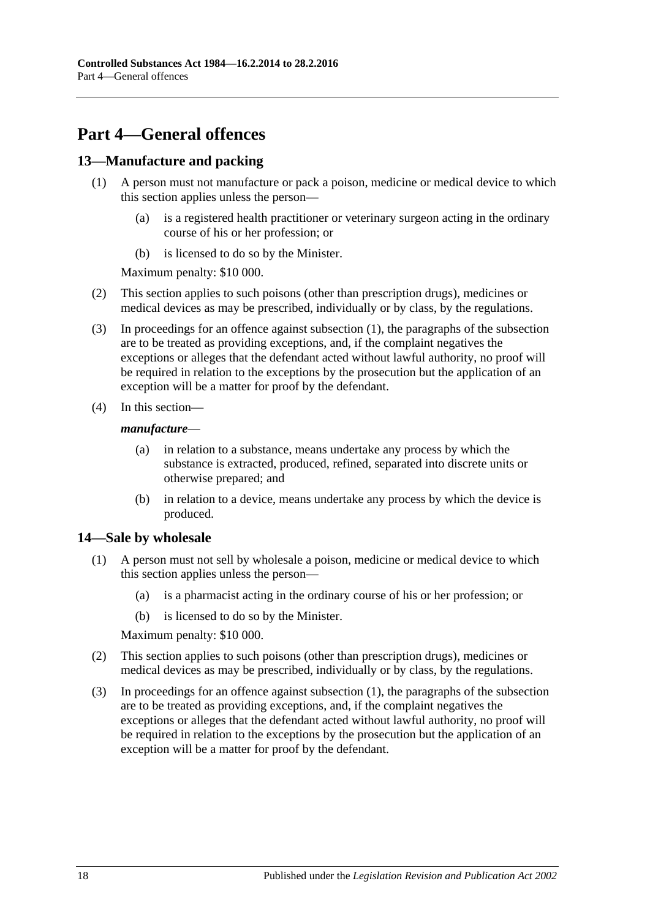# Part 4—General offences

## 13—Manufacture and packing

(1) A person must not manufacture or pack a poison, medicine or medical device to which this section applies unless the person—

(a) is a registered health practitioner or veterinary surgeon acting in the ordinary course of his or her profession; or

(b) is licensed to do so by the Minister.

Maximum penalty: $10 000.

(2) This section applies to such poisons (other than prescription drugs), medicines or medical devices as may be prescribed, individually or by class, by the regulations.

(3) In proceedings for an offence against subsection (1), the paragraphs of the subsection are to be treated as providing exceptions, and, if the complaint negatives the exceptions or alleges that the defendant acted without lawful authority, no proof will be required in relation to the exceptions by the prosecution but the application of an exception will be a matter for proof by the defendant.

(4) In this section—

***manufacture***—

(a) in relation to a substance, means undertake any process by which the substance is extracted, produced, refined, separated into discrete units or otherwise prepared; and

(b) in relation to a device, means undertake any process by which the device is produced.

## 14—Sale by wholesale

(1) A person must not sell by wholesale a poison, medicine or medical device to which this section applies unless the person—

(a) is a pharmacist acting in the ordinary course of his or her profession; or

(b) is licensed to do so by the Minister.

Maximum penalty: $10 000.

(2) This section applies to such poisons (other than prescription drugs), medicines or medical devices as may be prescribed, individually or by class, by the regulations.

(3) In proceedings for an offence against subsection (1), the paragraphs of the subsection are to be treated as providing exceptions, and, if the complaint negatives the exceptions or alleges that the defendant acted without lawful authority, no proof will be required in relation to the exceptions by the prosecution but the application of an exception will be a matter for proof by the defendant.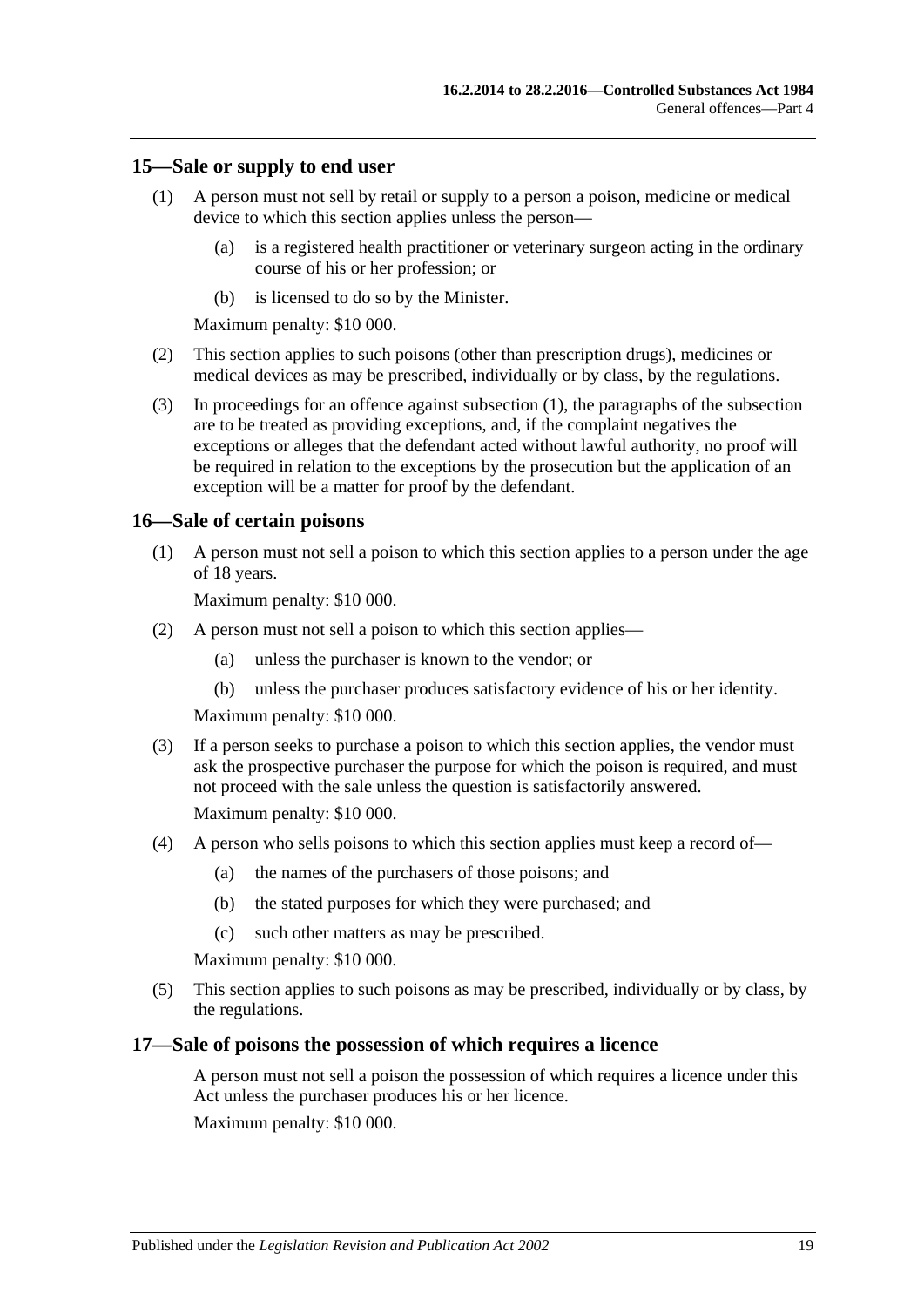## 15—Sale or supply to end user

(1) A person must not sell by retail or supply to a person a poison, medicine or medical device to which this section applies unless the person—

(a) is a registered health practitioner or veterinary surgeon acting in the ordinary course of his or her profession; or

(b) is licensed to do so by the Minister.

Maximum penalty: $10 000.

(2) This section applies to such poisons (other than prescription drugs), medicines or medical devices as may be prescribed, individually or by class, by the regulations.

(3) In proceedings for an offence against subsection (1), the paragraphs of the subsection are to be treated as providing exceptions, and, if the complaint negatives the exceptions or alleges that the defendant acted without lawful authority, no proof will be required in relation to the exceptions by the prosecution but the application of an exception will be a matter for proof by the defendant.

## 16—Sale of certain poisons

(1) A person must not sell a poison to which this section applies to a person under the age of 18 years.

Maximum penalty: $10 000.

(2) A person must not sell a poison to which this section applies—

(a) unless the purchaser is known to the vendor; or

(b) unless the purchaser produces satisfactory evidence of his or her identity.

Maximum penalty: $10 000.

(3) If a person seeks to purchase a poison to which this section applies, the vendor must ask the prospective purchaser the purpose for which the poison is required, and must not proceed with the sale unless the question is satisfactorily answered.

Maximum penalty: $10 000.

(4) A person who sells poisons to which this section applies must keep a record of—

(a) the names of the purchasers of those poisons; and

(b) the stated purposes for which they were purchased; and

(c) such other matters as may be prescribed.

Maximum penalty: $10 000.

(5) This section applies to such poisons as may be prescribed, individually or by class, by the regulations.

## 17—Sale of poisons the possession of which requires a licence

A person must not sell a poison the possession of which requires a licence under this Act unless the purchaser produces his or her licence.

Maximum penalty: $10 000.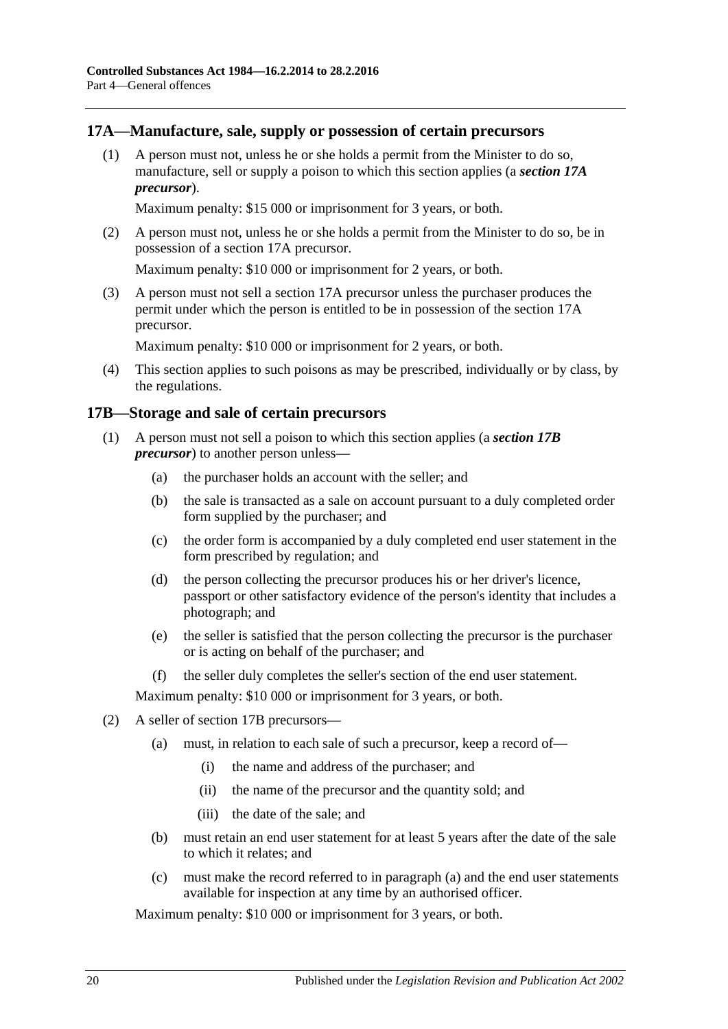## 17A—Manufacture, sale, supply or possession of certain precursors

(1) A person must not, unless he or she holds a permit from the Minister to do so, manufacture, sell or supply a poison to which this section applies (a ***section 17A precursor***).

Maximum penalty: $15 000 or imprisonment for 3 years, or both.

(2) A person must not, unless he or she holds a permit from the Minister to do so, be in possession of a section 17A precursor.

Maximum penalty: $10 000 or imprisonment for 2 years, or both.

(3) A person must not sell a section 17A precursor unless the purchaser produces the permit under which the person is entitled to be in possession of the section 17A precursor.

Maximum penalty: $10 000 or imprisonment for 2 years, or both.

(4) This section applies to such poisons as may be prescribed, individually or by class, by the regulations.

## 17B—Storage and sale of certain precursors

(1) A person must not sell a poison to which this section applies (a ***section 17B precursor***) to another person unless—

(a) the purchaser holds an account with the seller; and

(b) the sale is transacted as a sale on account pursuant to a duly completed order form supplied by the purchaser; and

(c) the order form is accompanied by a duly completed end user statement in the form prescribed by regulation; and

(d) the person collecting the precursor produces his or her driver's licence, passport or other satisfactory evidence of the person's identity that includes a photograph; and

(e) the seller is satisfied that the person collecting the precursor is the purchaser or is acting on behalf of the purchaser; and

(f) the seller duly completes the seller's section of the end user statement.

Maximum penalty: $10 000 or imprisonment for 3 years, or both.

(2) A seller of section 17B precursors—

(a) must, in relation to each sale of such a precursor, keep a record of—

(i) the name and address of the purchaser; and

(ii) the name of the precursor and the quantity sold; and

(iii) the date of the sale; and

(b) must retain an end user statement for at least 5 years after the date of the sale to which it relates; and

(c) must make the record referred to in paragraph (a) and the end user statements available for inspection at any time by an authorised officer.

Maximum penalty: $10 000 or imprisonment for 3 years, or both.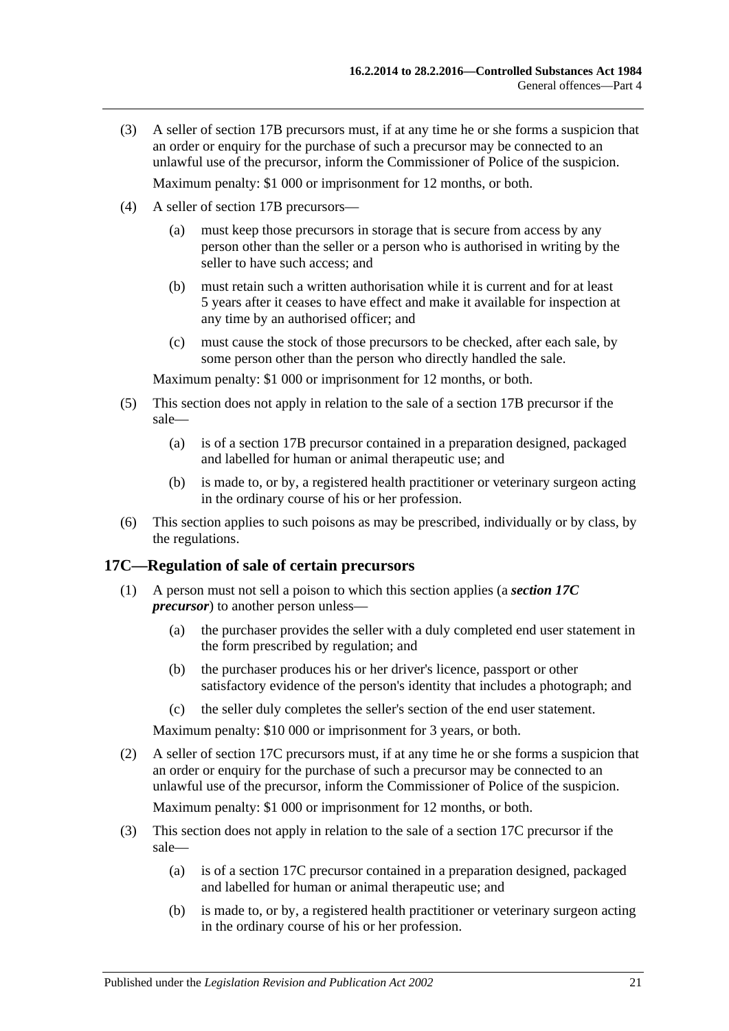(3) A seller of section 17B precursors must, if at any time he or she forms a suspicion that an order or enquiry for the purchase of such a precursor may be connected to an unlawful use of the precursor, inform the Commissioner of Police of the suspicion.

Maximum penalty: $1 000 or imprisonment for 12 months, or both.

(4) A seller of section 17B precursors—

(a) must keep those precursors in storage that is secure from access by any person other than the seller or a person who is authorised in writing by the seller to have such access; and

(b) must retain such a written authorisation while it is current and for at least 5 years after it ceases to have effect and make it available for inspection at any time by an authorised officer; and

(c) must cause the stock of those precursors to be checked, after each sale, by some person other than the person who directly handled the sale.

Maximum penalty: $1 000 or imprisonment for 12 months, or both.

(5) This section does not apply in relation to the sale of a section 17B precursor if the sale—

(a) is of a section 17B precursor contained in a preparation designed, packaged and labelled for human or animal therapeutic use; and

(b) is made to, or by, a registered health practitioner or veterinary surgeon acting in the ordinary course of his or her profession.

(6) This section applies to such poisons as may be prescribed, individually or by class, by the regulations.

## 17C—Regulation of sale of certain precursors

(1) A person must not sell a poison to which this section applies (a ***section 17C precursor***) to another person unless—

(a) the purchaser provides the seller with a duly completed end user statement in the form prescribed by regulation; and

(b) the purchaser produces his or her driver's licence, passport or other satisfactory evidence of the person's identity that includes a photograph; and

(c) the seller duly completes the seller's section of the end user statement.

Maximum penalty: $10 000 or imprisonment for 3 years, or both.

(2) A seller of section 17C precursors must, if at any time he or she forms a suspicion that an order or enquiry for the purchase of such a precursor may be connected to an unlawful use of the precursor, inform the Commissioner of Police of the suspicion.

Maximum penalty: $1 000 or imprisonment for 12 months, or both.

(3) This section does not apply in relation to the sale of a section 17C precursor if the sale—

(a) is of a section 17C precursor contained in a preparation designed, packaged and labelled for human or animal therapeutic use; and

(b) is made to, or by, a registered health practitioner or veterinary surgeon acting in the ordinary course of his or her profession.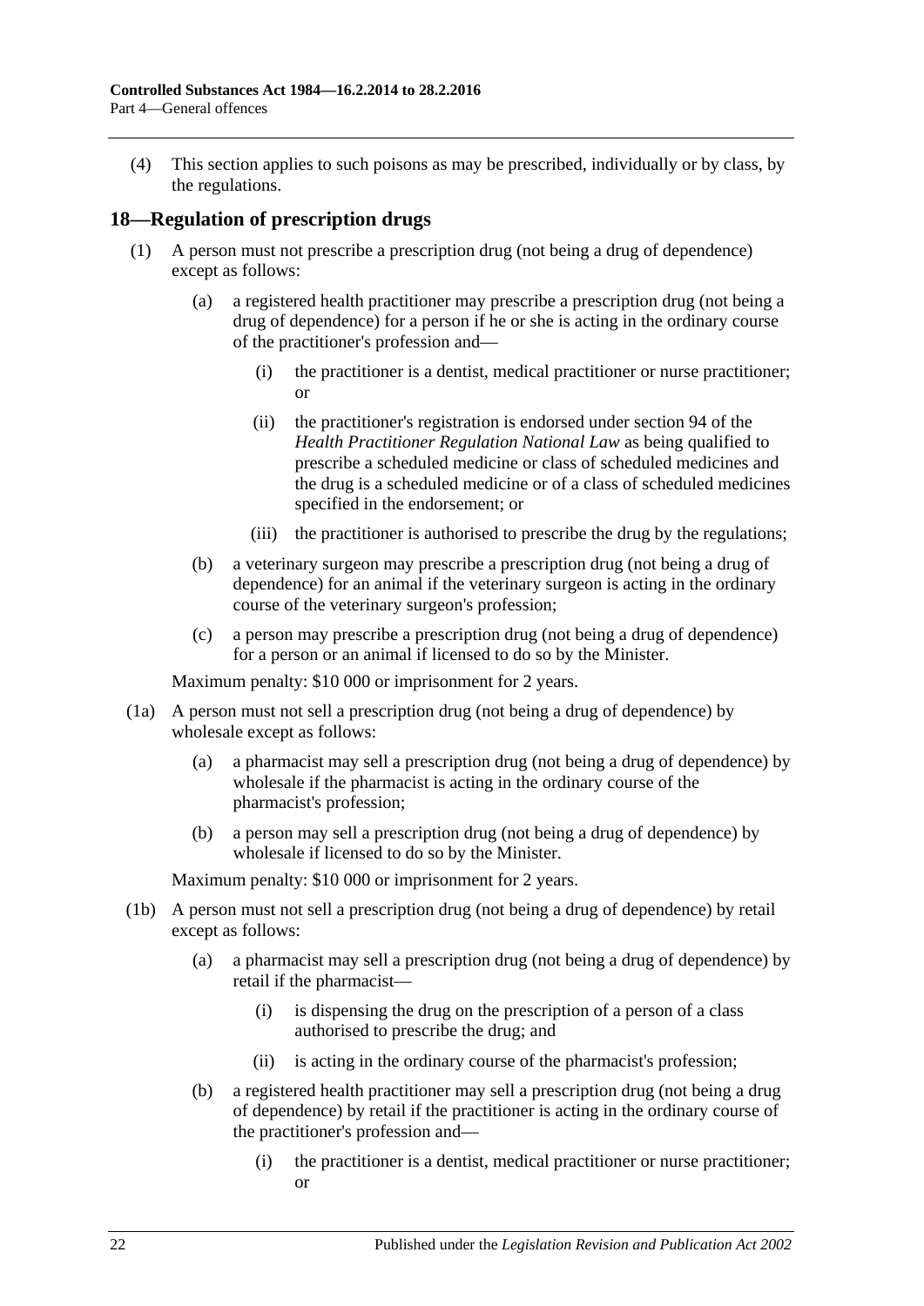(4) This section applies to such poisons as may be prescribed, individually or by class, by the regulations.

## 18—Regulation of prescription drugs

(1) A person must not prescribe a prescription drug (not being a drug of dependence) except as follows:

(a) a registered health practitioner may prescribe a prescription drug (not being a drug of dependence) for a person if he or she is acting in the ordinary course of the practitioner's profession and—

(i) the practitioner is a dentist, medical practitioner or nurse practitioner; or

(ii) the practitioner's registration is endorsed under section 94 of the *Health Practitioner Regulation National Law* as being qualified to prescribe a scheduled medicine or class of scheduled medicines and the drug is a scheduled medicine or of a class of scheduled medicines specified in the endorsement; or

(iii) the practitioner is authorised to prescribe the drug by the regulations;

(b) a veterinary surgeon may prescribe a prescription drug (not being a drug of dependence) for an animal if the veterinary surgeon is acting in the ordinary course of the veterinary surgeon's profession;

(c) a person may prescribe a prescription drug (not being a drug of dependence) for a person or an animal if licensed to do so by the Minister.

Maximum penalty: $10 000 or imprisonment for 2 years.

(1a) A person must not sell a prescription drug (not being a drug of dependence) by wholesale except as follows:

(a) a pharmacist may sell a prescription drug (not being a drug of dependence) by wholesale if the pharmacist is acting in the ordinary course of the pharmacist's profession;

(b) a person may sell a prescription drug (not being a drug of dependence) by wholesale if licensed to do so by the Minister.

Maximum penalty: $10 000 or imprisonment for 2 years.

(1b) A person must not sell a prescription drug (not being a drug of dependence) by retail except as follows:

(a) a pharmacist may sell a prescription drug (not being a drug of dependence) by retail if the pharmacist—

(i) is dispensing the drug on the prescription of a person of a class authorised to prescribe the drug; and

(ii) is acting in the ordinary course of the pharmacist's profession;

(b) a registered health practitioner may sell a prescription drug (not being a drug of dependence) by retail if the practitioner is acting in the ordinary course of the practitioner's profession and—

(i) the practitioner is a dentist, medical practitioner or nurse practitioner; or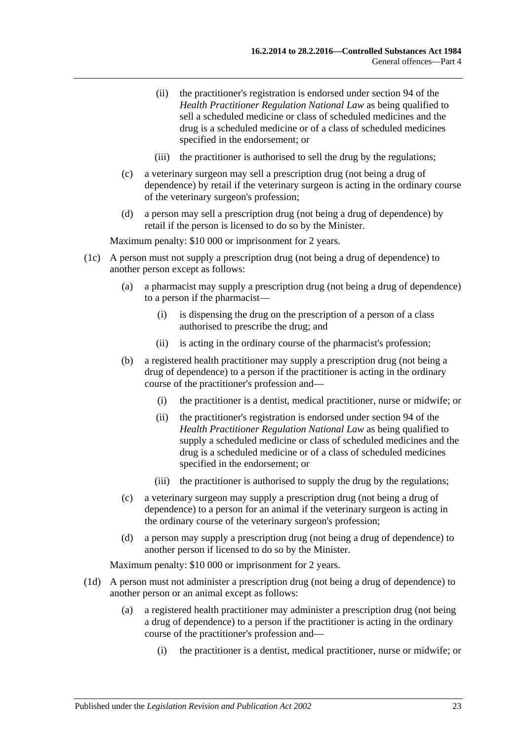(ii) the practitioner's registration is endorsed under section 94 of the *Health Practitioner Regulation National Law* as being qualified to sell a scheduled medicine or class of scheduled medicines and the drug is a scheduled medicine or of a class of scheduled medicines specified in the endorsement; or

(iii) the practitioner is authorised to sell the drug by the regulations;

(c) a veterinary surgeon may sell a prescription drug (not being a drug of dependence) by retail if the veterinary surgeon is acting in the ordinary course of the veterinary surgeon's profession;

(d) a person may sell a prescription drug (not being a drug of dependence) by retail if the person is licensed to do so by the Minister.

Maximum penalty: $10 000 or imprisonment for 2 years.

(1c) A person must not supply a prescription drug (not being a drug of dependence) to another person except as follows:

(a) a pharmacist may supply a prescription drug (not being a drug of dependence) to a person if the pharmacist—

(i) is dispensing the drug on the prescription of a person of a class authorised to prescribe the drug; and

(ii) is acting in the ordinary course of the pharmacist's profession;

(b) a registered health practitioner may supply a prescription drug (not being a drug of dependence) to a person if the practitioner is acting in the ordinary course of the practitioner's profession and—

(i) the practitioner is a dentist, medical practitioner, nurse or midwife; or

(ii) the practitioner's registration is endorsed under section 94 of the *Health Practitioner Regulation National Law* as being qualified to supply a scheduled medicine or class of scheduled medicines and the drug is a scheduled medicine or of a class of scheduled medicines specified in the endorsement; or

(iii) the practitioner is authorised to supply the drug by the regulations;

(c) a veterinary surgeon may supply a prescription drug (not being a drug of dependence) to a person for an animal if the veterinary surgeon is acting in the ordinary course of the veterinary surgeon's profession;

(d) a person may supply a prescription drug (not being a drug of dependence) to another person if licensed to do so by the Minister.

Maximum penalty: $10 000 or imprisonment for 2 years.

(1d) A person must not administer a prescription drug (not being a drug of dependence) to another person or an animal except as follows:

(a) a registered health practitioner may administer a prescription drug (not being a drug of dependence) to a person if the practitioner is acting in the ordinary course of the practitioner's profession and—

(i) the practitioner is a dentist, medical practitioner, nurse or midwife; or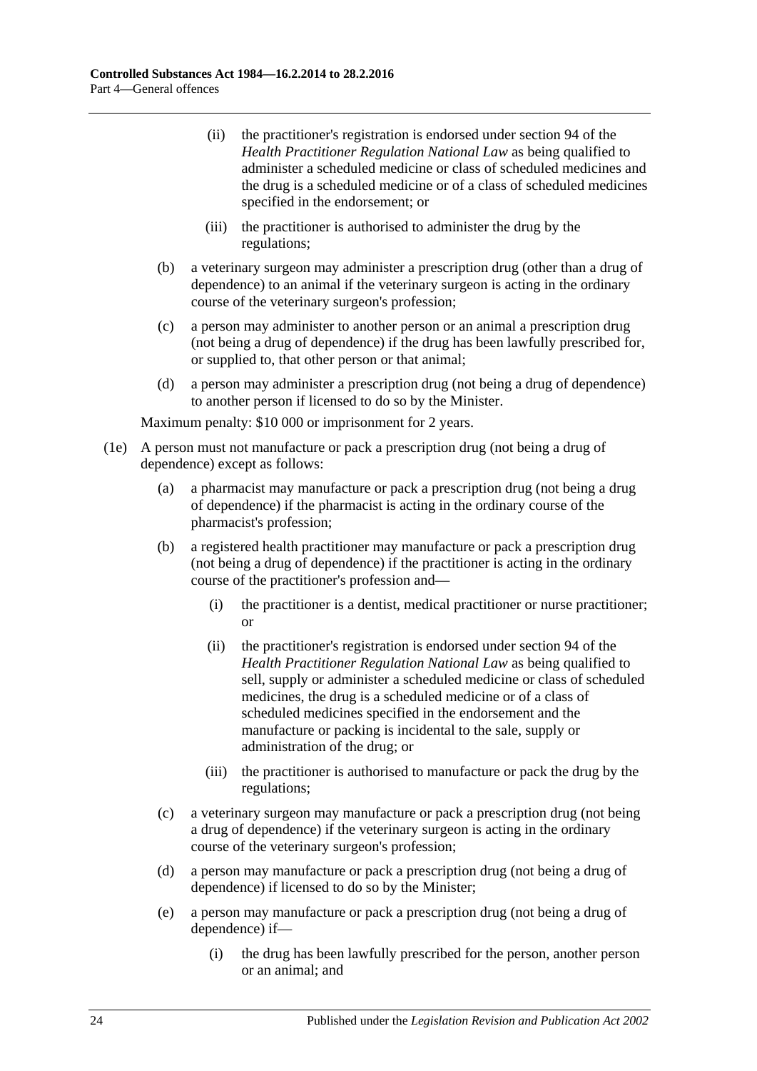(ii) the practitioner's registration is endorsed under section 94 of the *Health Practitioner Regulation National Law* as being qualified to administer a scheduled medicine or class of scheduled medicines and the drug is a scheduled medicine or of a class of scheduled medicines specified in the endorsement; or

(iii) the practitioner is authorised to administer the drug by the regulations;

(b) a veterinary surgeon may administer a prescription drug (other than a drug of dependence) to an animal if the veterinary surgeon is acting in the ordinary course of the veterinary surgeon's profession;

(c) a person may administer to another person or an animal a prescription drug (not being a drug of dependence) if the drug has been lawfully prescribed for, or supplied to, that other person or that animal;

(d) a person may administer a prescription drug (not being a drug of dependence) to another person if licensed to do so by the Minister.

Maximum penalty: $10 000 or imprisonment for 2 years.

(1e) A person must not manufacture or pack a prescription drug (not being a drug of dependence) except as follows:

(a) a pharmacist may manufacture or pack a prescription drug (not being a drug of dependence) if the pharmacist is acting in the ordinary course of the pharmacist's profession;

(b) a registered health practitioner may manufacture or pack a prescription drug (not being a drug of dependence) if the practitioner is acting in the ordinary course of the practitioner's profession and—

(i) the practitioner is a dentist, medical practitioner or nurse practitioner; or

(ii) the practitioner's registration is endorsed under section 94 of the *Health Practitioner Regulation National Law* as being qualified to sell, supply or administer a scheduled medicine or class of scheduled medicines, the drug is a scheduled medicine or of a class of scheduled medicines specified in the endorsement and the manufacture or packing is incidental to the sale, supply or administration of the drug; or

(iii) the practitioner is authorised to manufacture or pack the drug by the regulations;

(c) a veterinary surgeon may manufacture or pack a prescription drug (not being a drug of dependence) if the veterinary surgeon is acting in the ordinary course of the veterinary surgeon's profession;

(d) a person may manufacture or pack a prescription drug (not being a drug of dependence) if licensed to do so by the Minister;

(e) a person may manufacture or pack a prescription drug (not being a drug of dependence) if—

(i) the drug has been lawfully prescribed for the person, another person or an animal; and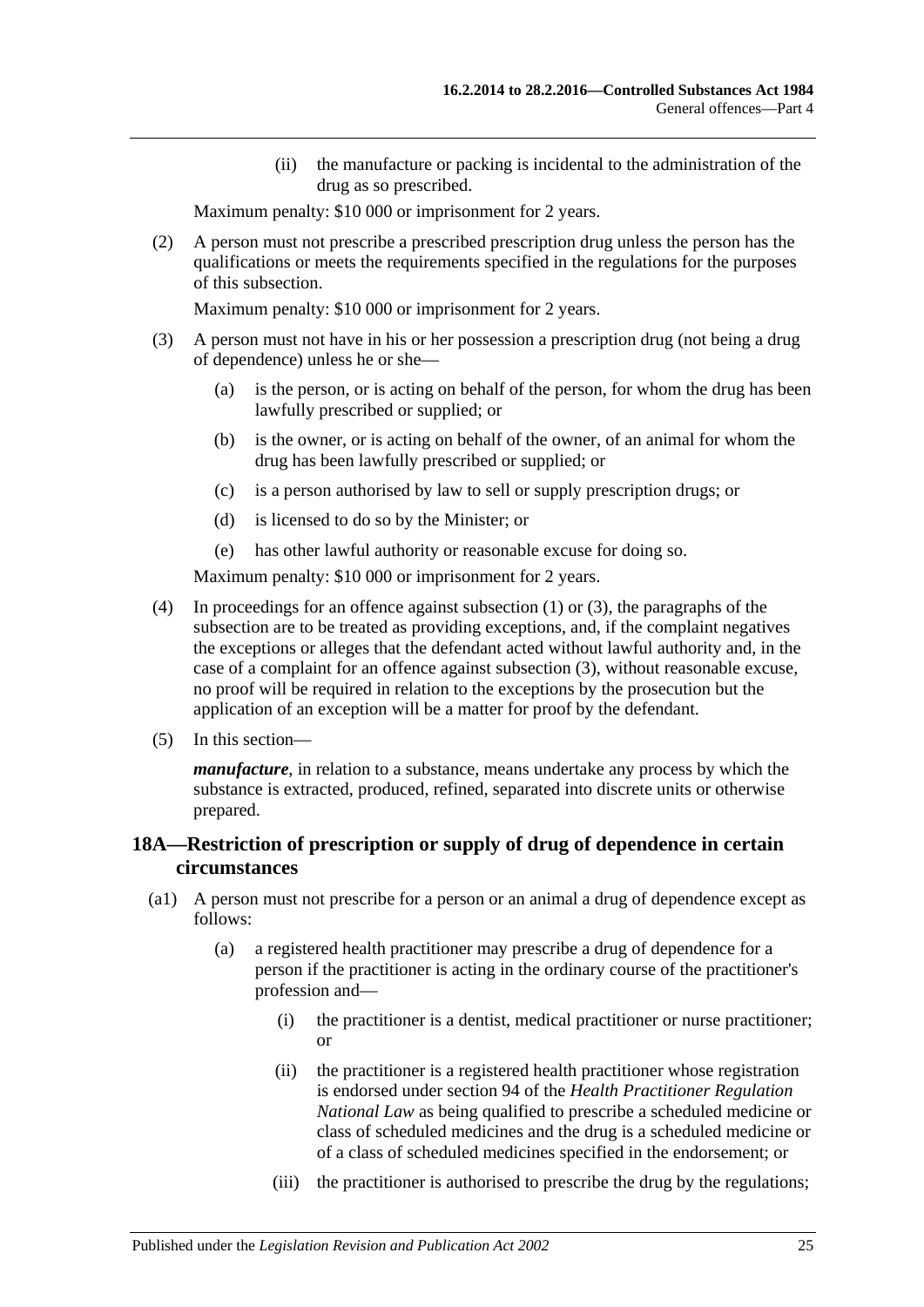(ii) the manufacture or packing is incidental to the administration of the drug as so prescribed.

Maximum penalty: $10 000 or imprisonment for 2 years.

(2) A person must not prescribe a prescribed prescription drug unless the person has the qualifications or meets the requirements specified in the regulations for the purposes of this subsection.

Maximum penalty: $10 000 or imprisonment for 2 years.

(3) A person must not have in his or her possession a prescription drug (not being a drug of dependence) unless he or she—

(a) is the person, or is acting on behalf of the person, for whom the drug has been lawfully prescribed or supplied; or

(b) is the owner, or is acting on behalf of the owner, of an animal for whom the drug has been lawfully prescribed or supplied; or

(c) is a person authorised by law to sell or supply prescription drugs; or

(d) is licensed to do so by the Minister; or

(e) has other lawful authority or reasonable excuse for doing so.

Maximum penalty: $10 000 or imprisonment for 2 years.

(4) In proceedings for an offence against subsection (1) or (3), the paragraphs of the subsection are to be treated as providing exceptions, and, if the complaint negatives the exceptions or alleges that the defendant acted without lawful authority and, in the case of a complaint for an offence against subsection (3), without reasonable excuse, no proof will be required in relation to the exceptions by the prosecution but the application of an exception will be a matter for proof by the defendant.

(5) In this section—

***manufacture***, in relation to a substance, means undertake any process by which the substance is extracted, produced, refined, separated into discrete units or otherwise prepared.

## 18A—Restriction of prescription or supply of drug of dependence in certain circumstances

(a1) A person must not prescribe for a person or an animal a drug of dependence except as follows:

(a) a registered health practitioner may prescribe a drug of dependence for a person if the practitioner is acting in the ordinary course of the practitioner's profession and—

(i) the practitioner is a dentist, medical practitioner or nurse practitioner; or

(ii) the practitioner is a registered health practitioner whose registration is endorsed under section 94 of the *Health Practitioner Regulation National Law* as being qualified to prescribe a scheduled medicine or class of scheduled medicines and the drug is a scheduled medicine or of a class of scheduled medicines specified in the endorsement; or

(iii) the practitioner is authorised to prescribe the drug by the regulations;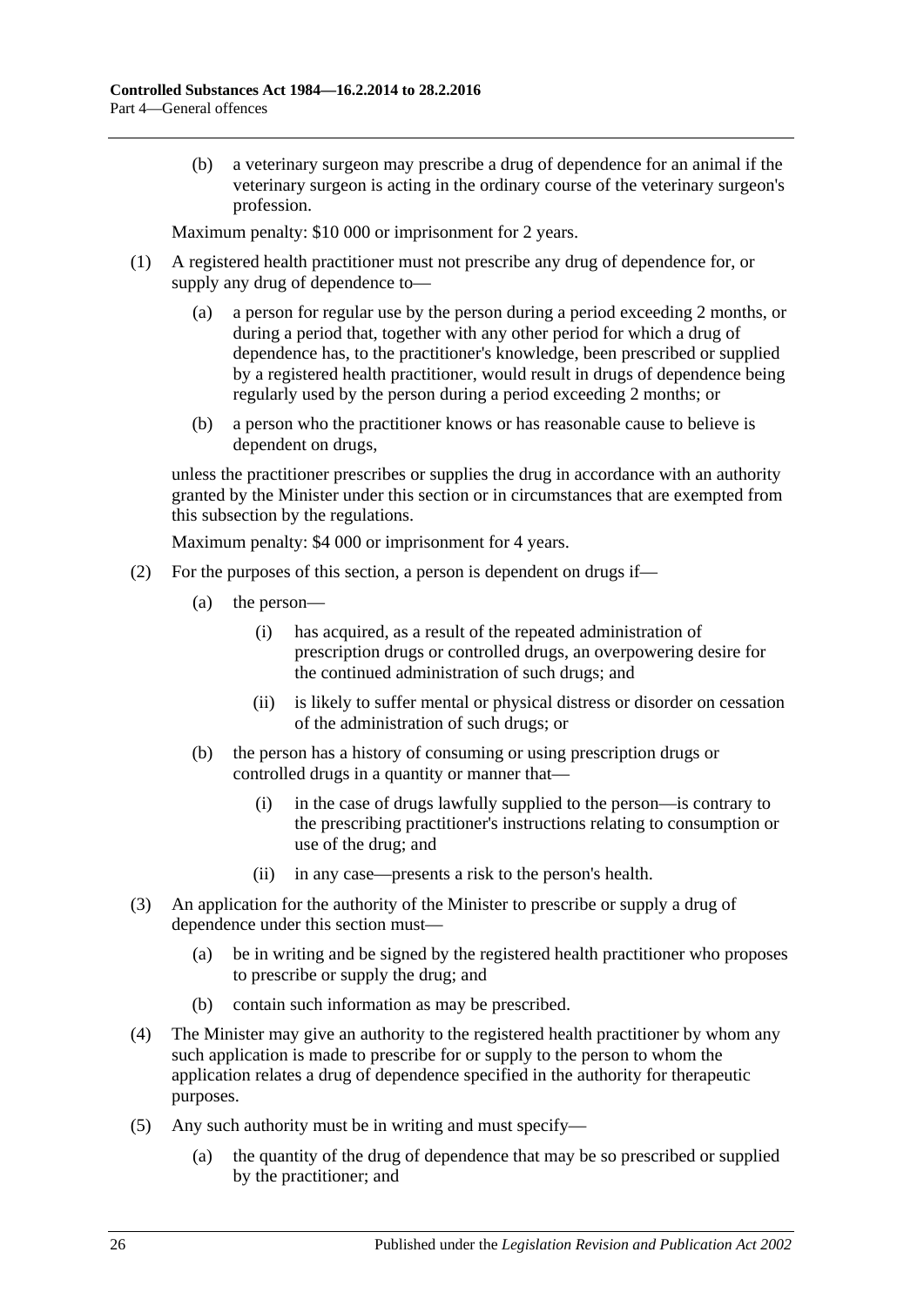(b) a veterinary surgeon may prescribe a drug of dependence for an animal if the veterinary surgeon is acting in the ordinary course of the veterinary surgeon's profession.

Maximum penalty: $10 000 or imprisonment for 2 years.

(1) A registered health practitioner must not prescribe any drug of dependence for, or supply any drug of dependence to—

(a) a person for regular use by the person during a period exceeding 2 months, or during a period that, together with any other period for which a drug of dependence has, to the practitioner's knowledge, been prescribed or supplied by a registered health practitioner, would result in drugs of dependence being regularly used by the person during a period exceeding 2 months; or

(b) a person who the practitioner knows or has reasonable cause to believe is dependent on drugs,

unless the practitioner prescribes or supplies the drug in accordance with an authority granted by the Minister under this section or in circumstances that are exempted from this subsection by the regulations.

Maximum penalty: $4 000 or imprisonment for 4 years.

(2) For the purposes of this section, a person is dependent on drugs if—

(a) the person—

(i) has acquired, as a result of the repeated administration of prescription drugs or controlled drugs, an overpowering desire for the continued administration of such drugs; and

(ii) is likely to suffer mental or physical distress or disorder on cessation of the administration of such drugs; or

(b) the person has a history of consuming or using prescription drugs or controlled drugs in a quantity or manner that—

(i) in the case of drugs lawfully supplied to the person—is contrary to the prescribing practitioner's instructions relating to consumption or use of the drug; and

(ii) in any case—presents a risk to the person's health.

(3) An application for the authority of the Minister to prescribe or supply a drug of dependence under this section must—

(a) be in writing and be signed by the registered health practitioner who proposes to prescribe or supply the drug; and

(b) contain such information as may be prescribed.

(4) The Minister may give an authority to the registered health practitioner by whom any such application is made to prescribe for or supply to the person to whom the application relates a drug of dependence specified in the authority for therapeutic purposes.

(5) Any such authority must be in writing and must specify—

(a) the quantity of the drug of dependence that may be so prescribed or supplied by the practitioner; and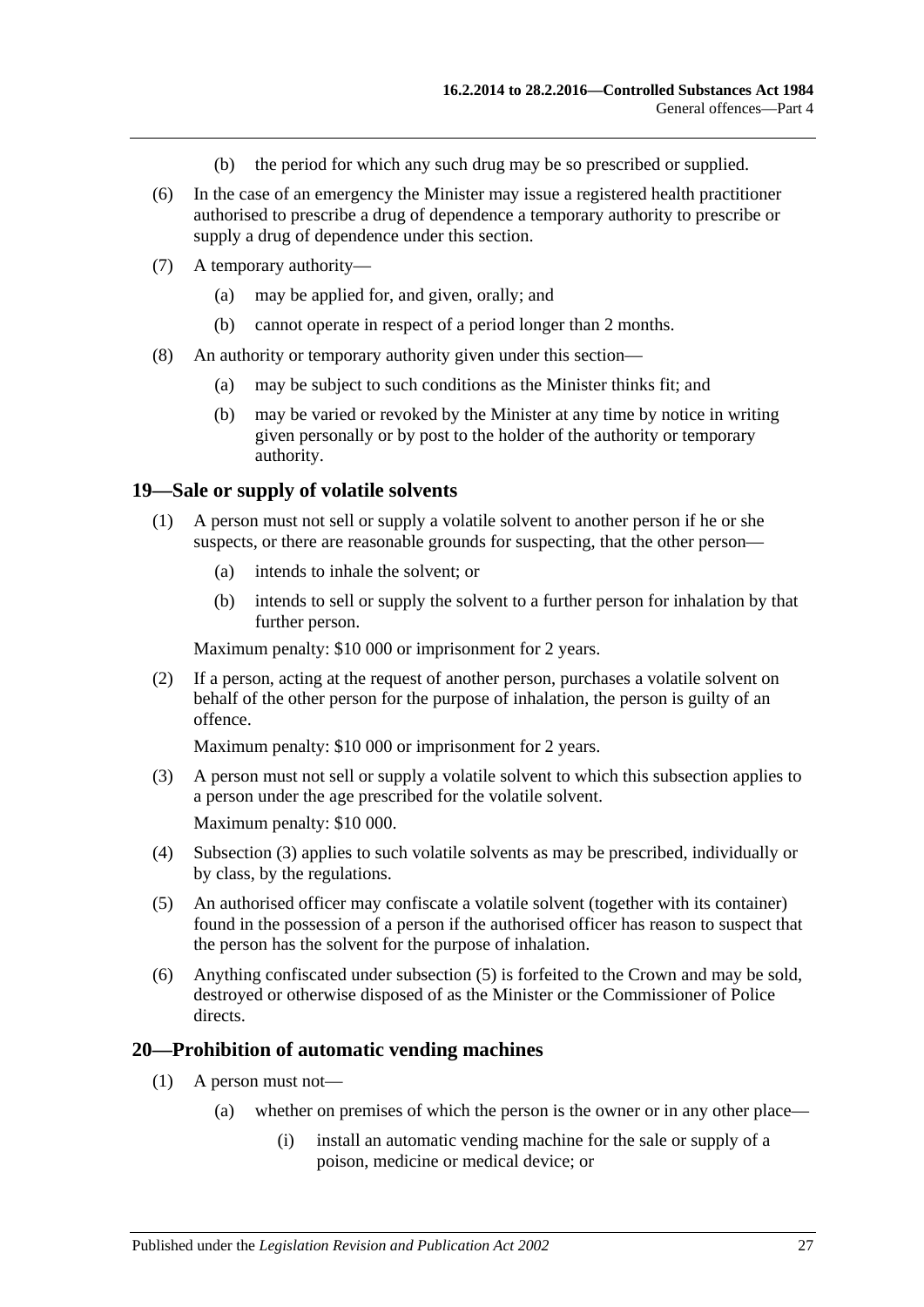(b) the period for which any such drug may be so prescribed or supplied.

(6) In the case of an emergency the Minister may issue a registered health practitioner authorised to prescribe a drug of dependence a temporary authority to prescribe or supply a drug of dependence under this section.

(7) A temporary authority—

(a) may be applied for, and given, orally; and

(b) cannot operate in respect of a period longer than 2 months.

(8) An authority or temporary authority given under this section—

(a) may be subject to such conditions as the Minister thinks fit; and

(b) may be varied or revoked by the Minister at any time by notice in writing given personally or by post to the holder of the authority or temporary authority.

## 19—Sale or supply of volatile solvents

(1) A person must not sell or supply a volatile solvent to another person if he or she suspects, or there are reasonable grounds for suspecting, that the other person—

(a) intends to inhale the solvent; or

(b) intends to sell or supply the solvent to a further person for inhalation by that further person.

Maximum penalty: $10 000 or imprisonment for 2 years.

(2) If a person, acting at the request of another person, purchases a volatile solvent on behalf of the other person for the purpose of inhalation, the person is guilty of an offence.

Maximum penalty: $10 000 or imprisonment for 2 years.

(3) A person must not sell or supply a volatile solvent to which this subsection applies to a person under the age prescribed for the volatile solvent.

Maximum penalty: $10 000.

(4) Subsection (3) applies to such volatile solvents as may be prescribed, individually or by class, by the regulations.

(5) An authorised officer may confiscate a volatile solvent (together with its container) found in the possession of a person if the authorised officer has reason to suspect that the person has the solvent for the purpose of inhalation.

(6) Anything confiscated under subsection (5) is forfeited to the Crown and may be sold, destroyed or otherwise disposed of as the Minister or the Commissioner of Police directs.

## 20—Prohibition of automatic vending machines

(1) A person must not—

(a) whether on premises of which the person is the owner or in any other place—

(i) install an automatic vending machine for the sale or supply of a poison, medicine or medical device; or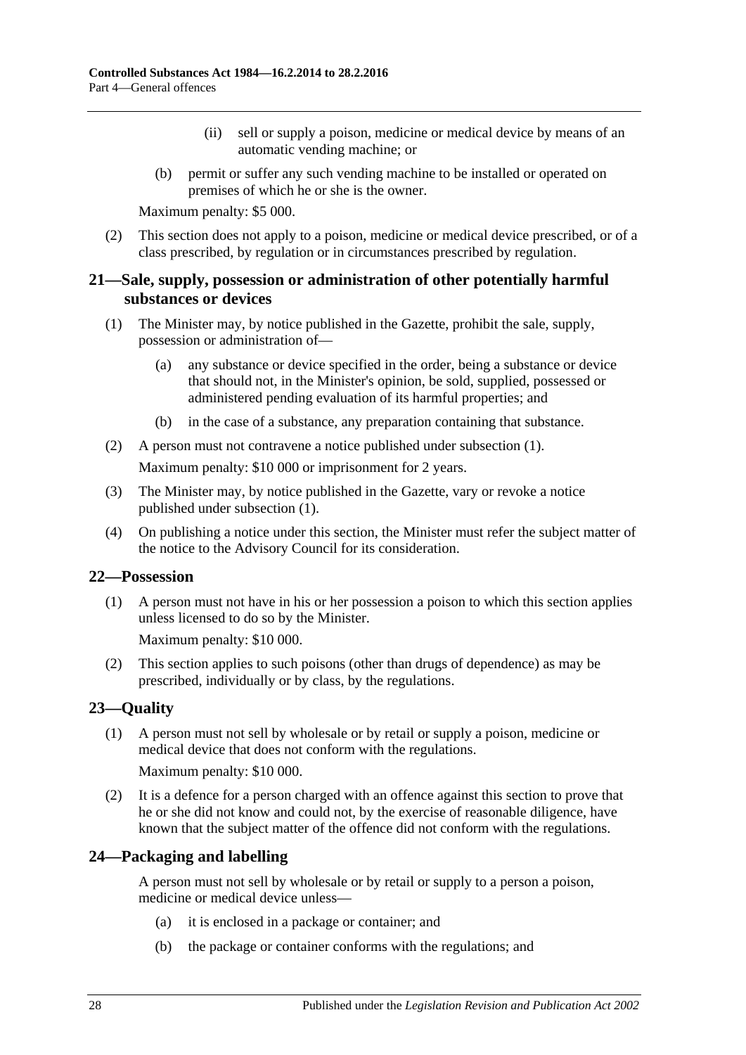(ii) sell or supply a poison, medicine or medical device by means of an automatic vending machine; or

(b) permit or suffer any such vending machine to be installed or operated on premises of which he or she is the owner.

Maximum penalty: $5 000.

(2) This section does not apply to a poison, medicine or medical device prescribed, or of a class prescribed, by regulation or in circumstances prescribed by regulation.

## 21—Sale, supply, possession or administration of other potentially harmful substances or devices

(1) The Minister may, by notice published in the Gazette, prohibit the sale, supply, possession or administration of—

(a) any substance or device specified in the order, being a substance or device that should not, in the Minister's opinion, be sold, supplied, possessed or administered pending evaluation of its harmful properties; and

(b) in the case of a substance, any preparation containing that substance.

(2) A person must not contravene a notice published under subsection (1).

Maximum penalty: $10 000 or imprisonment for 2 years.

(3) The Minister may, by notice published in the Gazette, vary or revoke a notice published under subsection (1).

(4) On publishing a notice under this section, the Minister must refer the subject matter of the notice to the Advisory Council for its consideration.

## 22—Possession

(1) A person must not have in his or her possession a poison to which this section applies unless licensed to do so by the Minister.

Maximum penalty: $10 000.

(2) This section applies to such poisons (other than drugs of dependence) as may be prescribed, individually or by class, by the regulations.

## 23—Quality

(1) A person must not sell by wholesale or by retail or supply a poison, medicine or medical device that does not conform with the regulations.

Maximum penalty: $10 000.

(2) It is a defence for a person charged with an offence against this section to prove that he or she did not know and could not, by the exercise of reasonable diligence, have known that the subject matter of the offence did not conform with the regulations.

## 24—Packaging and labelling

A person must not sell by wholesale or by retail or supply to a person a poison, medicine or medical device unless—

(a) it is enclosed in a package or container; and

(b) the package or container conforms with the regulations; and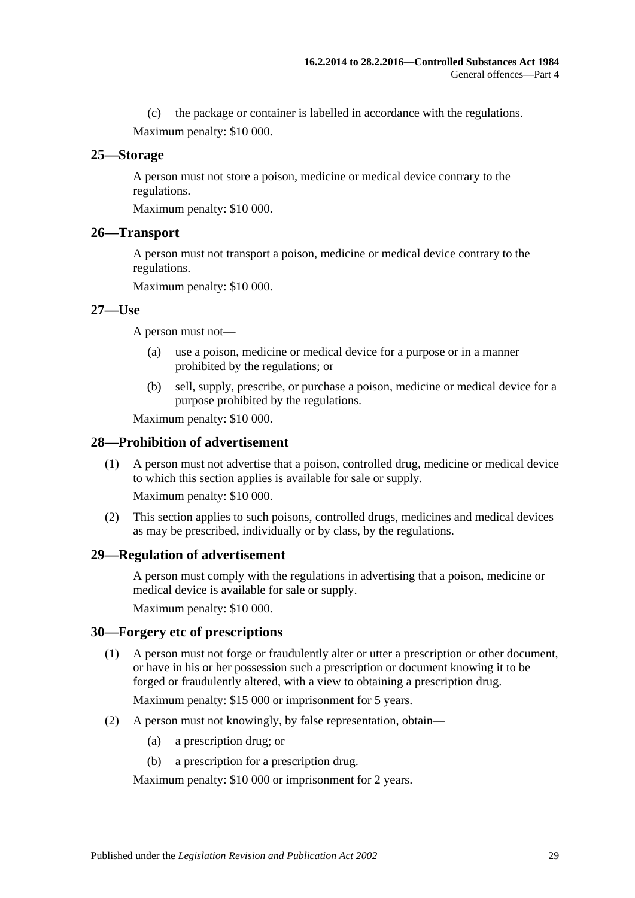(c) the package or container is labelled in accordance with the regulations.

Maximum penalty: $10 000.

## 25—Storage

A person must not store a poison, medicine or medical device contrary to the regulations.

Maximum penalty: $10 000.

## 26—Transport

A person must not transport a poison, medicine or medical device contrary to the regulations.

Maximum penalty: $10 000.

## 27—Use

A person must not—

(a) use a poison, medicine or medical device for a purpose or in a manner prohibited by the regulations; or

(b) sell, supply, prescribe, or purchase a poison, medicine or medical device for a purpose prohibited by the regulations.

Maximum penalty: $10 000.

## 28—Prohibition of advertisement

(1) A person must not advertise that a poison, controlled drug, medicine or medical device to which this section applies is available for sale or supply.

Maximum penalty: $10 000.

(2) This section applies to such poisons, controlled drugs, medicines and medical devices as may be prescribed, individually or by class, by the regulations.

## 29—Regulation of advertisement

A person must comply with the regulations in advertising that a poison, medicine or medical device is available for sale or supply.

Maximum penalty: $10 000.

## 30—Forgery etc of prescriptions

(1) A person must not forge or fraudulently alter or utter a prescription or other document, or have in his or her possession such a prescription or document knowing it to be forged or fraudulently altered, with a view to obtaining a prescription drug.

Maximum penalty: $15 000 or imprisonment for 5 years.

(2) A person must not knowingly, by false representation, obtain—

(a) a prescription drug; or

(b) a prescription for a prescription drug.

Maximum penalty: $10 000 or imprisonment for 2 years.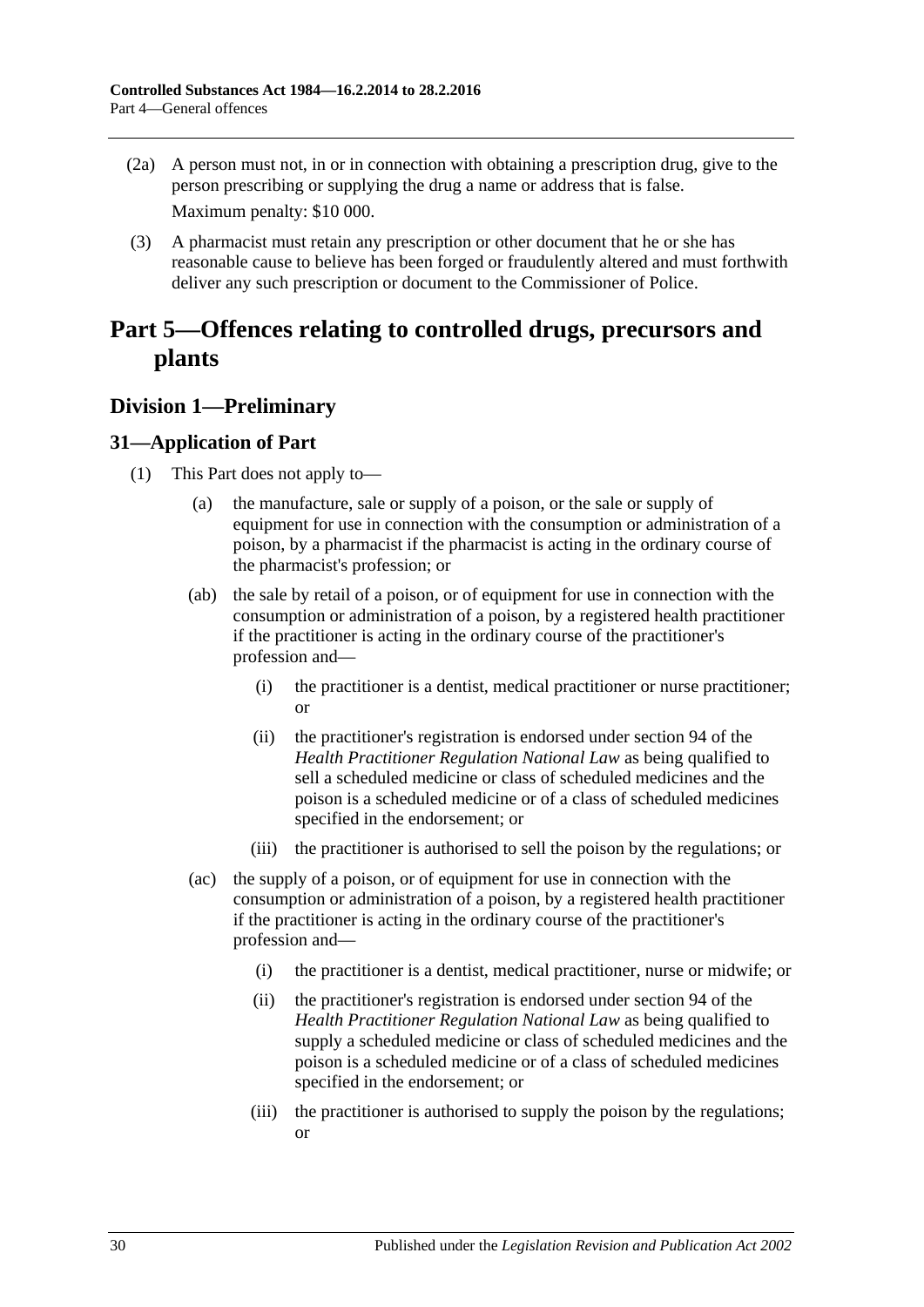(2a) A person must not, in or in connection with obtaining a prescription drug, give to the person prescribing or supplying the drug a name or address that is false.

Maximum penalty: $10 000.

(3) A pharmacist must retain any prescription or other document that he or she has reasonable cause to believe has been forged or fraudulently altered and must forthwith deliver any such prescription or document to the Commissioner of Police.

# Part 5—Offences relating to controlled drugs, precursors and plants

## Division 1—Preliminary

### 31—Application of Part

(1) This Part does not apply to—

(a) the manufacture, sale or supply of a poison, or the sale or supply of equipment for use in connection with the consumption or administration of a poison, by a pharmacist if the pharmacist is acting in the ordinary course of the pharmacist's profession; or

(ab) the sale by retail of a poison, or of equipment for use in connection with the consumption or administration of a poison, by a registered health practitioner if the practitioner is acting in the ordinary course of the practitioner's profession and—

(i) the practitioner is a dentist, medical practitioner or nurse practitioner; or

(ii) the practitioner's registration is endorsed under section 94 of the *Health Practitioner Regulation National Law* as being qualified to sell a scheduled medicine or class of scheduled medicines and the poison is a scheduled medicine or of a class of scheduled medicines specified in the endorsement; or

(iii) the practitioner is authorised to sell the poison by the regulations; or

(ac) the supply of a poison, or of equipment for use in connection with the consumption or administration of a poison, by a registered health practitioner if the practitioner is acting in the ordinary course of the practitioner's profession and—

(i) the practitioner is a dentist, medical practitioner, nurse or midwife; or

(ii) the practitioner's registration is endorsed under section 94 of the *Health Practitioner Regulation National Law* as being qualified to supply a scheduled medicine or class of scheduled medicines and the poison is a scheduled medicine or of a class of scheduled medicines specified in the endorsement; or

(iii) the practitioner is authorised to supply the poison by the regulations; or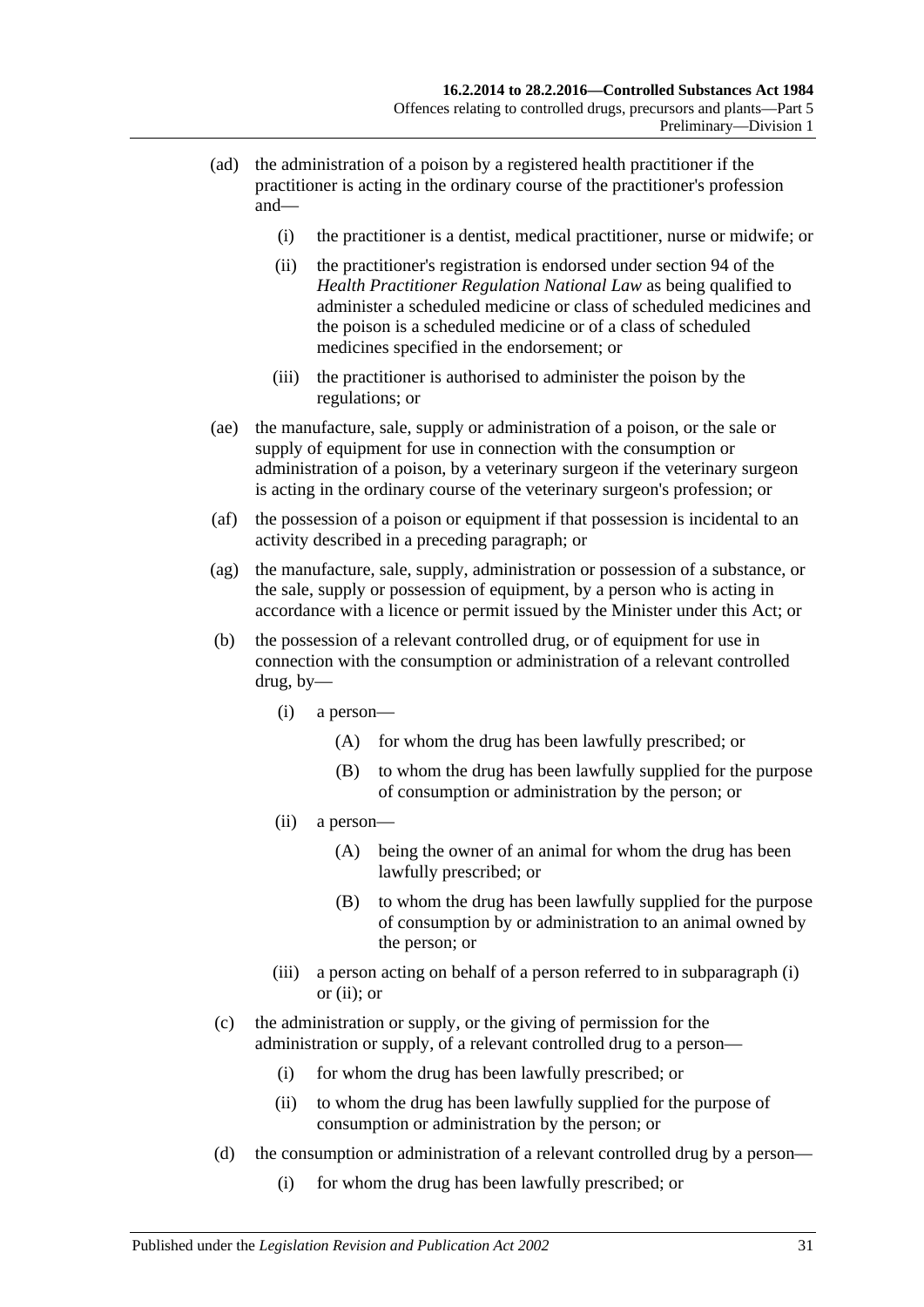(ad) the administration of a poison by a registered health practitioner if the practitioner is acting in the ordinary course of the practitioner's profession and—

- (i) the practitioner is a dentist, medical practitioner, nurse or midwife; or
- (ii) the practitioner's registration is endorsed under section 94 of the *Health Practitioner Regulation National Law* as being qualified to administer a scheduled medicine or class of scheduled medicines and the poison is a scheduled medicine or of a class of scheduled medicines specified in the endorsement; or
- (iii) the practitioner is authorised to administer the poison by the regulations; or

(ae) the manufacture, sale, supply or administration of a poison, or the sale or supply of equipment for use in connection with the consumption or administration of a poison, by a veterinary surgeon if the veterinary surgeon is acting in the ordinary course of the veterinary surgeon's profession; or

(af) the possession of a poison or equipment if that possession is incidental to an activity described in a preceding paragraph; or

(ag) the manufacture, sale, supply, administration or possession of a substance, or the sale, supply or possession of equipment, by a person who is acting in accordance with a licence or permit issued by the Minister under this Act; or

(b) the possession of a relevant controlled drug, or of equipment for use in connection with the consumption or administration of a relevant controlled drug, by—

- (i) a person—
  - (A) for whom the drug has been lawfully prescribed; or
  - (B) to whom the drug has been lawfully supplied for the purpose of consumption or administration by the person; or
- (ii) a person—
  - (A) being the owner of an animal for whom the drug has been lawfully prescribed; or
  - (B) to whom the drug has been lawfully supplied for the purpose of consumption by or administration to an animal owned by the person; or
- (iii) a person acting on behalf of a person referred to in subparagraph (i) or (ii); or

(c) the administration or supply, or the giving of permission for the administration or supply, of a relevant controlled drug to a person—

- (i) for whom the drug has been lawfully prescribed; or
- (ii) to whom the drug has been lawfully supplied for the purpose of consumption or administration by the person; or

(d) the consumption or administration of a relevant controlled drug by a person—

- (i) for whom the drug has been lawfully prescribed; or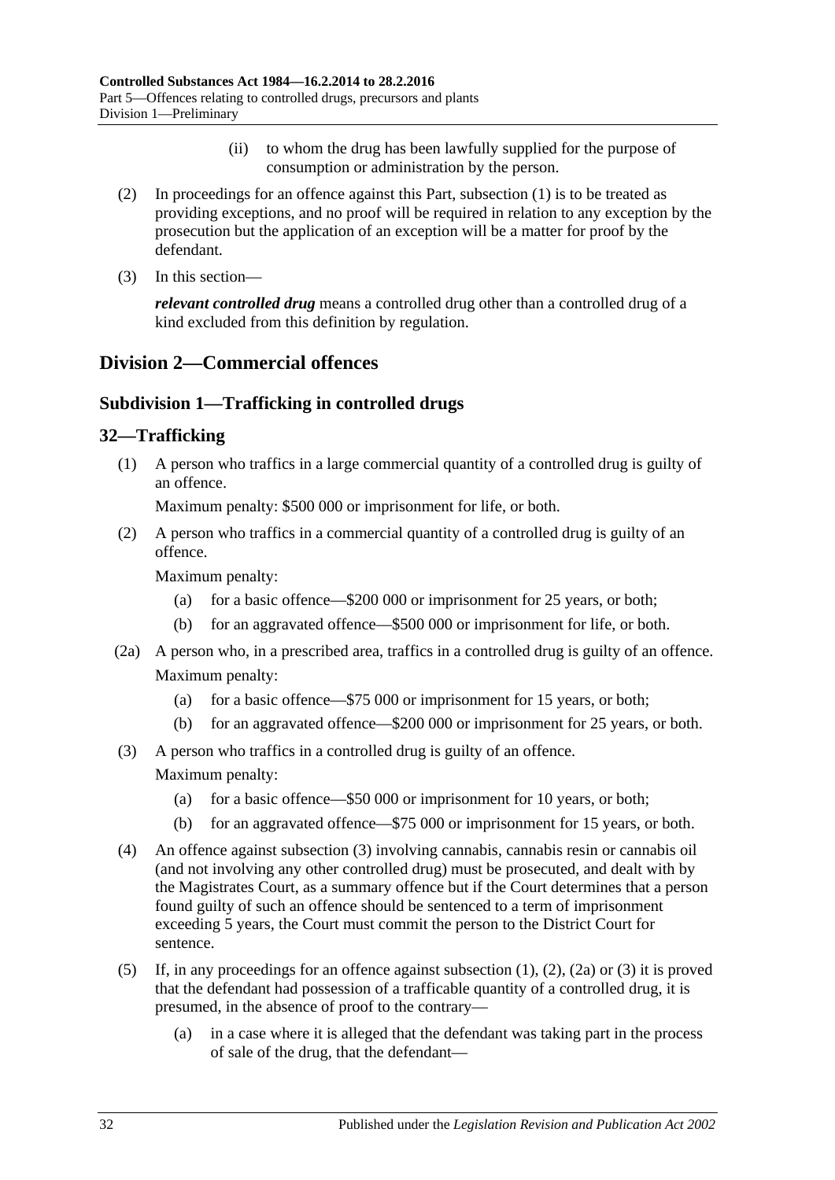(ii) to whom the drug has been lawfully supplied for the purpose of consumption or administration by the person.

(2) In proceedings for an offence against this Part, subsection (1) is to be treated as providing exceptions, and no proof will be required in relation to any exception by the prosecution but the application of an exception will be a matter for proof by the defendant.

(3) In this section—

***relevant controlled drug*** means a controlled drug other than a controlled drug of a kind excluded from this definition by regulation.

## Division 2—Commercial offences

### Subdivision 1—Trafficking in controlled drugs

### 32—Trafficking

(1) A person who traffics in a large commercial quantity of a controlled drug is guilty of an offence.

Maximum penalty: $500 000 or imprisonment for life, or both.

(2) A person who traffics in a commercial quantity of a controlled drug is guilty of an offence.

Maximum penalty:

(a) for a basic offence—$200 000 or imprisonment for 25 years, or both;

(b) for an aggravated offence—$500 000 or imprisonment for life, or both.

(2a) A person who, in a prescribed area, traffics in a controlled drug is guilty of an offence.

Maximum penalty:

(a) for a basic offence—$75 000 or imprisonment for 15 years, or both;

(b) for an aggravated offence—$200 000 or imprisonment for 25 years, or both.

(3) A person who traffics in a controlled drug is guilty of an offence.

Maximum penalty:

(a) for a basic offence—$50 000 or imprisonment for 10 years, or both;

(b) for an aggravated offence—$75 000 or imprisonment for 15 years, or both.

(4) An offence against subsection (3) involving cannabis, cannabis resin or cannabis oil (and not involving any other controlled drug) must be prosecuted, and dealt with by the Magistrates Court, as a summary offence but if the Court determines that a person found guilty of such an offence should be sentenced to a term of imprisonment exceeding 5 years, the Court must commit the person to the District Court for sentence.

(5) If, in any proceedings for an offence against subsection (1), (2), (2a) or (3) it is proved that the defendant had possession of a trafficable quantity of a controlled drug, it is presumed, in the absence of proof to the contrary—

(a) in a case where it is alleged that the defendant was taking part in the process of sale of the drug, that the defendant—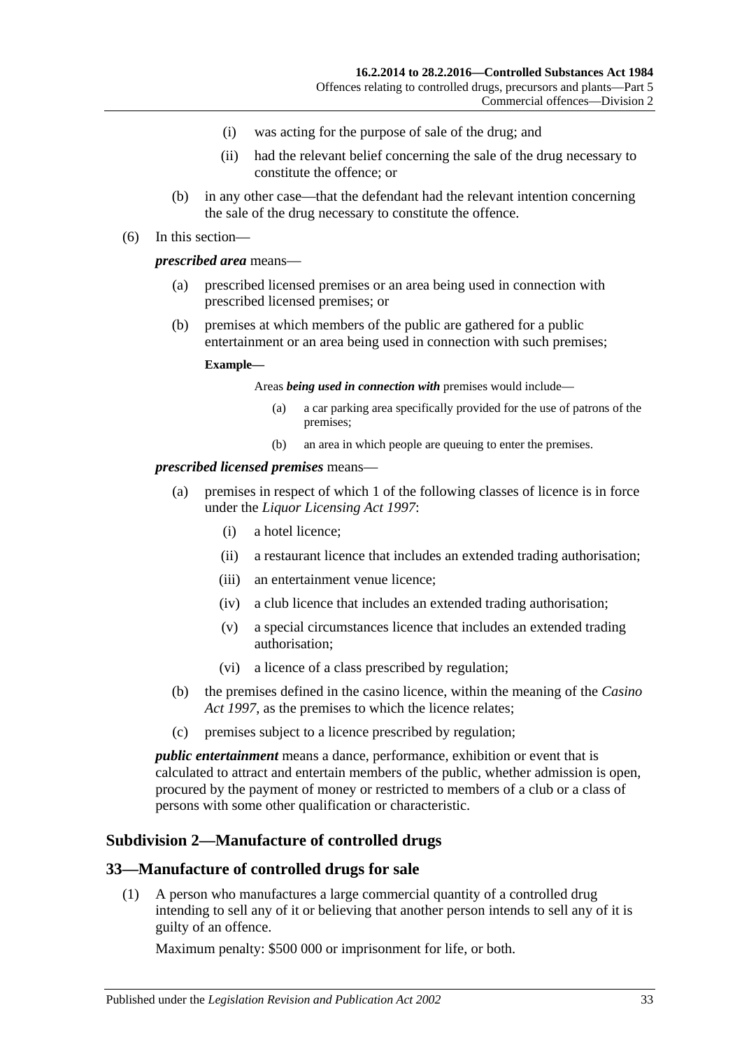(i) was acting for the purpose of sale of the drug; and

(ii) had the relevant belief concerning the sale of the drug necessary to constitute the offence; or

(b) in any other case—that the defendant had the relevant intention concerning the sale of the drug necessary to constitute the offence.

(6) In this section—

***prescribed area*** means—

(a) prescribed licensed premises or an area being used in connection with prescribed licensed premises; or

(b) premises at which members of the public are gathered for a public entertainment or an area being used in connection with such premises;

**Example—**

Areas ***being used in connection with*** premises would include—

(a) a car parking area specifically provided for the use of patrons of the premises;

(b) an area in which people are queuing to enter the premises.

***prescribed licensed premises*** means—

(a) premises in respect of which 1 of the following classes of licence is in force under the *Liquor Licensing Act 1997*:

(i) a hotel licence;

(ii) a restaurant licence that includes an extended trading authorisation;

(iii) an entertainment venue licence;

(iv) a club licence that includes an extended trading authorisation;

(v) a special circumstances licence that includes an extended trading authorisation;

(vi) a licence of a class prescribed by regulation;

(b) the premises defined in the casino licence, within the meaning of the *Casino Act 1997*, as the premises to which the licence relates;

(c) premises subject to a licence prescribed by regulation;

***public entertainment*** means a dance, performance, exhibition or event that is calculated to attract and entertain members of the public, whether admission is open, procured by the payment of money or restricted to members of a club or a class of persons with some other qualification or characteristic.

## Subdivision 2—Manufacture of controlled drugs

## 33—Manufacture of controlled drugs for sale

(1) A person who manufactures a large commercial quantity of a controlled drug intending to sell any of it or believing that another person intends to sell any of it is guilty of an offence.

Maximum penalty: $500 000 or imprisonment for life, or both.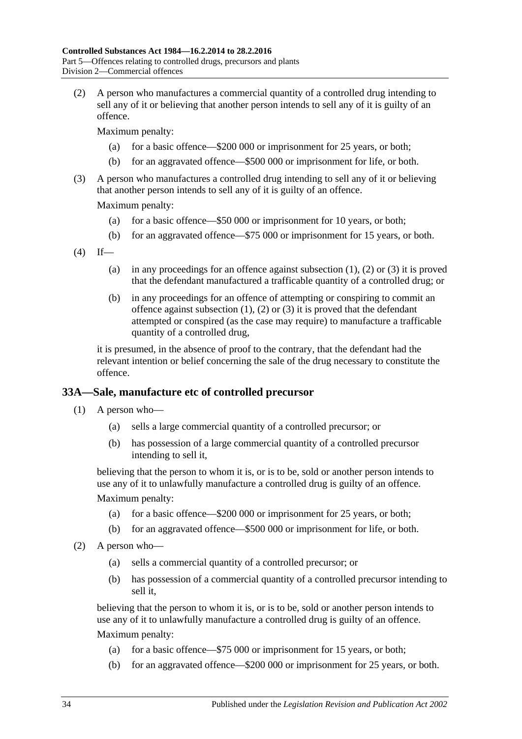(2) A person who manufactures a commercial quantity of a controlled drug intending to sell any of it or believing that another person intends to sell any of it is guilty of an offence.

Maximum penalty:

(a) for a basic offence—$200 000 or imprisonment for 25 years, or both;

(b) for an aggravated offence—$500 000 or imprisonment for life, or both.

(3) A person who manufactures a controlled drug intending to sell any of it or believing that another person intends to sell any of it is guilty of an offence.

Maximum penalty:

(a) for a basic offence—$50 000 or imprisonment for 10 years, or both;

(b) for an aggravated offence—$75 000 or imprisonment for 15 years, or both.

(4) If—

(a) in any proceedings for an offence against subsection (1), (2) or (3) it is proved that the defendant manufactured a trafficable quantity of a controlled drug; or

(b) in any proceedings for an offence of attempting or conspiring to commit an offence against subsection (1), (2) or (3) it is proved that the defendant attempted or conspired (as the case may require) to manufacture a trafficable quantity of a controlled drug,

it is presumed, in the absence of proof to the contrary, that the defendant had the relevant intention or belief concerning the sale of the drug necessary to constitute the offence.

## 33A—Sale, manufacture etc of controlled precursor

(1) A person who—

(a) sells a large commercial quantity of a controlled precursor; or

(b) has possession of a large commercial quantity of a controlled precursor intending to sell it,

believing that the person to whom it is, or is to be, sold or another person intends to use any of it to unlawfully manufacture a controlled drug is guilty of an offence.

Maximum penalty:

(a) for a basic offence—$200 000 or imprisonment for 25 years, or both;

(b) for an aggravated offence—$500 000 or imprisonment for life, or both.

(2) A person who—

(a) sells a commercial quantity of a controlled precursor; or

(b) has possession of a commercial quantity of a controlled precursor intending to sell it,

believing that the person to whom it is, or is to be, sold or another person intends to use any of it to unlawfully manufacture a controlled drug is guilty of an offence.

Maximum penalty:

(a) for a basic offence—$75 000 or imprisonment for 15 years, or both;

(b) for an aggravated offence—$200 000 or imprisonment for 25 years, or both.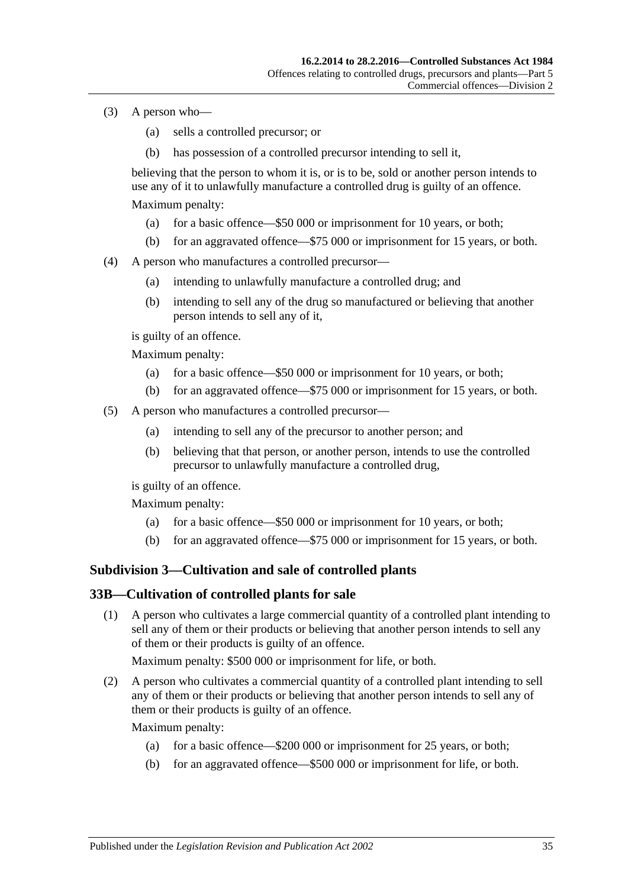(3) A person who—

  (a) sells a controlled precursor; or

  (b) has possession of a controlled precursor intending to sell it,

believing that the person to whom it is, or is to be, sold or another person intends to use any of it to unlawfully manufacture a controlled drug is guilty of an offence.

Maximum penalty:

  (a) for a basic offence—$50 000 or imprisonment for 10 years, or both;

  (b) for an aggravated offence—$75 000 or imprisonment for 15 years, or both.

(4) A person who manufactures a controlled precursor—

  (a) intending to unlawfully manufacture a controlled drug; and

  (b) intending to sell any of the drug so manufactured or believing that another person intends to sell any of it,

is guilty of an offence.

Maximum penalty:

  (a) for a basic offence—$50 000 or imprisonment for 10 years, or both;

  (b) for an aggravated offence—$75 000 or imprisonment for 15 years, or both.

(5) A person who manufactures a controlled precursor—

  (a) intending to sell any of the precursor to another person; and

  (b) believing that that person, or another person, intends to use the controlled precursor to unlawfully manufacture a controlled drug,

is guilty of an offence.

Maximum penalty:

  (a) for a basic offence—$50 000 or imprisonment for 10 years, or both;

  (b) for an aggravated offence—$75 000 or imprisonment for 15 years, or both.

### Subdivision 3—Cultivation and sale of controlled plants

## 33B—Cultivation of controlled plants for sale

(1) A person who cultivates a large commercial quantity of a controlled plant intending to sell any of them or their products or believing that another person intends to sell any of them or their products is guilty of an offence.

Maximum penalty: $500 000 or imprisonment for life, or both.

(2) A person who cultivates a commercial quantity of a controlled plant intending to sell any of them or their products or believing that another person intends to sell any of them or their products is guilty of an offence.

Maximum penalty:

  (a) for a basic offence—$200 000 or imprisonment for 25 years, or both;

  (b) for an aggravated offence—$500 000 or imprisonment for life, or both.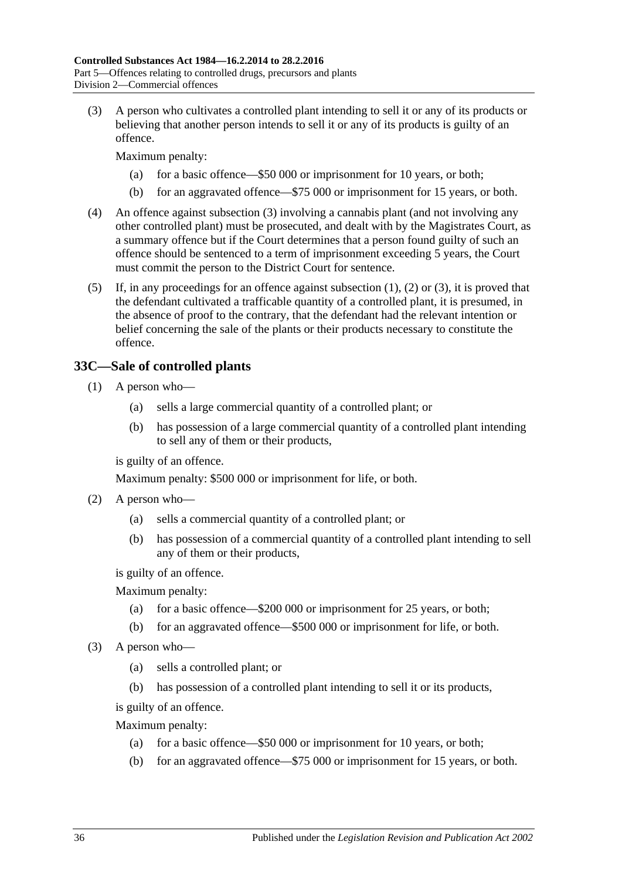(3) A person who cultivates a controlled plant intending to sell it or any of its products or believing that another person intends to sell it or any of its products is guilty of an offence.

Maximum penalty:

(a) for a basic offence—$50 000 or imprisonment for 10 years, or both;

(b) for an aggravated offence—$75 000 or imprisonment for 15 years, or both.

(4) An offence against subsection (3) involving a cannabis plant (and not involving any other controlled plant) must be prosecuted, and dealt with by the Magistrates Court, as a summary offence but if the Court determines that a person found guilty of such an offence should be sentenced to a term of imprisonment exceeding 5 years, the Court must commit the person to the District Court for sentence.

(5) If, in any proceedings for an offence against subsection (1), (2) or (3), it is proved that the defendant cultivated a trafficable quantity of a controlled plant, it is presumed, in the absence of proof to the contrary, that the defendant had the relevant intention or belief concerning the sale of the plants or their products necessary to constitute the offence.

## 33C—Sale of controlled plants

(1) A person who—

(a) sells a large commercial quantity of a controlled plant; or

(b) has possession of a large commercial quantity of a controlled plant intending to sell any of them or their products,

is guilty of an offence.

Maximum penalty: $500 000 or imprisonment for life, or both.

(2) A person who—

(a) sells a commercial quantity of a controlled plant; or

(b) has possession of a commercial quantity of a controlled plant intending to sell any of them or their products,

is guilty of an offence.

Maximum penalty:

(a) for a basic offence—$200 000 or imprisonment for 25 years, or both;

(b) for an aggravated offence—$500 000 or imprisonment for life, or both.

(3) A person who—

(a) sells a controlled plant; or

(b) has possession of a controlled plant intending to sell it or its products,

is guilty of an offence.

Maximum penalty:

(a) for a basic offence—$50 000 or imprisonment for 10 years, or both;

(b) for an aggravated offence—$75 000 or imprisonment for 15 years, or both.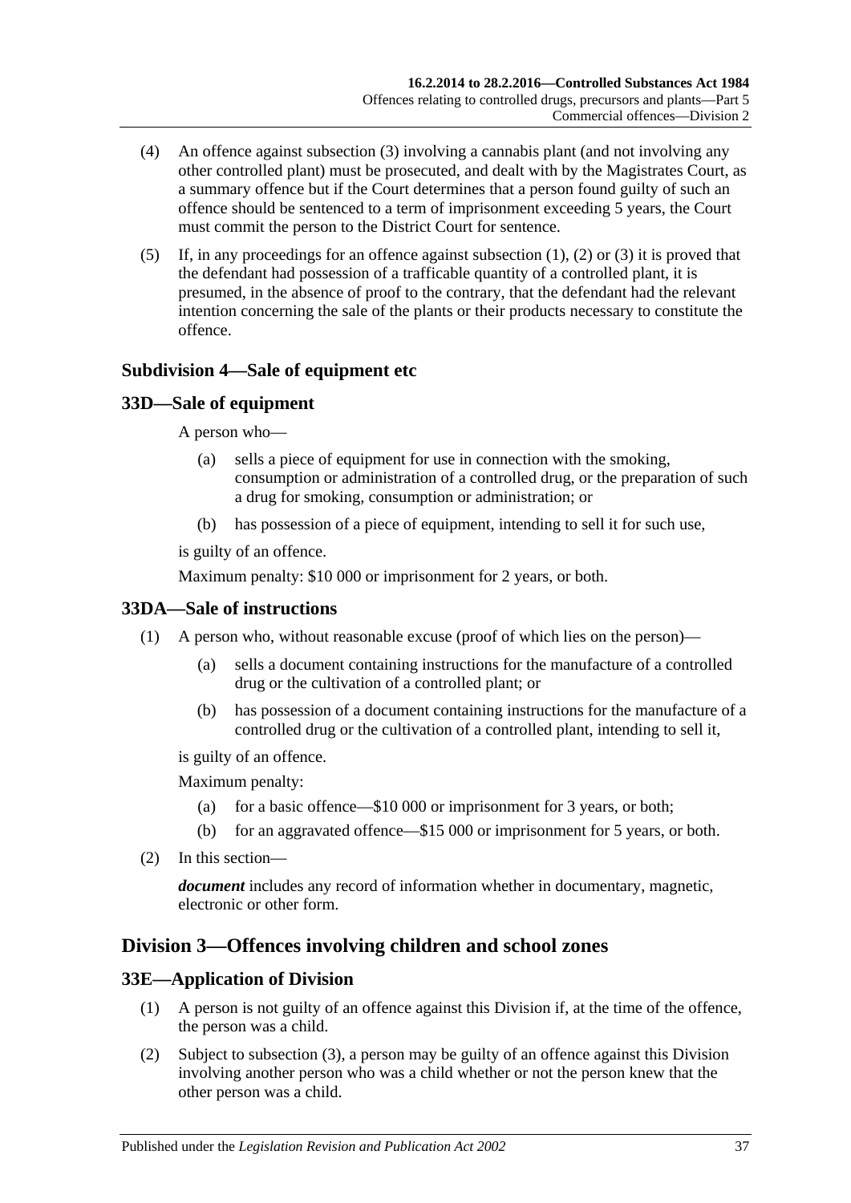(4) An offence against subsection (3) involving a cannabis plant (and not involving any other controlled plant) must be prosecuted, and dealt with by the Magistrates Court, as a summary offence but if the Court determines that a person found guilty of such an offence should be sentenced to a term of imprisonment exceeding 5 years, the Court must commit the person to the District Court for sentence.

(5) If, in any proceedings for an offence against subsection (1), (2) or (3) it is proved that the defendant had possession of a trafficable quantity of a controlled plant, it is presumed, in the absence of proof to the contrary, that the defendant had the relevant intention concerning the sale of the plants or their products necessary to constitute the offence.

### Subdivision 4—Sale of equipment etc

### 33D—Sale of equipment

A person who—

(a) sells a piece of equipment for use in connection with the smoking, consumption or administration of a controlled drug, or the preparation of such a drug for smoking, consumption or administration; or

(b) has possession of a piece of equipment, intending to sell it for such use,

is guilty of an offence.

Maximum penalty: $10 000 or imprisonment for 2 years, or both.

### 33DA—Sale of instructions

(1) A person who, without reasonable excuse (proof of which lies on the person)—

(a) sells a document containing instructions for the manufacture of a controlled drug or the cultivation of a controlled plant; or

(b) has possession of a document containing instructions for the manufacture of a controlled drug or the cultivation of a controlled plant, intending to sell it,

is guilty of an offence.

Maximum penalty:

(a) for a basic offence—$10 000 or imprisonment for 3 years, or both;

(b) for an aggravated offence—$15 000 or imprisonment for 5 years, or both.

(2) In this section—

***document*** includes any record of information whether in documentary, magnetic, electronic or other form.

## Division 3—Offences involving children and school zones

### 33E—Application of Division

(1) A person is not guilty of an offence against this Division if, at the time of the offence, the person was a child.

(2) Subject to subsection (3), a person may be guilty of an offence against this Division involving another person who was a child whether or not the person knew that the other person was a child.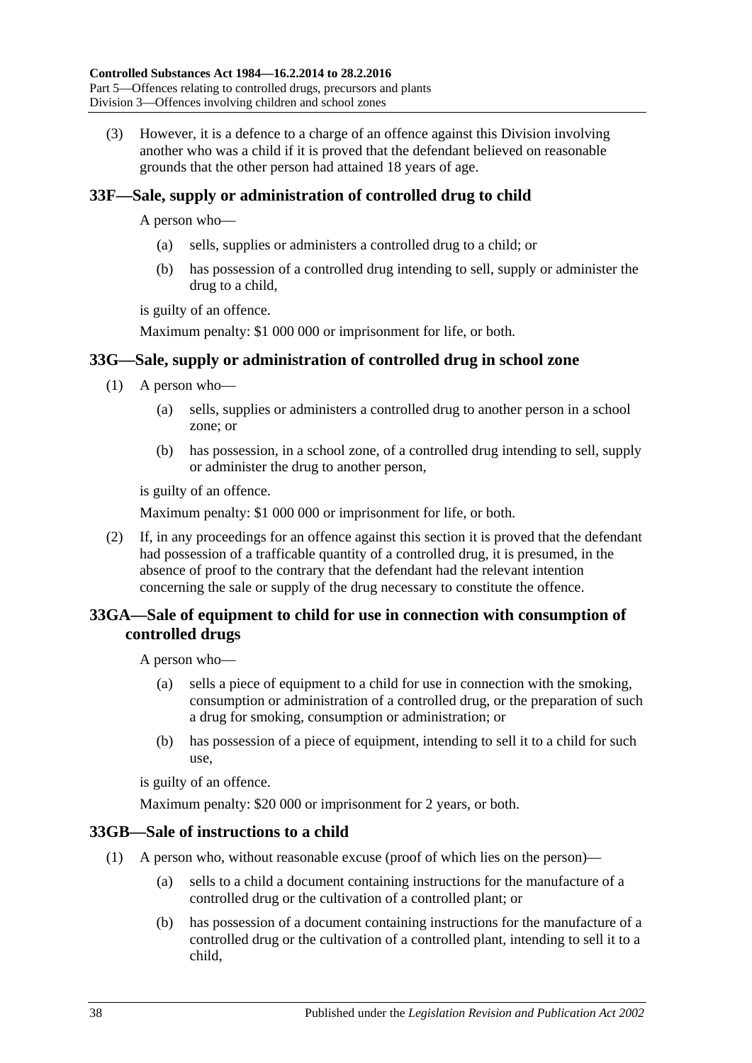(3) However, it is a defence to a charge of an offence against this Division involving another who was a child if it is proved that the defendant believed on reasonable grounds that the other person had attained 18 years of age.

## 33F—Sale, supply or administration of controlled drug to child

A person who—

(a) sells, supplies or administers a controlled drug to a child; or

(b) has possession of a controlled drug intending to sell, supply or administer the drug to a child,

is guilty of an offence.

Maximum penalty: $1 000 000 or imprisonment for life, or both.

## 33G—Sale, supply or administration of controlled drug in school zone

(1) A person who—

(a) sells, supplies or administers a controlled drug to another person in a school zone; or

(b) has possession, in a school zone, of a controlled drug intending to sell, supply or administer the drug to another person,

is guilty of an offence.

Maximum penalty: $1 000 000 or imprisonment for life, or both.

(2) If, in any proceedings for an offence against this section it is proved that the defendant had possession of a trafficable quantity of a controlled drug, it is presumed, in the absence of proof to the contrary that the defendant had the relevant intention concerning the sale or supply of the drug necessary to constitute the offence.

## 33GA—Sale of equipment to child for use in connection with consumption of controlled drugs

A person who—

(a) sells a piece of equipment to a child for use in connection with the smoking, consumption or administration of a controlled drug, or the preparation of such a drug for smoking, consumption or administration; or

(b) has possession of a piece of equipment, intending to sell it to a child for such use,

is guilty of an offence.

Maximum penalty: $20 000 or imprisonment for 2 years, or both.

## 33GB—Sale of instructions to a child

(1) A person who, without reasonable excuse (proof of which lies on the person)—

(a) sells to a child a document containing instructions for the manufacture of a controlled drug or the cultivation of a controlled plant; or

(b) has possession of a document containing instructions for the manufacture of a controlled drug or the cultivation of a controlled plant, intending to sell it to a child,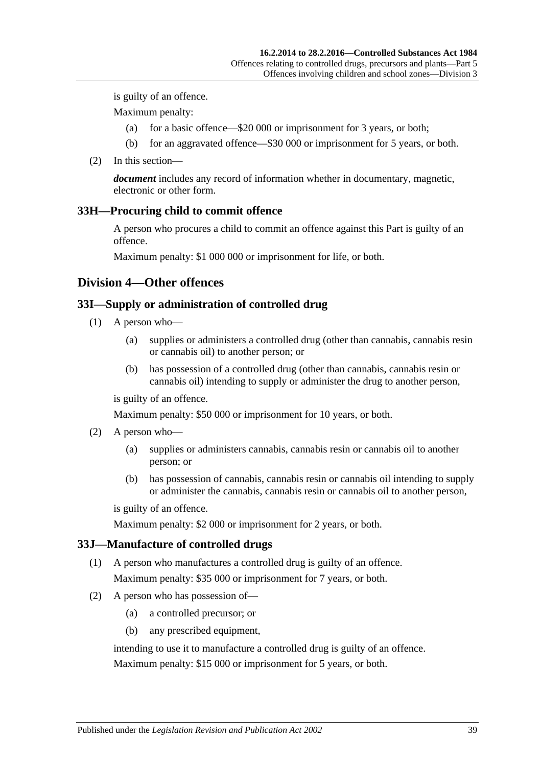is guilty of an offence.

Maximum penalty:

(a) for a basic offence—$20 000 or imprisonment for 3 years, or both;

(b) for an aggravated offence—$30 000 or imprisonment for 5 years, or both.

(2) In this section—

***document*** includes any record of information whether in documentary, magnetic, electronic or other form.

### 33H—Procuring child to commit offence

A person who procures a child to commit an offence against this Part is guilty of an offence.

Maximum penalty: $1 000 000 or imprisonment for life, or both.

## Division 4—Other offences

### 33I—Supply or administration of controlled drug

(1) A person who—

(a) supplies or administers a controlled drug (other than cannabis, cannabis resin or cannabis oil) to another person; or

(b) has possession of a controlled drug (other than cannabis, cannabis resin or cannabis oil) intending to supply or administer the drug to another person,

is guilty of an offence.

Maximum penalty: $50 000 or imprisonment for 10 years, or both.

(2) A person who—

(a) supplies or administers cannabis, cannabis resin or cannabis oil to another person; or

(b) has possession of cannabis, cannabis resin or cannabis oil intending to supply or administer the cannabis, cannabis resin or cannabis oil to another person,

is guilty of an offence.

Maximum penalty: $2 000 or imprisonment for 2 years, or both.

### 33J—Manufacture of controlled drugs

(1) A person who manufactures a controlled drug is guilty of an offence.

Maximum penalty: $35 000 or imprisonment for 7 years, or both.

(2) A person who has possession of—

(a) a controlled precursor; or

(b) any prescribed equipment,

intending to use it to manufacture a controlled drug is guilty of an offence.

Maximum penalty: $15 000 or imprisonment for 5 years, or both.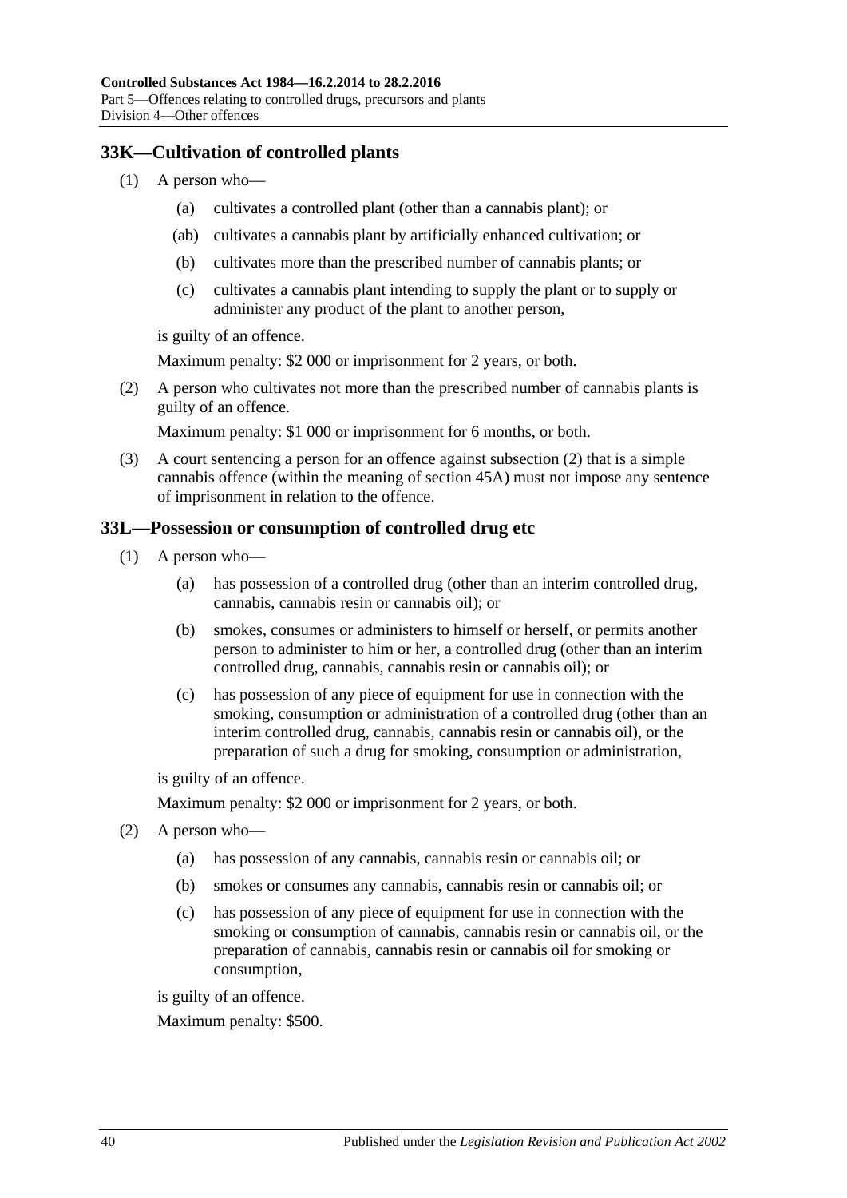## 33K—Cultivation of controlled plants

(1) A person who—

  (a) cultivates a controlled plant (other than a cannabis plant); or

  (ab) cultivates a cannabis plant by artificially enhanced cultivation; or

  (b) cultivates more than the prescribed number of cannabis plants; or

  (c) cultivates a cannabis plant intending to supply the plant or to supply or administer any product of the plant to another person,

is guilty of an offence.

Maximum penalty: $2 000 or imprisonment for 2 years, or both.

(2) A person who cultivates not more than the prescribed number of cannabis plants is guilty of an offence.

Maximum penalty: $1 000 or imprisonment for 6 months, or both.

(3) A court sentencing a person for an offence against subsection (2) that is a simple cannabis offence (within the meaning of section 45A) must not impose any sentence of imprisonment in relation to the offence.

## 33L—Possession or consumption of controlled drug etc

(1) A person who—

  (a) has possession of a controlled drug (other than an interim controlled drug, cannabis, cannabis resin or cannabis oil); or

  (b) smokes, consumes or administers to himself or herself, or permits another person to administer to him or her, a controlled drug (other than an interim controlled drug, cannabis, cannabis resin or cannabis oil); or

  (c) has possession of any piece of equipment for use in connection with the smoking, consumption or administration of a controlled drug (other than an interim controlled drug, cannabis, cannabis resin or cannabis oil), or the preparation of such a drug for smoking, consumption or administration,

is guilty of an offence.

Maximum penalty: $2 000 or imprisonment for 2 years, or both.

(2) A person who—

  (a) has possession of any cannabis, cannabis resin or cannabis oil; or

  (b) smokes or consumes any cannabis, cannabis resin or cannabis oil; or

  (c) has possession of any piece of equipment for use in connection with the smoking or consumption of cannabis, cannabis resin or cannabis oil, or the preparation of cannabis, cannabis resin or cannabis oil for smoking or consumption,

is guilty of an offence.

Maximum penalty: $500.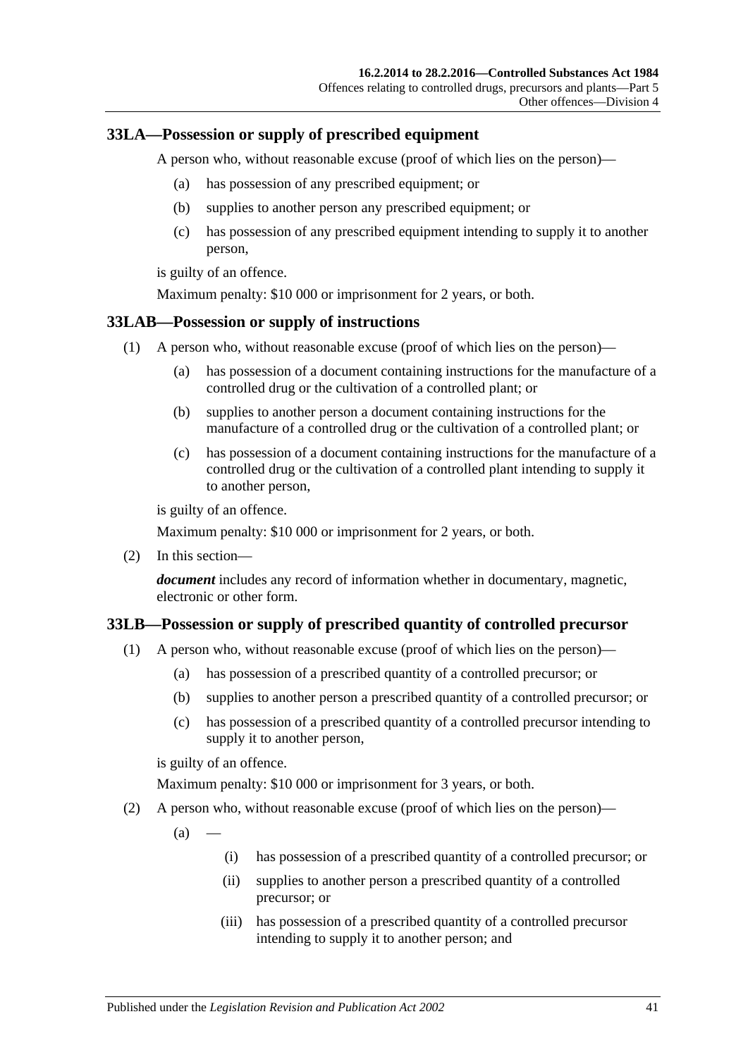## 33LA—Possession or supply of prescribed equipment

A person who, without reasonable excuse (proof of which lies on the person)—

(a) has possession of any prescribed equipment; or

(b) supplies to another person any prescribed equipment; or

(c) has possession of any prescribed equipment intending to supply it to another person,

is guilty of an offence.

Maximum penalty: $10 000 or imprisonment for 2 years, or both.

## 33LAB—Possession or supply of instructions

(1) A person who, without reasonable excuse (proof of which lies on the person)—

(a) has possession of a document containing instructions for the manufacture of a controlled drug or the cultivation of a controlled plant; or

(b) supplies to another person a document containing instructions for the manufacture of a controlled drug or the cultivation of a controlled plant; or

(c) has possession of a document containing instructions for the manufacture of a controlled drug or the cultivation of a controlled plant intending to supply it to another person,

is guilty of an offence.

Maximum penalty: $10 000 or imprisonment for 2 years, or both.

(2) In this section—

***document*** includes any record of information whether in documentary, magnetic, electronic or other form.

## 33LB—Possession or supply of prescribed quantity of controlled precursor

(1) A person who, without reasonable excuse (proof of which lies on the person)—

(a) has possession of a prescribed quantity of a controlled precursor; or

(b) supplies to another person a prescribed quantity of a controlled precursor; or

(c) has possession of a prescribed quantity of a controlled precursor intending to supply it to another person,

is guilty of an offence.

Maximum penalty: $10 000 or imprisonment for 3 years, or both.

(2) A person who, without reasonable excuse (proof of which lies on the person)—

(a) —

(i) has possession of a prescribed quantity of a controlled precursor; or

(ii) supplies to another person a prescribed quantity of a controlled precursor; or

(iii) has possession of a prescribed quantity of a controlled precursor intending to supply it to another person; and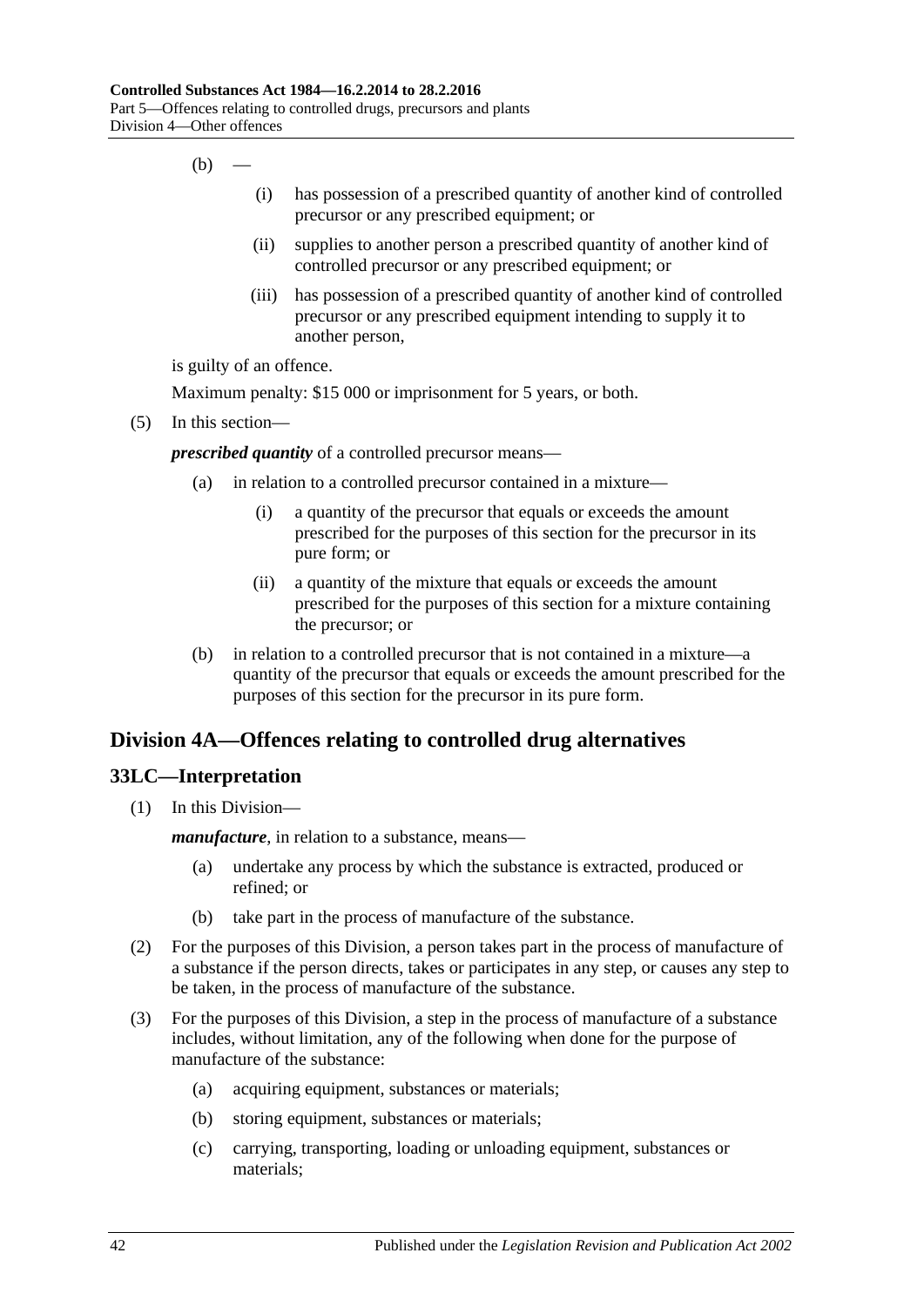(b) —

(i) has possession of a prescribed quantity of another kind of controlled precursor or any prescribed equipment; or

(ii) supplies to another person a prescribed quantity of another kind of controlled precursor or any prescribed equipment; or

(iii) has possession of a prescribed quantity of another kind of controlled precursor or any prescribed equipment intending to supply it to another person,

is guilty of an offence.

Maximum penalty: $15 000 or imprisonment for 5 years, or both.

(5) In this section—

***prescribed quantity*** of a controlled precursor means—

(a) in relation to a controlled precursor contained in a mixture—

(i) a quantity of the precursor that equals or exceeds the amount prescribed for the purposes of this section for the precursor in its pure form; or

(ii) a quantity of the mixture that equals or exceeds the amount prescribed for the purposes of this section for a mixture containing the precursor; or

(b) in relation to a controlled precursor that is not contained in a mixture—a quantity of the precursor that equals or exceeds the amount prescribed for the purposes of this section for the precursor in its pure form.

## Division 4A—Offences relating to controlled drug alternatives

### 33LC—Interpretation

(1) In this Division—

***manufacture***, in relation to a substance, means—

(a) undertake any process by which the substance is extracted, produced or refined; or

(b) take part in the process of manufacture of the substance.

(2) For the purposes of this Division, a person takes part in the process of manufacture of a substance if the person directs, takes or participates in any step, or causes any step to be taken, in the process of manufacture of the substance.

(3) For the purposes of this Division, a step in the process of manufacture of a substance includes, without limitation, any of the following when done for the purpose of manufacture of the substance:

(a) acquiring equipment, substances or materials;

(b) storing equipment, substances or materials;

(c) carrying, transporting, loading or unloading equipment, substances or materials;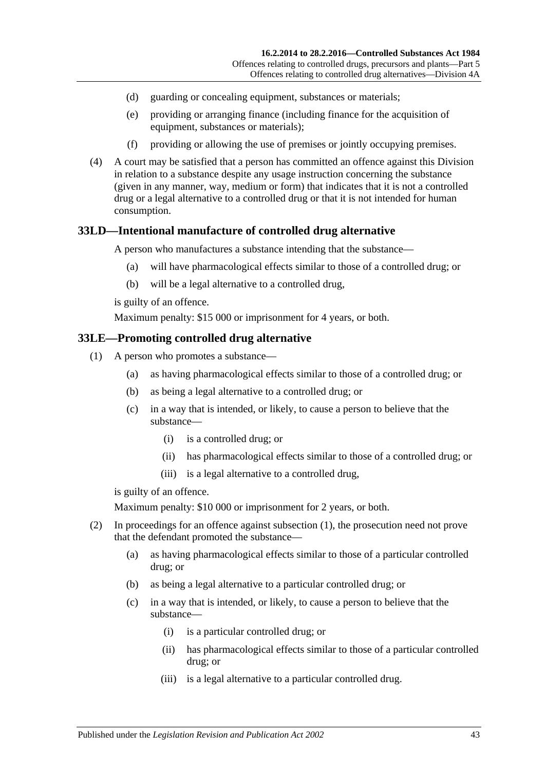(d) guarding or concealing equipment, substances or materials;

(e) providing or arranging finance (including finance for the acquisition of equipment, substances or materials);

(f) providing or allowing the use of premises or jointly occupying premises.

(4) A court may be satisfied that a person has committed an offence against this Division in relation to a substance despite any usage instruction concerning the substance (given in any manner, way, medium or form) that indicates that it is not a controlled drug or a legal alternative to a controlled drug or that it is not intended for human consumption.

## 33LD—Intentional manufacture of controlled drug alternative

A person who manufactures a substance intending that the substance—

(a) will have pharmacological effects similar to those of a controlled drug; or

(b) will be a legal alternative to a controlled drug,

is guilty of an offence.

Maximum penalty: $15 000 or imprisonment for 4 years, or both.

## 33LE—Promoting controlled drug alternative

(1) A person who promotes a substance—

(a) as having pharmacological effects similar to those of a controlled drug; or

(b) as being a legal alternative to a controlled drug; or

(c) in a way that is intended, or likely, to cause a person to believe that the substance—

(i) is a controlled drug; or

(ii) has pharmacological effects similar to those of a controlled drug; or

(iii) is a legal alternative to a controlled drug,

is guilty of an offence.

Maximum penalty: $10 000 or imprisonment for 2 years, or both.

(2) In proceedings for an offence against subsection (1), the prosecution need not prove that the defendant promoted the substance—

(a) as having pharmacological effects similar to those of a particular controlled drug; or

(b) as being a legal alternative to a particular controlled drug; or

(c) in a way that is intended, or likely, to cause a person to believe that the substance—

(i) is a particular controlled drug; or

(ii) has pharmacological effects similar to those of a particular controlled drug; or

(iii) is a legal alternative to a particular controlled drug.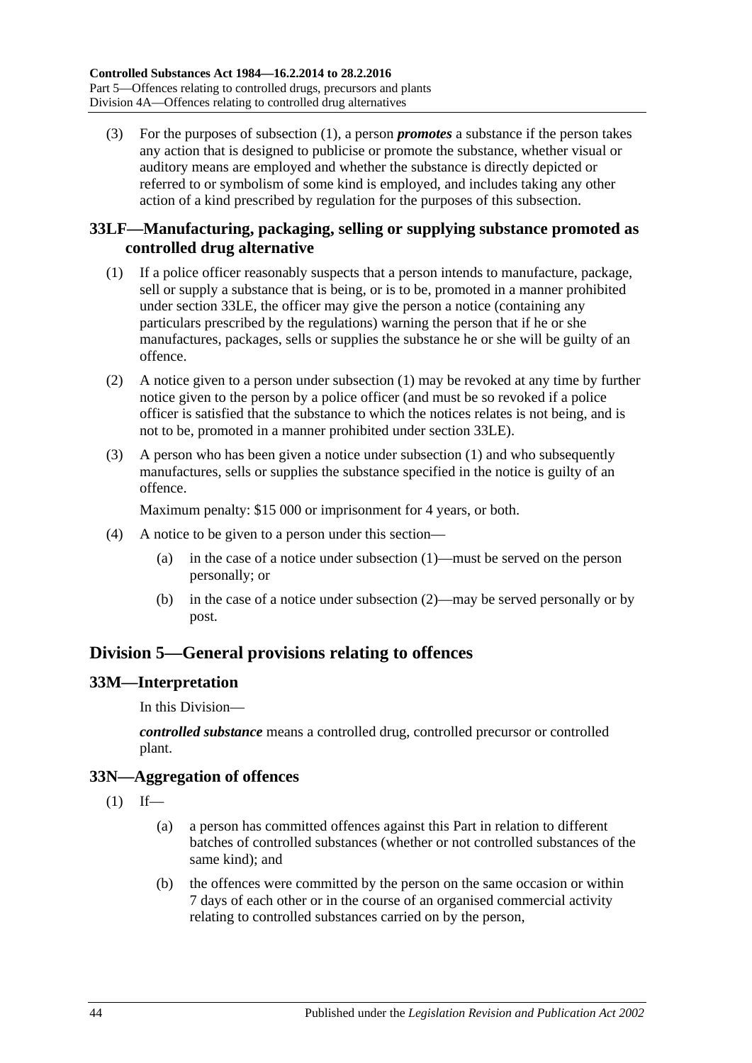(3) For the purposes of subsection (1), a person ***promotes*** a substance if the person takes any action that is designed to publicise or promote the substance, whether visual or auditory means are employed and whether the substance is directly depicted or referred to or symbolism of some kind is employed, and includes taking any other action of a kind prescribed by regulation for the purposes of this subsection.

## 33LF—Manufacturing, packaging, selling or supplying substance promoted as controlled drug alternative

(1) If a police officer reasonably suspects that a person intends to manufacture, package, sell or supply a substance that is being, or is to be, promoted in a manner prohibited under section 33LE, the officer may give the person a notice (containing any particulars prescribed by the regulations) warning the person that if he or she manufactures, packages, sells or supplies the substance he or she will be guilty of an offence.

(2) A notice given to a person under subsection (1) may be revoked at any time by further notice given to the person by a police officer (and must be so revoked if a police officer is satisfied that the substance to which the notices relates is not being, and is not to be, promoted in a manner prohibited under section 33LE).

(3) A person who has been given a notice under subsection (1) and who subsequently manufactures, sells or supplies the substance specified in the notice is guilty of an offence.

Maximum penalty: $15 000 or imprisonment for 4 years, or both.

(4) A notice to be given to a person under this section—

(a) in the case of a notice under subsection (1)—must be served on the person personally; or

(b) in the case of a notice under subsection (2)—may be served personally or by post.

# Division 5—General provisions relating to offences

## 33M—Interpretation

In this Division—

***controlled substance*** means a controlled drug, controlled precursor or controlled plant.

## 33N—Aggregation of offences

(1) If—

(a) a person has committed offences against this Part in relation to different batches of controlled substances (whether or not controlled substances of the same kind); and

(b) the offences were committed by the person on the same occasion or within 7 days of each other or in the course of an organised commercial activity relating to controlled substances carried on by the person,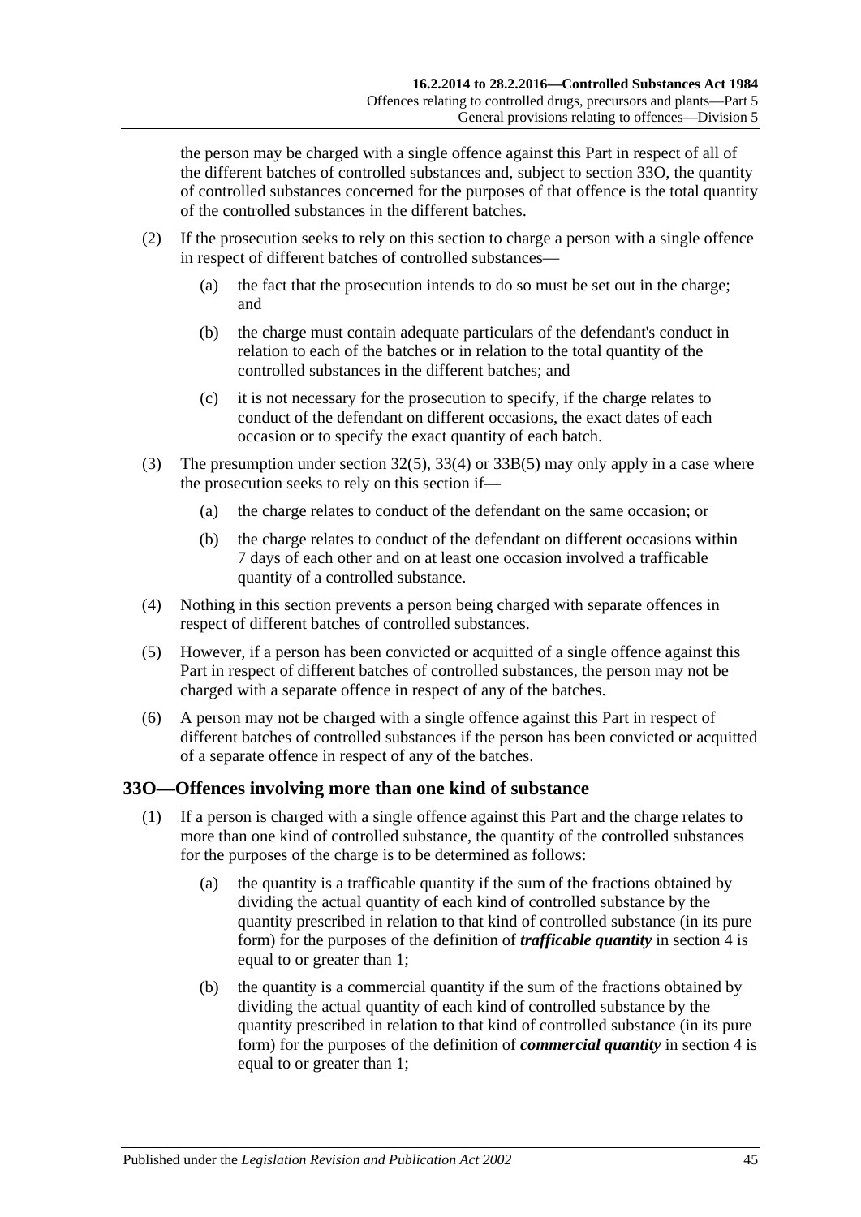the person may be charged with a single offence against this Part in respect of all of the different batches of controlled substances and, subject to section 33O, the quantity of controlled substances concerned for the purposes of that offence is the total quantity of the controlled substances in the different batches.

(2) If the prosecution seeks to rely on this section to charge a person with a single offence in respect of different batches of controlled substances—

(a) the fact that the prosecution intends to do so must be set out in the charge; and

(b) the charge must contain adequate particulars of the defendant's conduct in relation to each of the batches or in relation to the total quantity of the controlled substances in the different batches; and

(c) it is not necessary for the prosecution to specify, if the charge relates to conduct of the defendant on different occasions, the exact dates of each occasion or to specify the exact quantity of each batch.

(3) The presumption under section 32(5), 33(4) or 33B(5) may only apply in a case where the prosecution seeks to rely on this section if—

(a) the charge relates to conduct of the defendant on the same occasion; or

(b) the charge relates to conduct of the defendant on different occasions within 7 days of each other and on at least one occasion involved a trafficable quantity of a controlled substance.

(4) Nothing in this section prevents a person being charged with separate offences in respect of different batches of controlled substances.

(5) However, if a person has been convicted or acquitted of a single offence against this Part in respect of different batches of controlled substances, the person may not be charged with a separate offence in respect of any of the batches.

(6) A person may not be charged with a single offence against this Part in respect of different batches of controlled substances if the person has been convicted or acquitted of a separate offence in respect of any of the batches.

## 33O—Offences involving more than one kind of substance

(1) If a person is charged with a single offence against this Part and the charge relates to more than one kind of controlled substance, the quantity of the controlled substances for the purposes of the charge is to be determined as follows:

(a) the quantity is a trafficable quantity if the sum of the fractions obtained by dividing the actual quantity of each kind of controlled substance by the quantity prescribed in relation to that kind of controlled substance (in its pure form) for the purposes of the definition of ***trafficable quantity*** in section 4 is equal to or greater than 1;

(b) the quantity is a commercial quantity if the sum of the fractions obtained by dividing the actual quantity of each kind of controlled substance by the quantity prescribed in relation to that kind of controlled substance (in its pure form) for the purposes of the definition of ***commercial quantity*** in section 4 is equal to or greater than 1;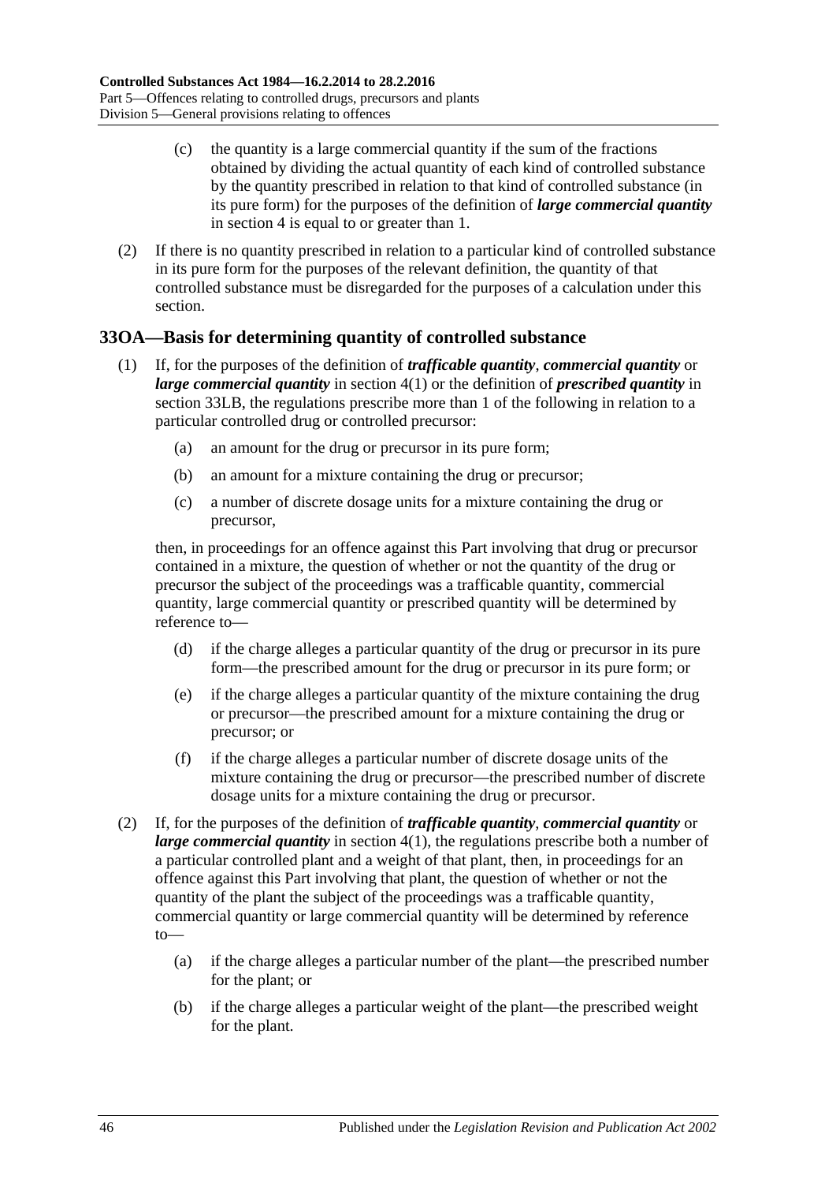(c) the quantity is a large commercial quantity if the sum of the fractions obtained by dividing the actual quantity of each kind of controlled substance by the quantity prescribed in relation to that kind of controlled substance (in its pure form) for the purposes of the definition of ***large commercial quantity*** in section 4 is equal to or greater than 1.

(2) If there is no quantity prescribed in relation to a particular kind of controlled substance in its pure form for the purposes of the relevant definition, the quantity of that controlled substance must be disregarded for the purposes of a calculation under this section.

## 33OA—Basis for determining quantity of controlled substance

(1) If, for the purposes of the definition of ***trafficable quantity***, ***commercial quantity*** or ***large commercial quantity*** in section 4(1) or the definition of ***prescribed quantity*** in section 33LB, the regulations prescribe more than 1 of the following in relation to a particular controlled drug or controlled precursor:

(a) an amount for the drug or precursor in its pure form;

(b) an amount for a mixture containing the drug or precursor;

(c) a number of discrete dosage units for a mixture containing the drug or precursor,

then, in proceedings for an offence against this Part involving that drug or precursor contained in a mixture, the question of whether or not the quantity of the drug or precursor the subject of the proceedings was a trafficable quantity, commercial quantity, large commercial quantity or prescribed quantity will be determined by reference to—

(d) if the charge alleges a particular quantity of the drug or precursor in its pure form—the prescribed amount for the drug or precursor in its pure form; or

(e) if the charge alleges a particular quantity of the mixture containing the drug or precursor—the prescribed amount for a mixture containing the drug or precursor; or

(f) if the charge alleges a particular number of discrete dosage units of the mixture containing the drug or precursor—the prescribed number of discrete dosage units for a mixture containing the drug or precursor.

(2) If, for the purposes of the definition of ***trafficable quantity***, ***commercial quantity*** or ***large commercial quantity*** in section 4(1), the regulations prescribe both a number of a particular controlled plant and a weight of that plant, then, in proceedings for an offence against this Part involving that plant, the question of whether or not the quantity of the plant the subject of the proceedings was a trafficable quantity, commercial quantity or large commercial quantity will be determined by reference to—

(a) if the charge alleges a particular number of the plant—the prescribed number for the plant; or

(b) if the charge alleges a particular weight of the plant—the prescribed weight for the plant.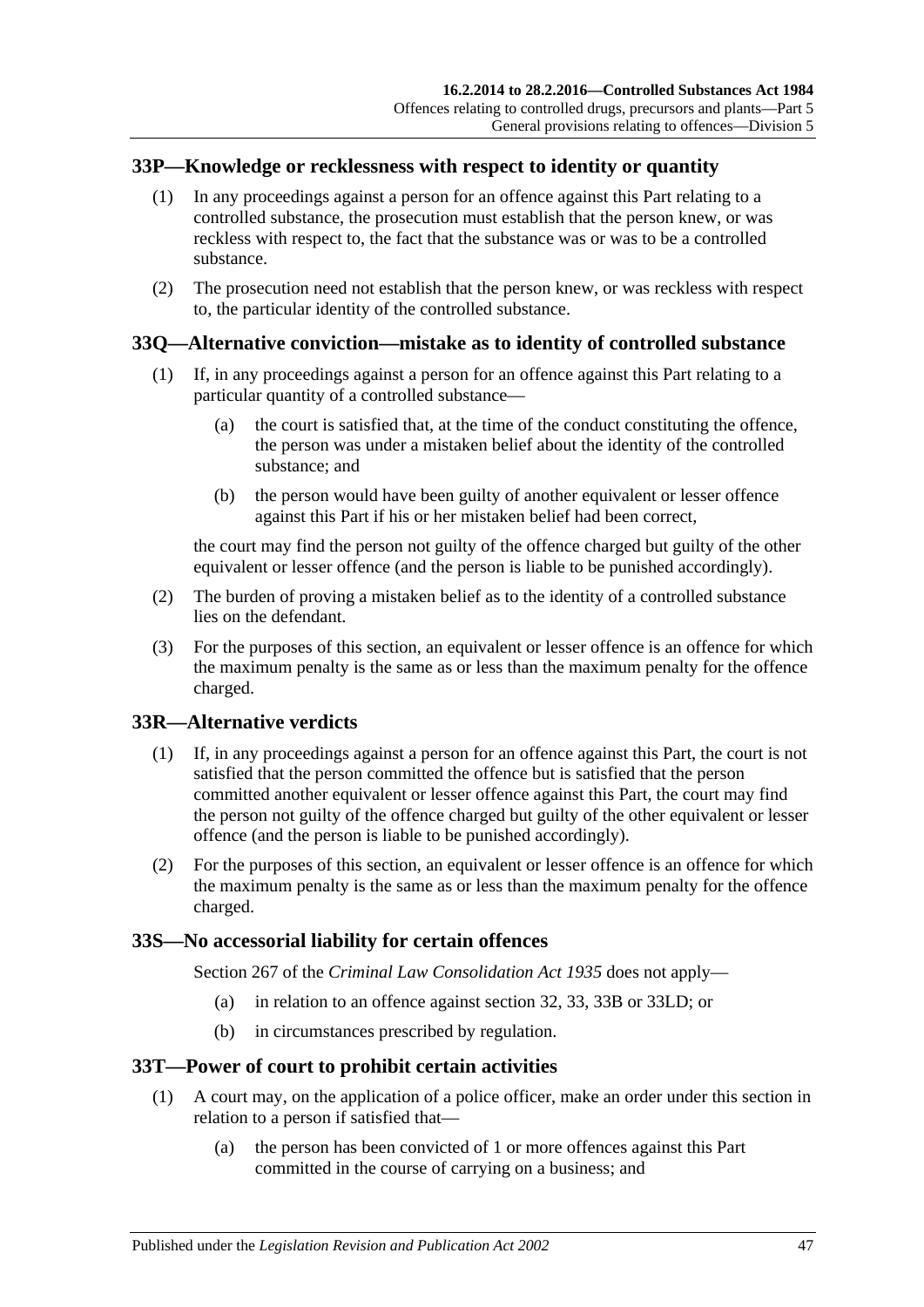## 33P—Knowledge or recklessness with respect to identity or quantity

(1) In any proceedings against a person for an offence against this Part relating to a controlled substance, the prosecution must establish that the person knew, or was reckless with respect to, the fact that the substance was or was to be a controlled substance.

(2) The prosecution need not establish that the person knew, or was reckless with respect to, the particular identity of the controlled substance.

## 33Q—Alternative conviction—mistake as to identity of controlled substance

(1) If, in any proceedings against a person for an offence against this Part relating to a particular quantity of a controlled substance—

- (a) the court is satisfied that, at the time of the conduct constituting the offence, the person was under a mistaken belief about the identity of the controlled substance; and
- (b) the person would have been guilty of another equivalent or lesser offence against this Part if his or her mistaken belief had been correct,

the court may find the person not guilty of the offence charged but guilty of the other equivalent or lesser offence (and the person is liable to be punished accordingly).

(2) The burden of proving a mistaken belief as to the identity of a controlled substance lies on the defendant.

(3) For the purposes of this section, an equivalent or lesser offence is an offence for which the maximum penalty is the same as or less than the maximum penalty for the offence charged.

## 33R—Alternative verdicts

(1) If, in any proceedings against a person for an offence against this Part, the court is not satisfied that the person committed the offence but is satisfied that the person committed another equivalent or lesser offence against this Part, the court may find the person not guilty of the offence charged but guilty of the other equivalent or lesser offence (and the person is liable to be punished accordingly).

(2) For the purposes of this section, an equivalent or lesser offence is an offence for which the maximum penalty is the same as or less than the maximum penalty for the offence charged.

## 33S—No accessorial liability for certain offences

Section 267 of the *Criminal Law Consolidation Act 1935* does not apply—

- (a) in relation to an offence against section 32, 33, 33B or 33LD; or
- (b) in circumstances prescribed by regulation.

## 33T—Power of court to prohibit certain activities

(1) A court may, on the application of a police officer, make an order under this section in relation to a person if satisfied that—

- (a) the person has been convicted of 1 or more offences against this Part committed in the course of carrying on a business; and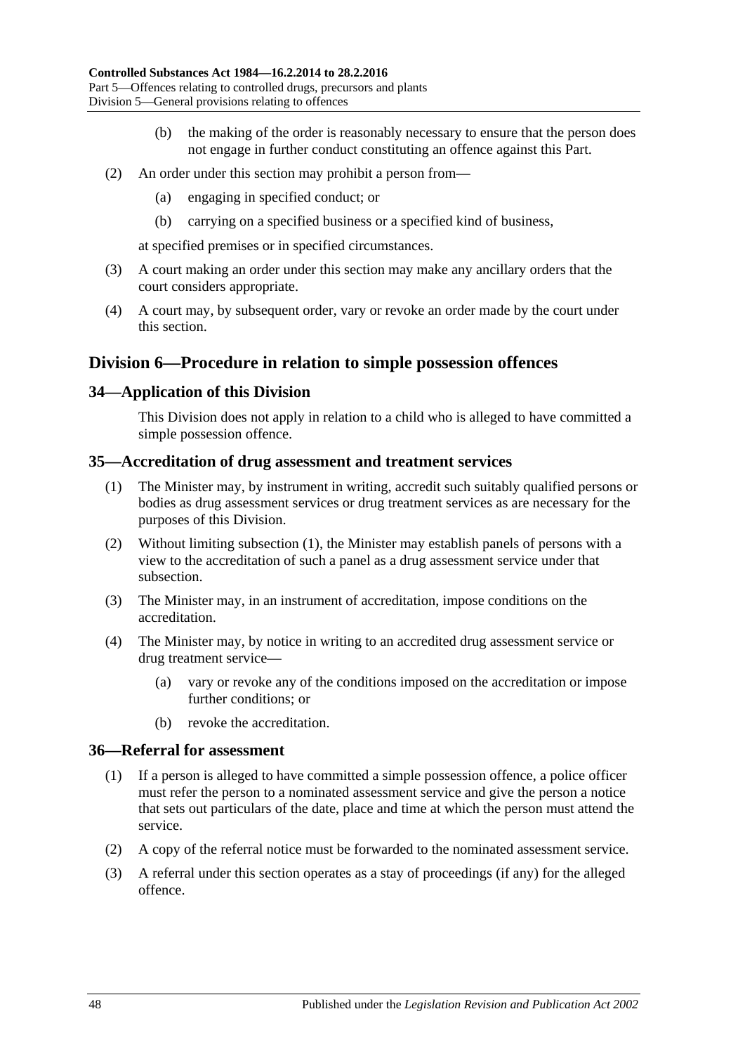(b) the making of the order is reasonably necessary to ensure that the person does not engage in further conduct constituting an offence against this Part.

(2) An order under this section may prohibit a person from—

(a) engaging in specified conduct; or

(b) carrying on a specified business or a specified kind of business,

at specified premises or in specified circumstances.

(3) A court making an order under this section may make any ancillary orders that the court considers appropriate.

(4) A court may, by subsequent order, vary or revoke an order made by the court under this section.

## Division 6—Procedure in relation to simple possession offences

### 34—Application of this Division

This Division does not apply in relation to a child who is alleged to have committed a simple possession offence.

### 35—Accreditation of drug assessment and treatment services

(1) The Minister may, by instrument in writing, accredit such suitably qualified persons or bodies as drug assessment services or drug treatment services as are necessary for the purposes of this Division.

(2) Without limiting subsection (1), the Minister may establish panels of persons with a view to the accreditation of such a panel as a drug assessment service under that subsection.

(3) The Minister may, in an instrument of accreditation, impose conditions on the accreditation.

(4) The Minister may, by notice in writing to an accredited drug assessment service or drug treatment service—

(a) vary or revoke any of the conditions imposed on the accreditation or impose further conditions; or

(b) revoke the accreditation.

### 36—Referral for assessment

(1) If a person is alleged to have committed a simple possession offence, a police officer must refer the person to a nominated assessment service and give the person a notice that sets out particulars of the date, place and time at which the person must attend the service.

(2) A copy of the referral notice must be forwarded to the nominated assessment service.

(3) A referral under this section operates as a stay of proceedings (if any) for the alleged offence.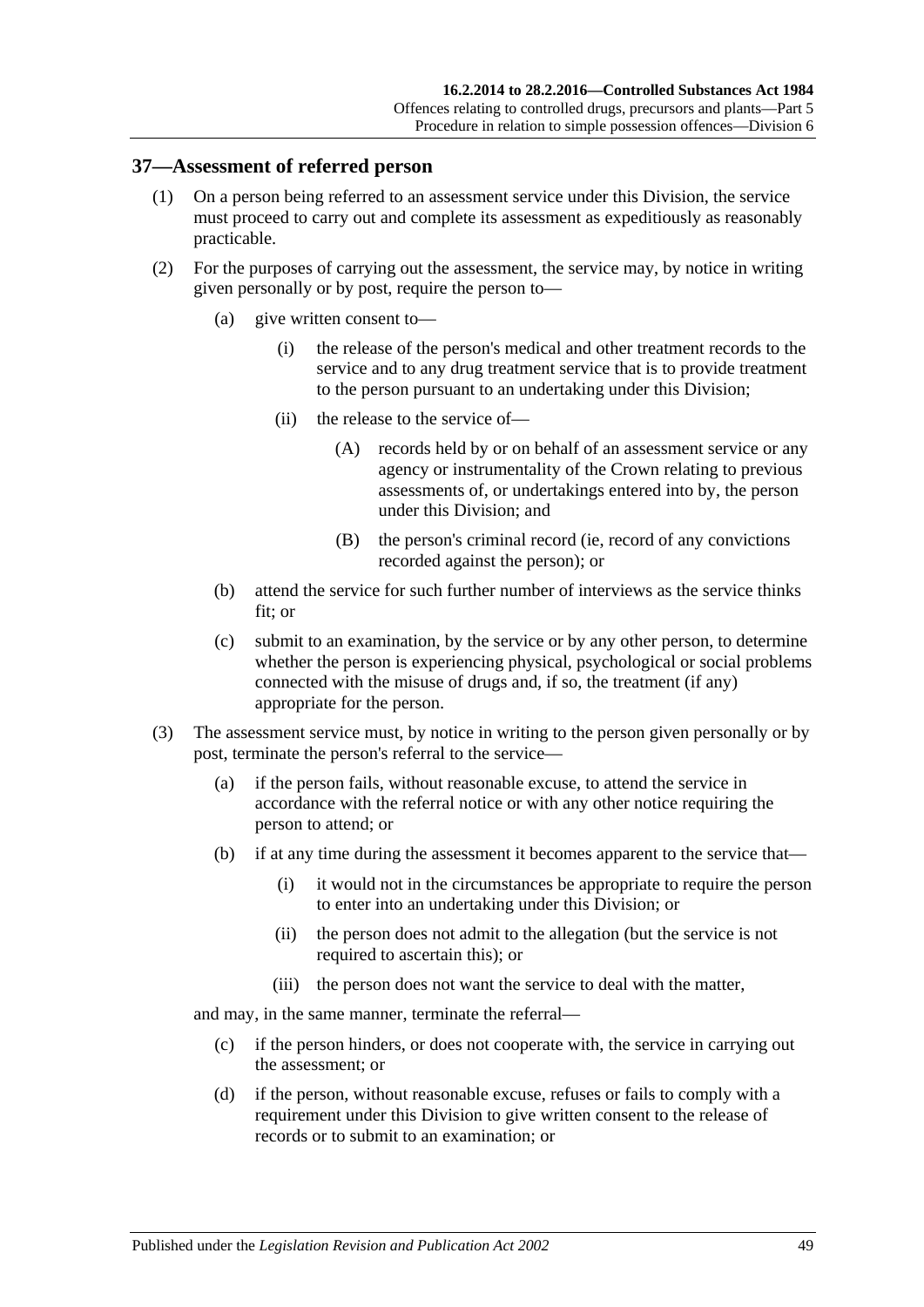## 37—Assessment of referred person

(1) On a person being referred to an assessment service under this Division, the service must proceed to carry out and complete its assessment as expeditiously as reasonably practicable.

(2) For the purposes of carrying out the assessment, the service may, by notice in writing given personally or by post, require the person to—

(a) give written consent to—

(i) the release of the person's medical and other treatment records to the service and to any drug treatment service that is to provide treatment to the person pursuant to an undertaking under this Division;

(ii) the release to the service of—

(A) records held by or on behalf of an assessment service or any agency or instrumentality of the Crown relating to previous assessments of, or undertakings entered into by, the person under this Division; and

(B) the person's criminal record (ie, record of any convictions recorded against the person); or

(b) attend the service for such further number of interviews as the service thinks fit; or

(c) submit to an examination, by the service or by any other person, to determine whether the person is experiencing physical, psychological or social problems connected with the misuse of drugs and, if so, the treatment (if any) appropriate for the person.

(3) The assessment service must, by notice in writing to the person given personally or by post, terminate the person's referral to the service—

(a) if the person fails, without reasonable excuse, to attend the service in accordance with the referral notice or with any other notice requiring the person to attend; or

(b) if at any time during the assessment it becomes apparent to the service that—

(i) it would not in the circumstances be appropriate to require the person to enter into an undertaking under this Division; or

(ii) the person does not admit to the allegation (but the service is not required to ascertain this); or

(iii) the person does not want the service to deal with the matter,

and may, in the same manner, terminate the referral—

(c) if the person hinders, or does not cooperate with, the service in carrying out the assessment; or

(d) if the person, without reasonable excuse, refuses or fails to comply with a requirement under this Division to give written consent to the release of records or to submit to an examination; or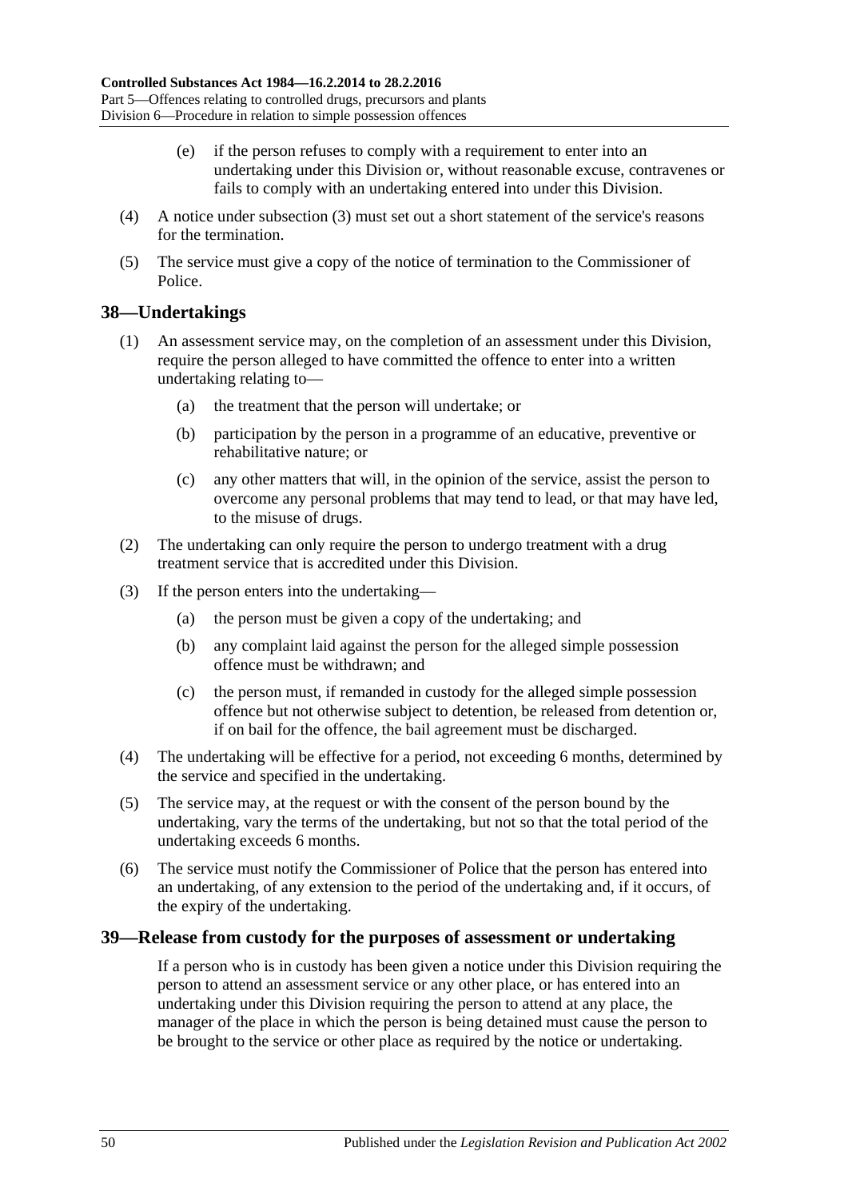(e) if the person refuses to comply with a requirement to enter into an undertaking under this Division or, without reasonable excuse, contravenes or fails to comply with an undertaking entered into under this Division.

(4) A notice under subsection (3) must set out a short statement of the service's reasons for the termination.

(5) The service must give a copy of the notice of termination to the Commissioner of Police.

## 38—Undertakings

(1) An assessment service may, on the completion of an assessment under this Division, require the person alleged to have committed the offence to enter into a written undertaking relating to—

(a) the treatment that the person will undertake; or

(b) participation by the person in a programme of an educative, preventive or rehabilitative nature; or

(c) any other matters that will, in the opinion of the service, assist the person to overcome any personal problems that may tend to lead, or that may have led, to the misuse of drugs.

(2) The undertaking can only require the person to undergo treatment with a drug treatment service that is accredited under this Division.

(3) If the person enters into the undertaking—

(a) the person must be given a copy of the undertaking; and

(b) any complaint laid against the person for the alleged simple possession offence must be withdrawn; and

(c) the person must, if remanded in custody for the alleged simple possession offence but not otherwise subject to detention, be released from detention or, if on bail for the offence, the bail agreement must be discharged.

(4) The undertaking will be effective for a period, not exceeding 6 months, determined by the service and specified in the undertaking.

(5) The service may, at the request or with the consent of the person bound by the undertaking, vary the terms of the undertaking, but not so that the total period of the undertaking exceeds 6 months.

(6) The service must notify the Commissioner of Police that the person has entered into an undertaking, of any extension to the period of the undertaking and, if it occurs, of the expiry of the undertaking.

## 39—Release from custody for the purposes of assessment or undertaking

If a person who is in custody has been given a notice under this Division requiring the person to attend an assessment service or any other place, or has entered into an undertaking under this Division requiring the person to attend at any place, the manager of the place in which the person is being detained must cause the person to be brought to the service or other place as required by the notice or undertaking.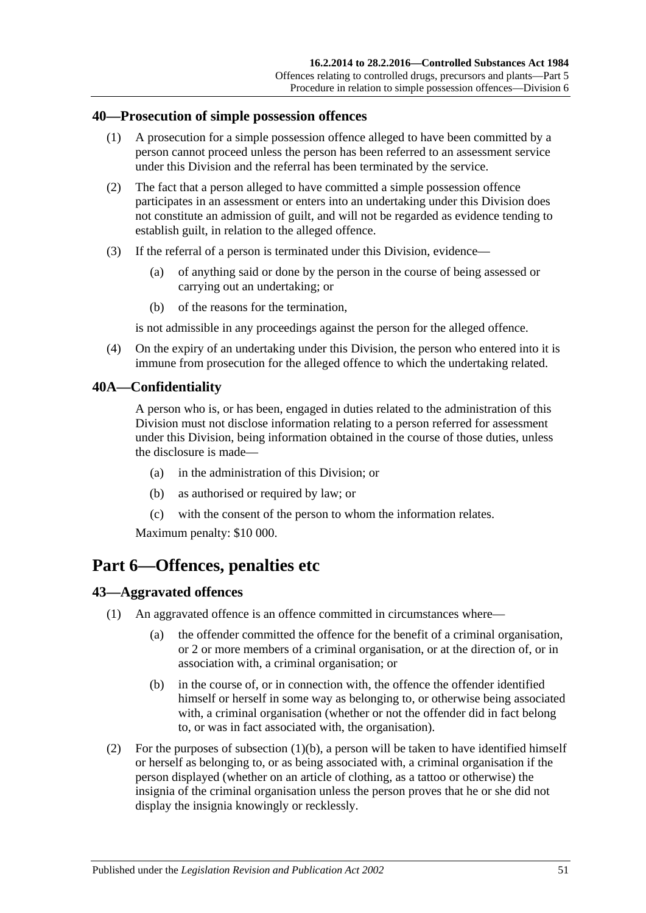## 40—Prosecution of simple possession offences

(1) A prosecution for a simple possession offence alleged to have been committed by a person cannot proceed unless the person has been referred to an assessment service under this Division and the referral has been terminated by the service.

(2) The fact that a person alleged to have committed a simple possession offence participates in an assessment or enters into an undertaking under this Division does not constitute an admission of guilt, and will not be regarded as evidence tending to establish guilt, in relation to the alleged offence.

(3) If the referral of a person is terminated under this Division, evidence—

(a) of anything said or done by the person in the course of being assessed or carrying out an undertaking; or

(b) of the reasons for the termination,

is not admissible in any proceedings against the person for the alleged offence.

(4) On the expiry of an undertaking under this Division, the person who entered into it is immune from prosecution for the alleged offence to which the undertaking related.

## 40A—Confidentiality

A person who is, or has been, engaged in duties related to the administration of this Division must not disclose information relating to a person referred for assessment under this Division, being information obtained in the course of those duties, unless the disclosure is made—

(a) in the administration of this Division; or

(b) as authorised or required by law; or

(c) with the consent of the person to whom the information relates.

Maximum penalty: $10 000.

# Part 6—Offences, penalties etc

## 43—Aggravated offences

(1) An aggravated offence is an offence committed in circumstances where—

(a) the offender committed the offence for the benefit of a criminal organisation, or 2 or more members of a criminal organisation, or at the direction of, or in association with, a criminal organisation; or

(b) in the course of, or in connection with, the offence the offender identified himself or herself in some way as belonging to, or otherwise being associated with, a criminal organisation (whether or not the offender did in fact belong to, or was in fact associated with, the organisation).

(2) For the purposes of subsection (1)(b), a person will be taken to have identified himself or herself as belonging to, or as being associated with, a criminal organisation if the person displayed (whether on an article of clothing, as a tattoo or otherwise) the insignia of the criminal organisation unless the person proves that he or she did not display the insignia knowingly or recklessly.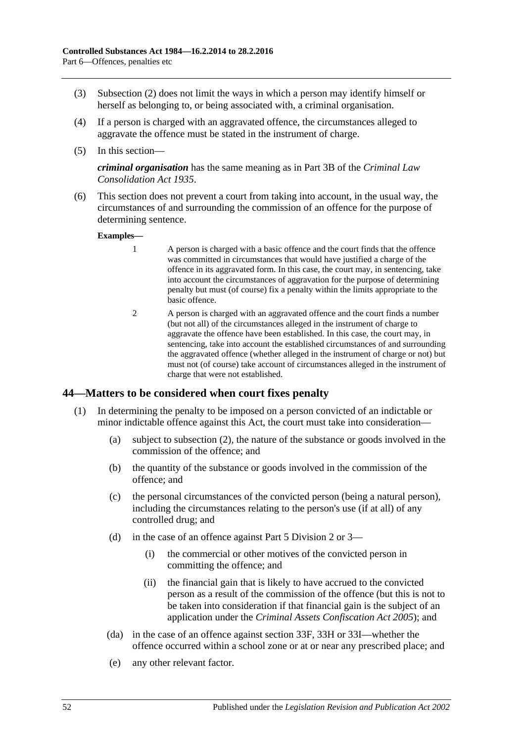(3) Subsection (2) does not limit the ways in which a person may identify himself or herself as belonging to, or being associated with, a criminal organisation.

(4) If a person is charged with an aggravated offence, the circumstances alleged to aggravate the offence must be stated in the instrument of charge.

(5) In this section—

***criminal organisation*** has the same meaning as in Part 3B of the *Criminal Law Consolidation Act 1935*.

(6) This section does not prevent a court from taking into account, in the usual way, the circumstances of and surrounding the commission of an offence for the purpose of determining sentence.

**Examples—**

1 A person is charged with a basic offence and the court finds that the offence was committed in circumstances that would have justified a charge of the offence in its aggravated form. In this case, the court may, in sentencing, take into account the circumstances of aggravation for the purpose of determining penalty but must (of course) fix a penalty within the limits appropriate to the basic offence.

2 A person is charged with an aggravated offence and the court finds a number (but not all) of the circumstances alleged in the instrument of charge to aggravate the offence have been established. In this case, the court may, in sentencing, take into account the established circumstances of and surrounding the aggravated offence (whether alleged in the instrument of charge or not) but must not (of course) take account of circumstances alleged in the instrument of charge that were not established.

## 44—Matters to be considered when court fixes penalty

(1) In determining the penalty to be imposed on a person convicted of an indictable or minor indictable offence against this Act, the court must take into consideration—

(a) subject to subsection (2), the nature of the substance or goods involved in the commission of the offence; and

(b) the quantity of the substance or goods involved in the commission of the offence; and

(c) the personal circumstances of the convicted person (being a natural person), including the circumstances relating to the person's use (if at all) of any controlled drug; and

(d) in the case of an offence against Part 5 Division 2 or 3—

(i) the commercial or other motives of the convicted person in committing the offence; and

(ii) the financial gain that is likely to have accrued to the convicted person as a result of the commission of the offence (but this is not to be taken into consideration if that financial gain is the subject of an application under the *Criminal Assets Confiscation Act 2005*); and

(da) in the case of an offence against section 33F, 33H or 33I—whether the offence occurred within a school zone or at or near any prescribed place; and

(e) any other relevant factor.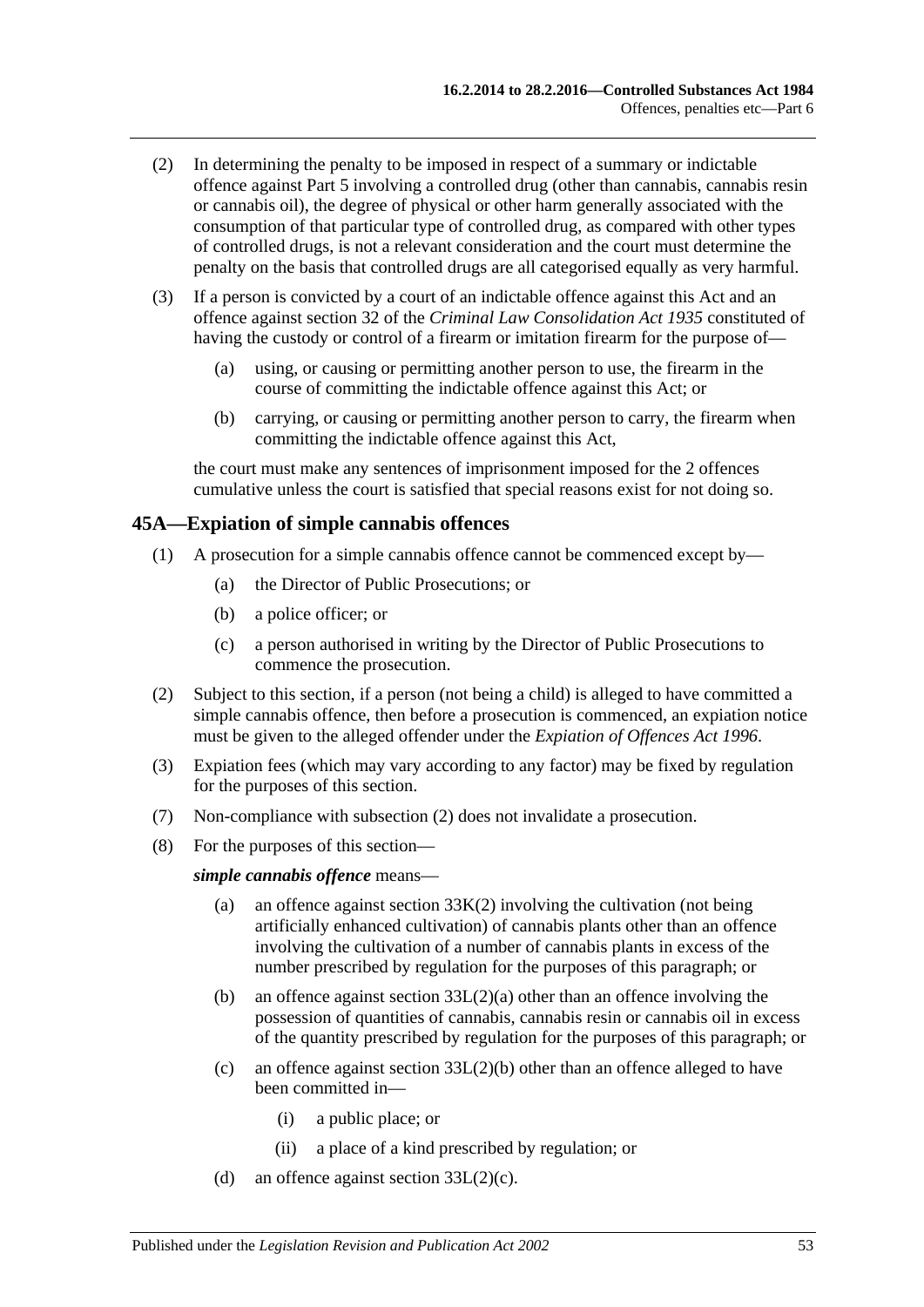(2) In determining the penalty to be imposed in respect of a summary or indictable offence against Part 5 involving a controlled drug (other than cannabis, cannabis resin or cannabis oil), the degree of physical or other harm generally associated with the consumption of that particular type of controlled drug, as compared with other types of controlled drugs, is not a relevant consideration and the court must determine the penalty on the basis that controlled drugs are all categorised equally as very harmful.

(3) If a person is convicted by a court of an indictable offence against this Act and an offence against section 32 of the *Criminal Law Consolidation Act 1935* constituted of having the custody or control of a firearm or imitation firearm for the purpose of—

  (a) using, or causing or permitting another person to use, the firearm in the course of committing the indictable offence against this Act; or

  (b) carrying, or causing or permitting another person to carry, the firearm when committing the indictable offence against this Act,

the court must make any sentences of imprisonment imposed for the 2 offences cumulative unless the court is satisfied that special reasons exist for not doing so.

## 45A—Expiation of simple cannabis offences

(1) A prosecution for a simple cannabis offence cannot be commenced except by—

  (a) the Director of Public Prosecutions; or

  (b) a police officer; or

  (c) a person authorised in writing by the Director of Public Prosecutions to commence the prosecution.

(2) Subject to this section, if a person (not being a child) is alleged to have committed a simple cannabis offence, then before a prosecution is commenced, an expiation notice must be given to the alleged offender under the *Expiation of Offences Act 1996*.

(3) Expiation fees (which may vary according to any factor) may be fixed by regulation for the purposes of this section.

(7) Non-compliance with subsection (2) does not invalidate a prosecution.

(8) For the purposes of this section—

***simple cannabis offence*** means—

  (a) an offence against section 33K(2) involving the cultivation (not being artificially enhanced cultivation) of cannabis plants other than an offence involving the cultivation of a number of cannabis plants in excess of the number prescribed by regulation for the purposes of this paragraph; or

  (b) an offence against section 33L(2)(a) other than an offence involving the possession of quantities of cannabis, cannabis resin or cannabis oil in excess of the quantity prescribed by regulation for the purposes of this paragraph; or

  (c) an offence against section 33L(2)(b) other than an offence alleged to have been committed in—

    (i) a public place; or

    (ii) a place of a kind prescribed by regulation; or

  (d) an offence against section 33L(2)(c).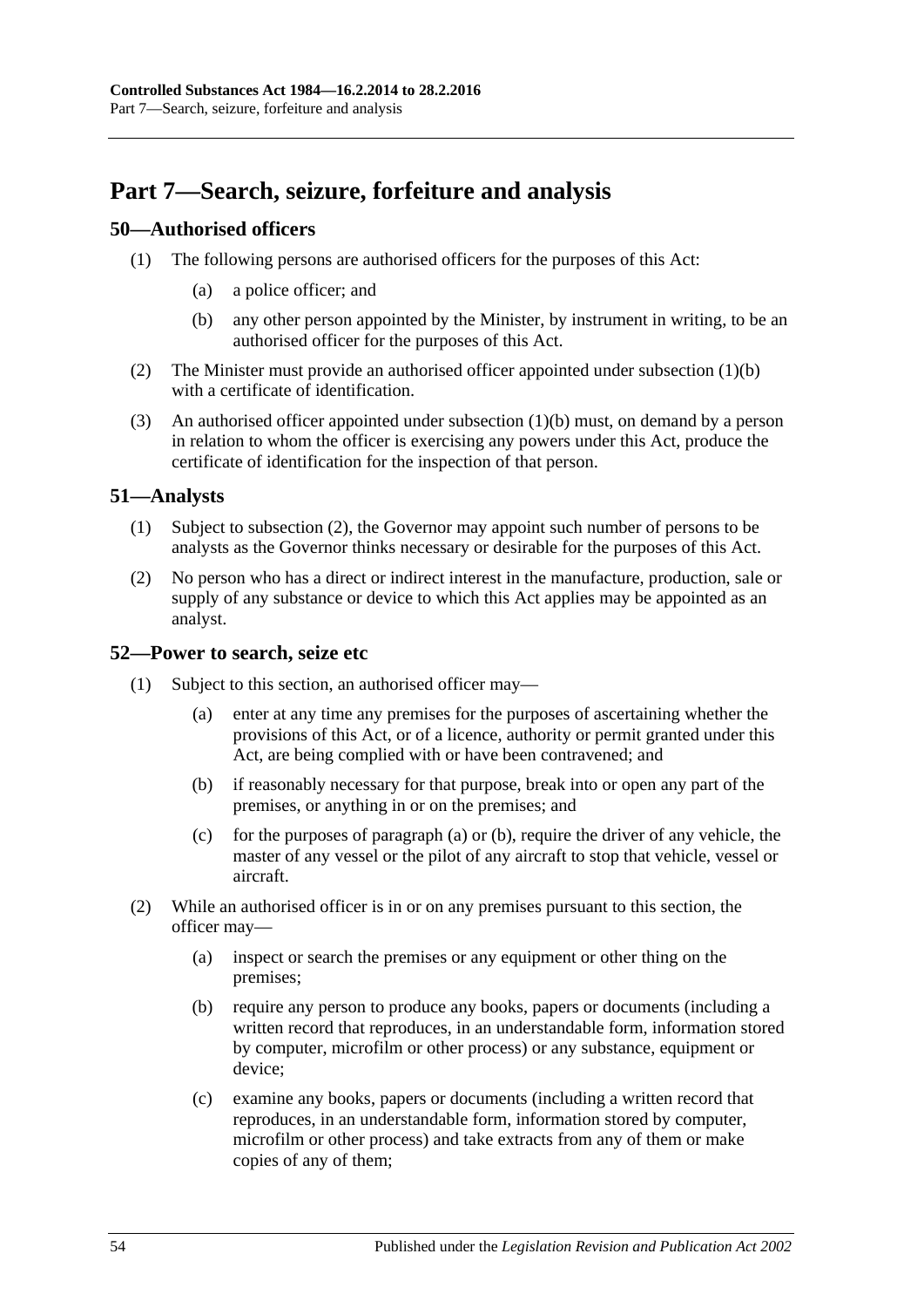# Part 7—Search, seizure, forfeiture and analysis

## 50—Authorised officers

(1) The following persons are authorised officers for the purposes of this Act:

(a) a police officer; and

(b) any other person appointed by the Minister, by instrument in writing, to be an authorised officer for the purposes of this Act.

(2) The Minister must provide an authorised officer appointed under subsection (1)(b) with a certificate of identification.

(3) An authorised officer appointed under subsection (1)(b) must, on demand by a person in relation to whom the officer is exercising any powers under this Act, produce the certificate of identification for the inspection of that person.

## 51—Analysts

(1) Subject to subsection (2), the Governor may appoint such number of persons to be analysts as the Governor thinks necessary or desirable for the purposes of this Act.

(2) No person who has a direct or indirect interest in the manufacture, production, sale or supply of any substance or device to which this Act applies may be appointed as an analyst.

## 52—Power to search, seize etc

(1) Subject to this section, an authorised officer may—

(a) enter at any time any premises for the purposes of ascertaining whether the provisions of this Act, or of a licence, authority or permit granted under this Act, are being complied with or have been contravened; and

(b) if reasonably necessary for that purpose, break into or open any part of the premises, or anything in or on the premises; and

(c) for the purposes of paragraph (a) or (b), require the driver of any vehicle, the master of any vessel or the pilot of any aircraft to stop that vehicle, vessel or aircraft.

(2) While an authorised officer is in or on any premises pursuant to this section, the officer may—

(a) inspect or search the premises or any equipment or other thing on the premises;

(b) require any person to produce any books, papers or documents (including a written record that reproduces, in an understandable form, information stored by computer, microfilm or other process) or any substance, equipment or device;

(c) examine any books, papers or documents (including a written record that reproduces, in an understandable form, information stored by computer, microfilm or other process) and take extracts from any of them or make copies of any of them;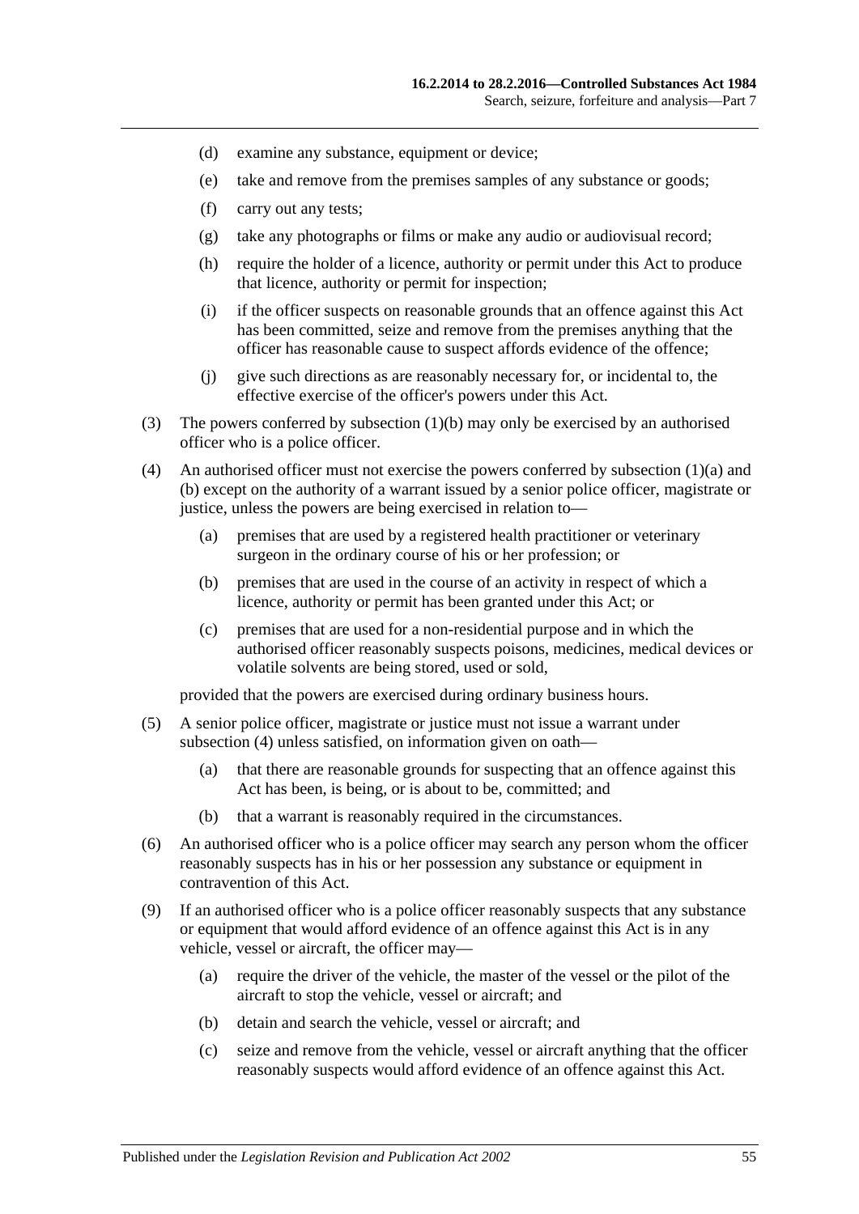(d) examine any substance, equipment or device;

(e) take and remove from the premises samples of any substance or goods;

(f) carry out any tests;

(g) take any photographs or films or make any audio or audiovisual record;

(h) require the holder of a licence, authority or permit under this Act to produce that licence, authority or permit for inspection;

(i) if the officer suspects on reasonable grounds that an offence against this Act has been committed, seize and remove from the premises anything that the officer has reasonable cause to suspect affords evidence of the offence;

(j) give such directions as are reasonably necessary for, or incidental to, the effective exercise of the officer's powers under this Act.

(3) The powers conferred by subsection (1)(b) may only be exercised by an authorised officer who is a police officer.

(4) An authorised officer must not exercise the powers conferred by subsection (1)(a) and (b) except on the authority of a warrant issued by a senior police officer, magistrate or justice, unless the powers are being exercised in relation to—

(a) premises that are used by a registered health practitioner or veterinary surgeon in the ordinary course of his or her profession; or

(b) premises that are used in the course of an activity in respect of which a licence, authority or permit has been granted under this Act; or

(c) premises that are used for a non-residential purpose and in which the authorised officer reasonably suspects poisons, medicines, medical devices or volatile solvents are being stored, used or sold,

provided that the powers are exercised during ordinary business hours.

(5) A senior police officer, magistrate or justice must not issue a warrant under subsection (4) unless satisfied, on information given on oath—

(a) that there are reasonable grounds for suspecting that an offence against this Act has been, is being, or is about to be, committed; and

(b) that a warrant is reasonably required in the circumstances.

(6) An authorised officer who is a police officer may search any person whom the officer reasonably suspects has in his or her possession any substance or equipment in contravention of this Act.

(9) If an authorised officer who is a police officer reasonably suspects that any substance or equipment that would afford evidence of an offence against this Act is in any vehicle, vessel or aircraft, the officer may—

(a) require the driver of the vehicle, the master of the vessel or the pilot of the aircraft to stop the vehicle, vessel or aircraft; and

(b) detain and search the vehicle, vessel or aircraft; and

(c) seize and remove from the vehicle, vessel or aircraft anything that the officer reasonably suspects would afford evidence of an offence against this Act.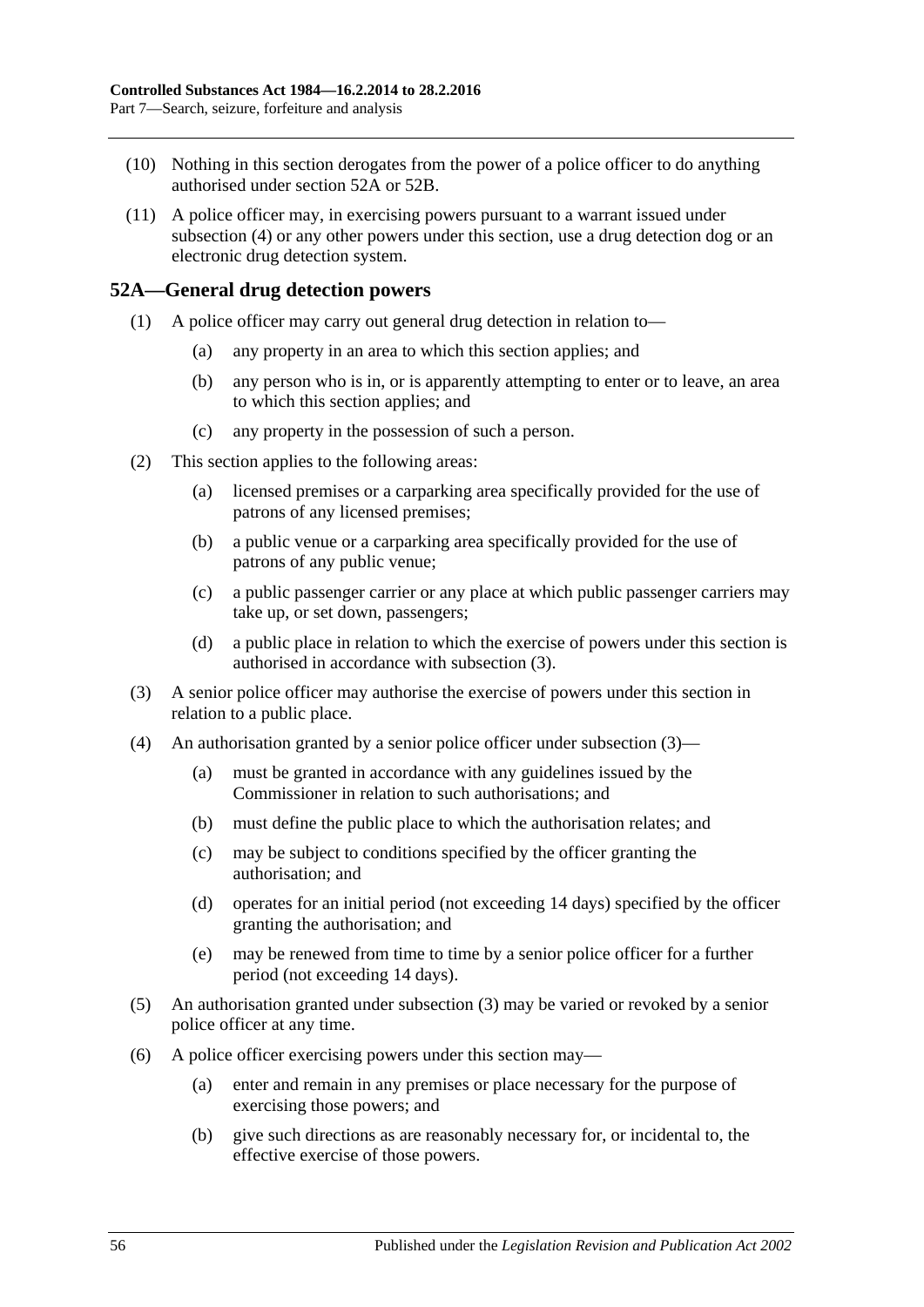(10) Nothing in this section derogates from the power of a police officer to do anything authorised under section 52A or 52B.

(11) A police officer may, in exercising powers pursuant to a warrant issued under subsection (4) or any other powers under this section, use a drug detection dog or an electronic drug detection system.

## 52A—General drug detection powers

(1) A police officer may carry out general drug detection in relation to—

(a) any property in an area to which this section applies; and

(b) any person who is in, or is apparently attempting to enter or to leave, an area to which this section applies; and

(c) any property in the possession of such a person.

(2) This section applies to the following areas:

(a) licensed premises or a carparking area specifically provided for the use of patrons of any licensed premises;

(b) a public venue or a carparking area specifically provided for the use of patrons of any public venue;

(c) a public passenger carrier or any place at which public passenger carriers may take up, or set down, passengers;

(d) a public place in relation to which the exercise of powers under this section is authorised in accordance with subsection (3).

(3) A senior police officer may authorise the exercise of powers under this section in relation to a public place.

(4) An authorisation granted by a senior police officer under subsection (3)—

(a) must be granted in accordance with any guidelines issued by the Commissioner in relation to such authorisations; and

(b) must define the public place to which the authorisation relates; and

(c) may be subject to conditions specified by the officer granting the authorisation; and

(d) operates for an initial period (not exceeding 14 days) specified by the officer granting the authorisation; and

(e) may be renewed from time to time by a senior police officer for a further period (not exceeding 14 days).

(5) An authorisation granted under subsection (3) may be varied or revoked by a senior police officer at any time.

(6) A police officer exercising powers under this section may—

(a) enter and remain in any premises or place necessary for the purpose of exercising those powers; and

(b) give such directions as are reasonably necessary for, or incidental to, the effective exercise of those powers.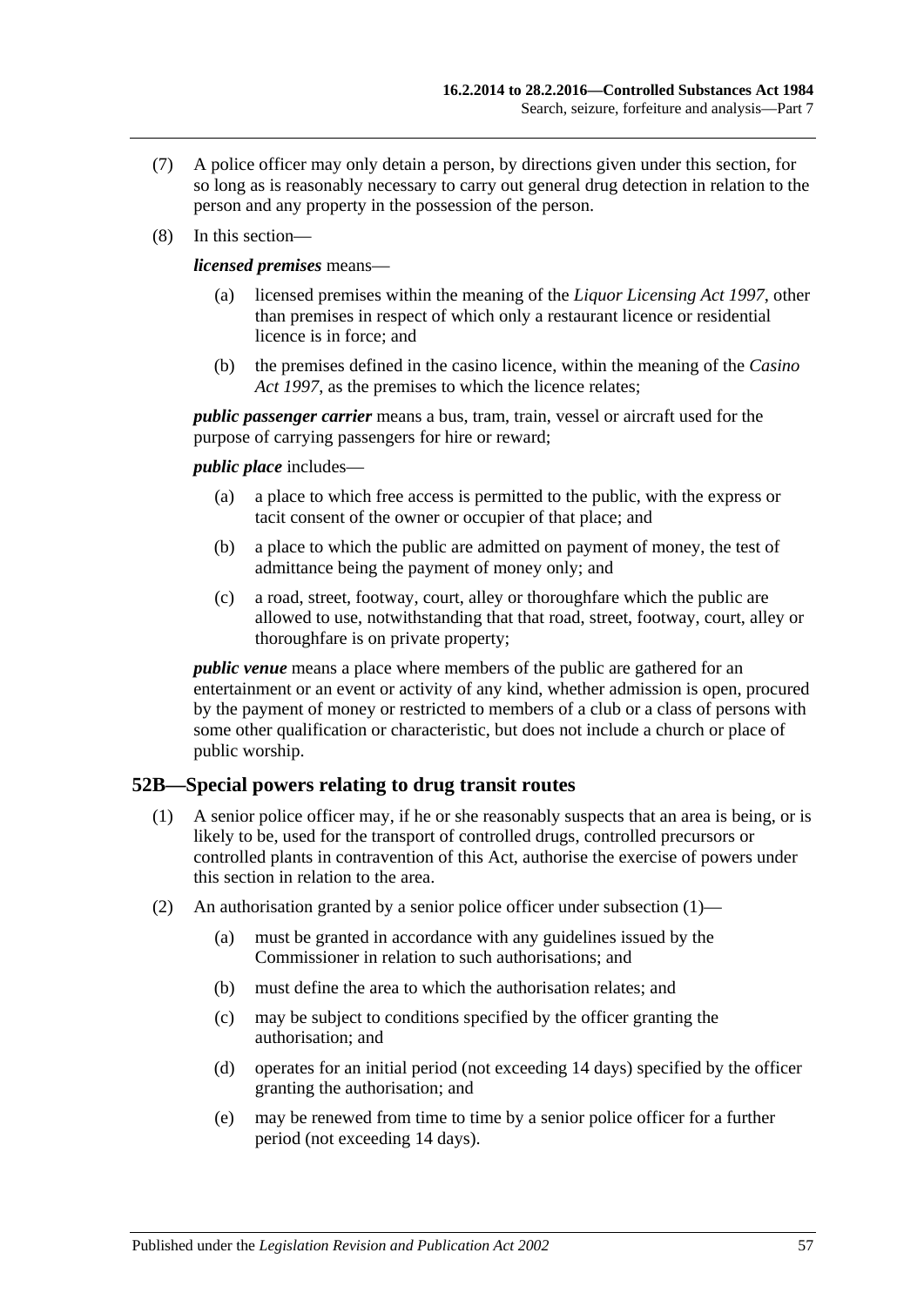(7) A police officer may only detain a person, by directions given under this section, for so long as is reasonably necessary to carry out general drug detection in relation to the person and any property in the possession of the person.

(8) In this section—

***licensed premises*** means—

(a) licensed premises within the meaning of the *Liquor Licensing Act 1997*, other than premises in respect of which only a restaurant licence or residential licence is in force; and

(b) the premises defined in the casino licence, within the meaning of the *Casino Act 1997*, as the premises to which the licence relates;

***public passenger carrier*** means a bus, tram, train, vessel or aircraft used for the purpose of carrying passengers for hire or reward;

***public place*** includes—

(a) a place to which free access is permitted to the public, with the express or tacit consent of the owner or occupier of that place; and

(b) a place to which the public are admitted on payment of money, the test of admittance being the payment of money only; and

(c) a road, street, footway, court, alley or thoroughfare which the public are allowed to use, notwithstanding that that road, street, footway, court, alley or thoroughfare is on private property;

***public venue*** means a place where members of the public are gathered for an entertainment or an event or activity of any kind, whether admission is open, procured by the payment of money or restricted to members of a club or a class of persons with some other qualification or characteristic, but does not include a church or place of public worship.

## 52B—Special powers relating to drug transit routes

(1) A senior police officer may, if he or she reasonably suspects that an area is being, or is likely to be, used for the transport of controlled drugs, controlled precursors or controlled plants in contravention of this Act, authorise the exercise of powers under this section in relation to the area.

(2) An authorisation granted by a senior police officer under subsection (1)—

(a) must be granted in accordance with any guidelines issued by the Commissioner in relation to such authorisations; and

(b) must define the area to which the authorisation relates; and

(c) may be subject to conditions specified by the officer granting the authorisation; and

(d) operates for an initial period (not exceeding 14 days) specified by the officer granting the authorisation; and

(e) may be renewed from time to time by a senior police officer for a further period (not exceeding 14 days).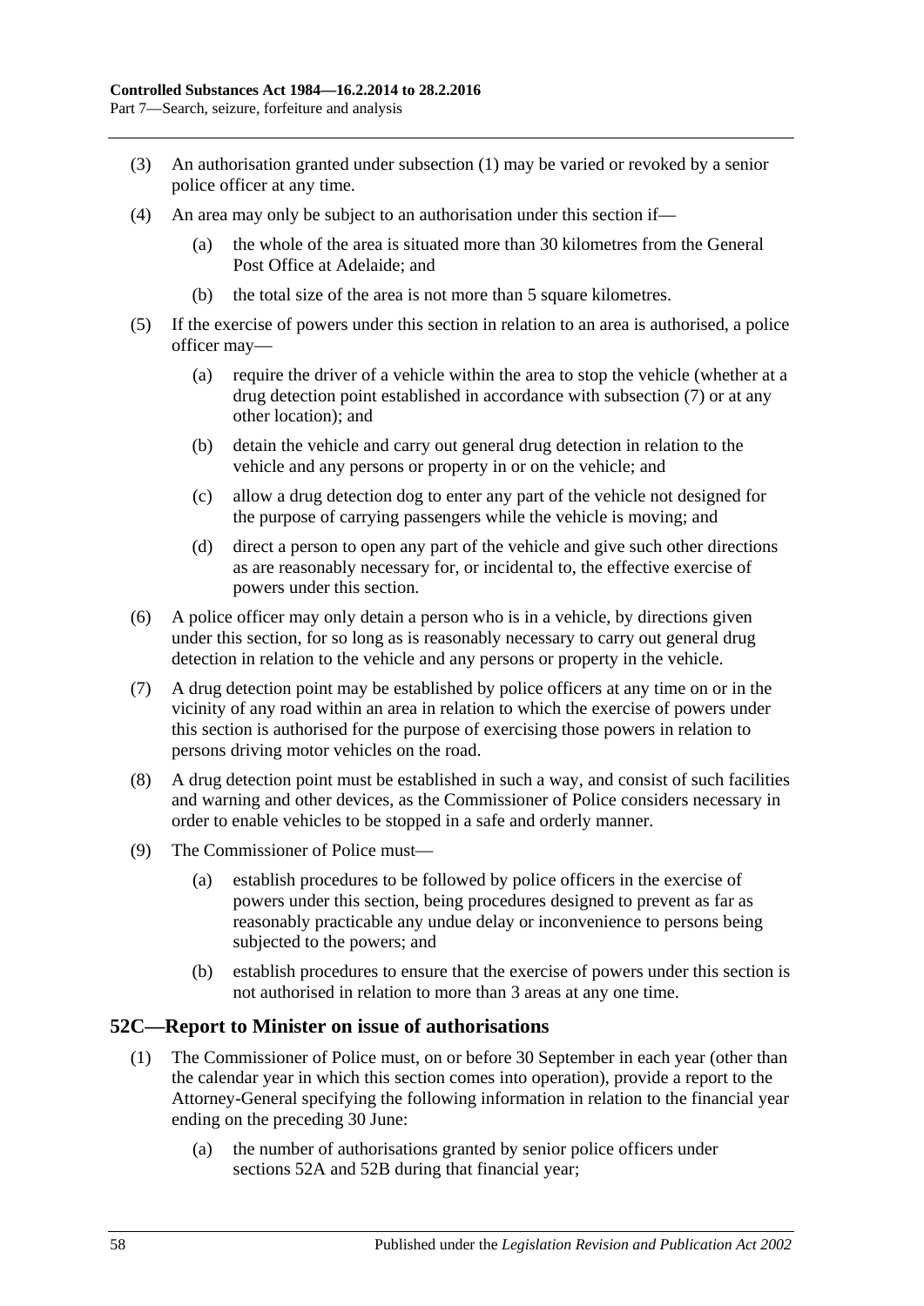(3) An authorisation granted under subsection (1) may be varied or revoked by a senior police officer at any time.

(4) An area may only be subject to an authorisation under this section if—

(a) the whole of the area is situated more than 30 kilometres from the General Post Office at Adelaide; and

(b) the total size of the area is not more than 5 square kilometres.

(5) If the exercise of powers under this section in relation to an area is authorised, a police officer may—

(a) require the driver of a vehicle within the area to stop the vehicle (whether at a drug detection point established in accordance with subsection (7) or at any other location); and

(b) detain the vehicle and carry out general drug detection in relation to the vehicle and any persons or property in or on the vehicle; and

(c) allow a drug detection dog to enter any part of the vehicle not designed for the purpose of carrying passengers while the vehicle is moving; and

(d) direct a person to open any part of the vehicle and give such other directions as are reasonably necessary for, or incidental to, the effective exercise of powers under this section.

(6) A police officer may only detain a person who is in a vehicle, by directions given under this section, for so long as is reasonably necessary to carry out general drug detection in relation to the vehicle and any persons or property in the vehicle.

(7) A drug detection point may be established by police officers at any time on or in the vicinity of any road within an area in relation to which the exercise of powers under this section is authorised for the purpose of exercising those powers in relation to persons driving motor vehicles on the road.

(8) A drug detection point must be established in such a way, and consist of such facilities and warning and other devices, as the Commissioner of Police considers necessary in order to enable vehicles to be stopped in a safe and orderly manner.

(9) The Commissioner of Police must—

(a) establish procedures to be followed by police officers in the exercise of powers under this section, being procedures designed to prevent as far as reasonably practicable any undue delay or inconvenience to persons being subjected to the powers; and

(b) establish procedures to ensure that the exercise of powers under this section is not authorised in relation to more than 3 areas at any one time.

## 52C—Report to Minister on issue of authorisations

(1) The Commissioner of Police must, on or before 30 September in each year (other than the calendar year in which this section comes into operation), provide a report to the Attorney-General specifying the following information in relation to the financial year ending on the preceding 30 June:

(a) the number of authorisations granted by senior police officers under sections 52A and 52B during that financial year;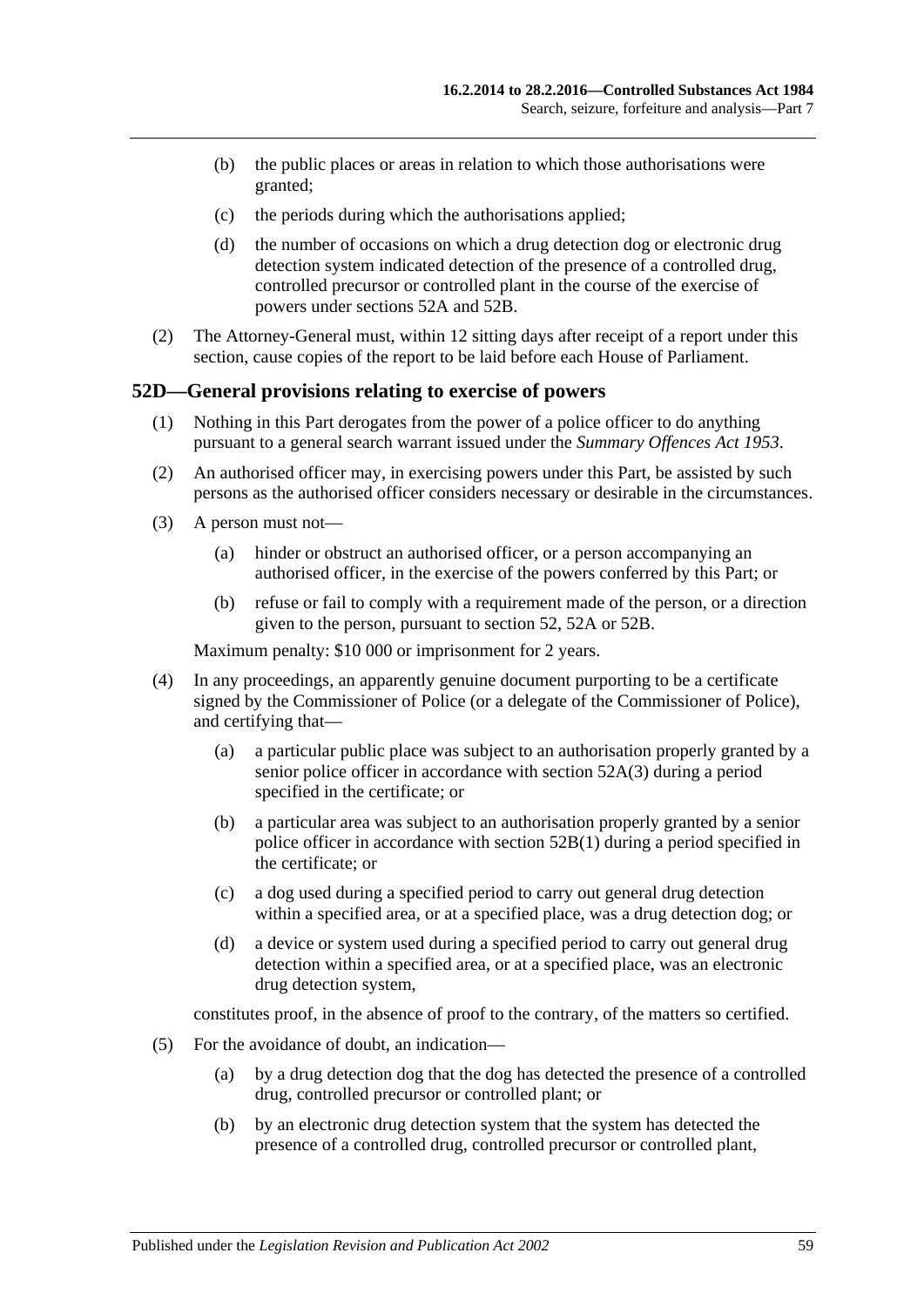(b) the public places or areas in relation to which those authorisations were granted;

(c) the periods during which the authorisations applied;

(d) the number of occasions on which a drug detection dog or electronic drug detection system indicated detection of the presence of a controlled drug, controlled precursor or controlled plant in the course of the exercise of powers under sections 52A and 52B.

(2) The Attorney-General must, within 12 sitting days after receipt of a report under this section, cause copies of the report to be laid before each House of Parliament.

## 52D—General provisions relating to exercise of powers

(1) Nothing in this Part derogates from the power of a police officer to do anything pursuant to a general search warrant issued under the *Summary Offences Act 1953*.

(2) An authorised officer may, in exercising powers under this Part, be assisted by such persons as the authorised officer considers necessary or desirable in the circumstances.

(3) A person must not—

(a) hinder or obstruct an authorised officer, or a person accompanying an authorised officer, in the exercise of the powers conferred by this Part; or

(b) refuse or fail to comply with a requirement made of the person, or a direction given to the person, pursuant to section 52, 52A or 52B.

Maximum penalty: $10 000 or imprisonment for 2 years.

(4) In any proceedings, an apparently genuine document purporting to be a certificate signed by the Commissioner of Police (or a delegate of the Commissioner of Police), and certifying that—

(a) a particular public place was subject to an authorisation properly granted by a senior police officer in accordance with section 52A(3) during a period specified in the certificate; or

(b) a particular area was subject to an authorisation properly granted by a senior police officer in accordance with section 52B(1) during a period specified in the certificate; or

(c) a dog used during a specified period to carry out general drug detection within a specified area, or at a specified place, was a drug detection dog; or

(d) a device or system used during a specified period to carry out general drug detection within a specified area, or at a specified place, was an electronic drug detection system,

constitutes proof, in the absence of proof to the contrary, of the matters so certified.

(5) For the avoidance of doubt, an indication—

(a) by a drug detection dog that the dog has detected the presence of a controlled drug, controlled precursor or controlled plant; or

(b) by an electronic drug detection system that the system has detected the presence of a controlled drug, controlled precursor or controlled plant,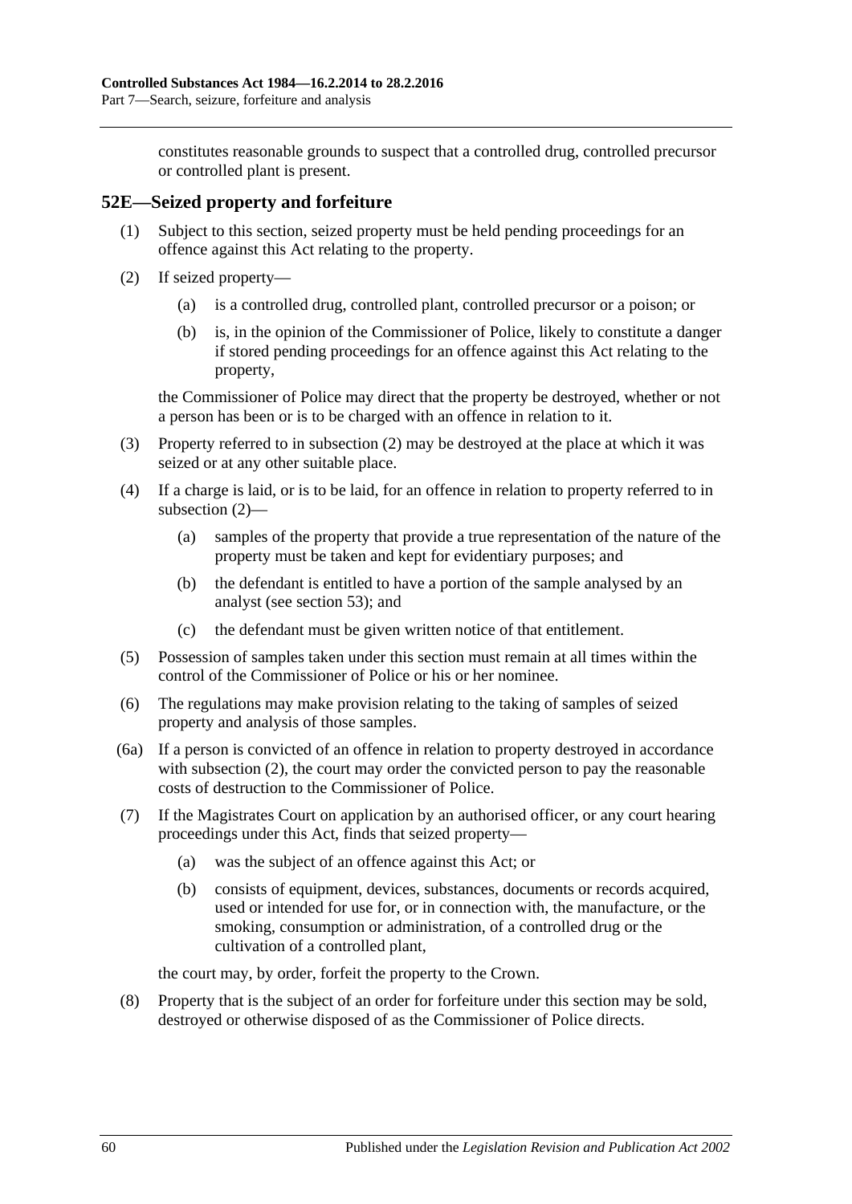constitutes reasonable grounds to suspect that a controlled drug, controlled precursor or controlled plant is present.

## 52E—Seized property and forfeiture

(1) Subject to this section, seized property must be held pending proceedings for an offence against this Act relating to the property.

(2) If seized property—

(a) is a controlled drug, controlled plant, controlled precursor or a poison; or

(b) is, in the opinion of the Commissioner of Police, likely to constitute a danger if stored pending proceedings for an offence against this Act relating to the property,

the Commissioner of Police may direct that the property be destroyed, whether or not a person has been or is to be charged with an offence in relation to it.

(3) Property referred to in subsection (2) may be destroyed at the place at which it was seized or at any other suitable place.

(4) If a charge is laid, or is to be laid, for an offence in relation to property referred to in subsection (2)—

(a) samples of the property that provide a true representation of the nature of the property must be taken and kept for evidentiary purposes; and

(b) the defendant is entitled to have a portion of the sample analysed by an analyst (see section 53); and

(c) the defendant must be given written notice of that entitlement.

(5) Possession of samples taken under this section must remain at all times within the control of the Commissioner of Police or his or her nominee.

(6) The regulations may make provision relating to the taking of samples of seized property and analysis of those samples.

(6a) If a person is convicted of an offence in relation to property destroyed in accordance with subsection (2), the court may order the convicted person to pay the reasonable costs of destruction to the Commissioner of Police.

(7) If the Magistrates Court on application by an authorised officer, or any court hearing proceedings under this Act, finds that seized property—

(a) was the subject of an offence against this Act; or

(b) consists of equipment, devices, substances, documents or records acquired, used or intended for use for, or in connection with, the manufacture, or the smoking, consumption or administration, of a controlled drug or the cultivation of a controlled plant,

the court may, by order, forfeit the property to the Crown.

(8) Property that is the subject of an order for forfeiture under this section may be sold, destroyed or otherwise disposed of as the Commissioner of Police directs.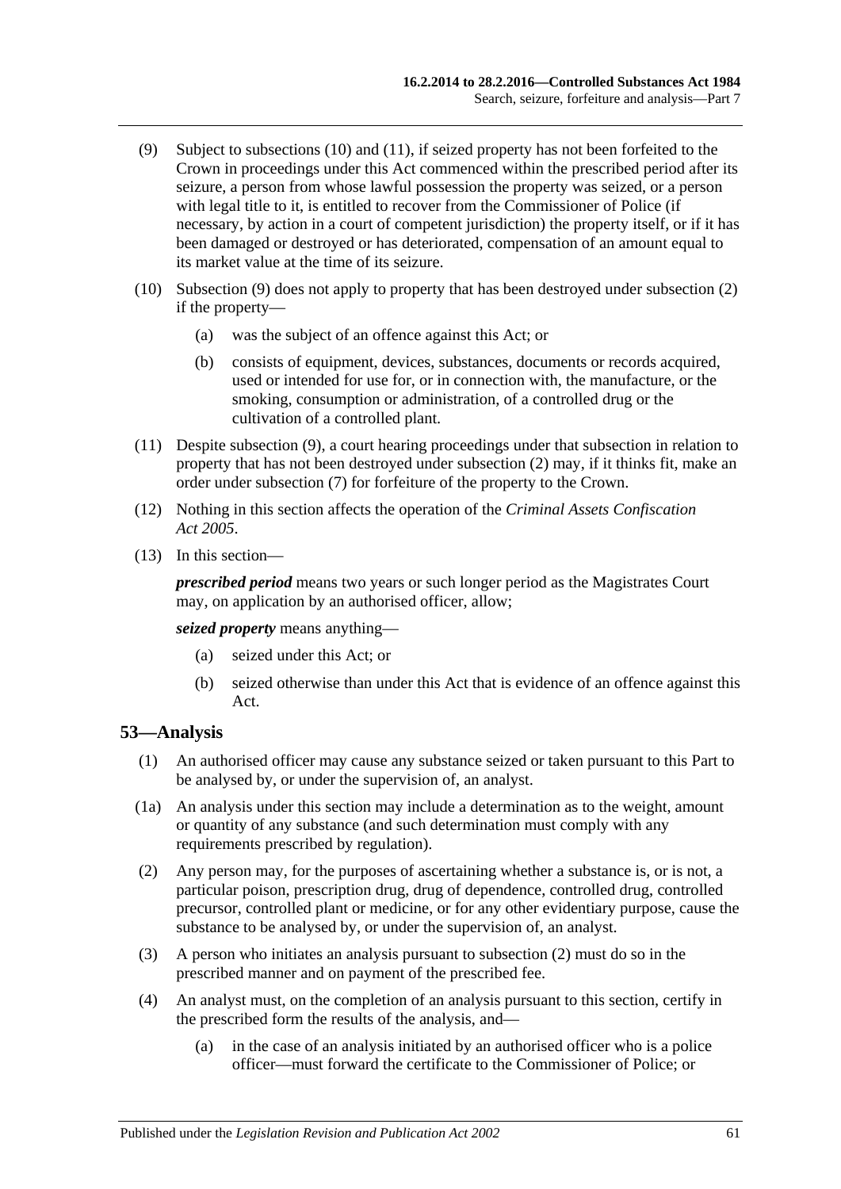(9) Subject to subsections (10) and (11), if seized property has not been forfeited to the Crown in proceedings under this Act commenced within the prescribed period after its seizure, a person from whose lawful possession the property was seized, or a person with legal title to it, is entitled to recover from the Commissioner of Police (if necessary, by action in a court of competent jurisdiction) the property itself, or if it has been damaged or destroyed or has deteriorated, compensation of an amount equal to its market value at the time of its seizure.

(10) Subsection (9) does not apply to property that has been destroyed under subsection (2) if the property—

(a) was the subject of an offence against this Act; or

(b) consists of equipment, devices, substances, documents or records acquired, used or intended for use for, or in connection with, the manufacture, or the smoking, consumption or administration, of a controlled drug or the cultivation of a controlled plant.

(11) Despite subsection (9), a court hearing proceedings under that subsection in relation to property that has not been destroyed under subsection (2) may, if it thinks fit, make an order under subsection (7) for forfeiture of the property to the Crown.

(12) Nothing in this section affects the operation of the *Criminal Assets Confiscation Act 2005*.

(13) In this section—

***prescribed period*** means two years or such longer period as the Magistrates Court may, on application by an authorised officer, allow;

***seized property*** means anything—

(a) seized under this Act; or

(b) seized otherwise than under this Act that is evidence of an offence against this Act.

## 53—Analysis

(1) An authorised officer may cause any substance seized or taken pursuant to this Part to be analysed by, or under the supervision of, an analyst.

(1a) An analysis under this section may include a determination as to the weight, amount or quantity of any substance (and such determination must comply with any requirements prescribed by regulation).

(2) Any person may, for the purposes of ascertaining whether a substance is, or is not, a particular poison, prescription drug, drug of dependence, controlled drug, controlled precursor, controlled plant or medicine, or for any other evidentiary purpose, cause the substance to be analysed by, or under the supervision of, an analyst.

(3) A person who initiates an analysis pursuant to subsection (2) must do so in the prescribed manner and on payment of the prescribed fee.

(4) An analyst must, on the completion of an analysis pursuant to this section, certify in the prescribed form the results of the analysis, and—

(a) in the case of an analysis initiated by an authorised officer who is a police officer—must forward the certificate to the Commissioner of Police; or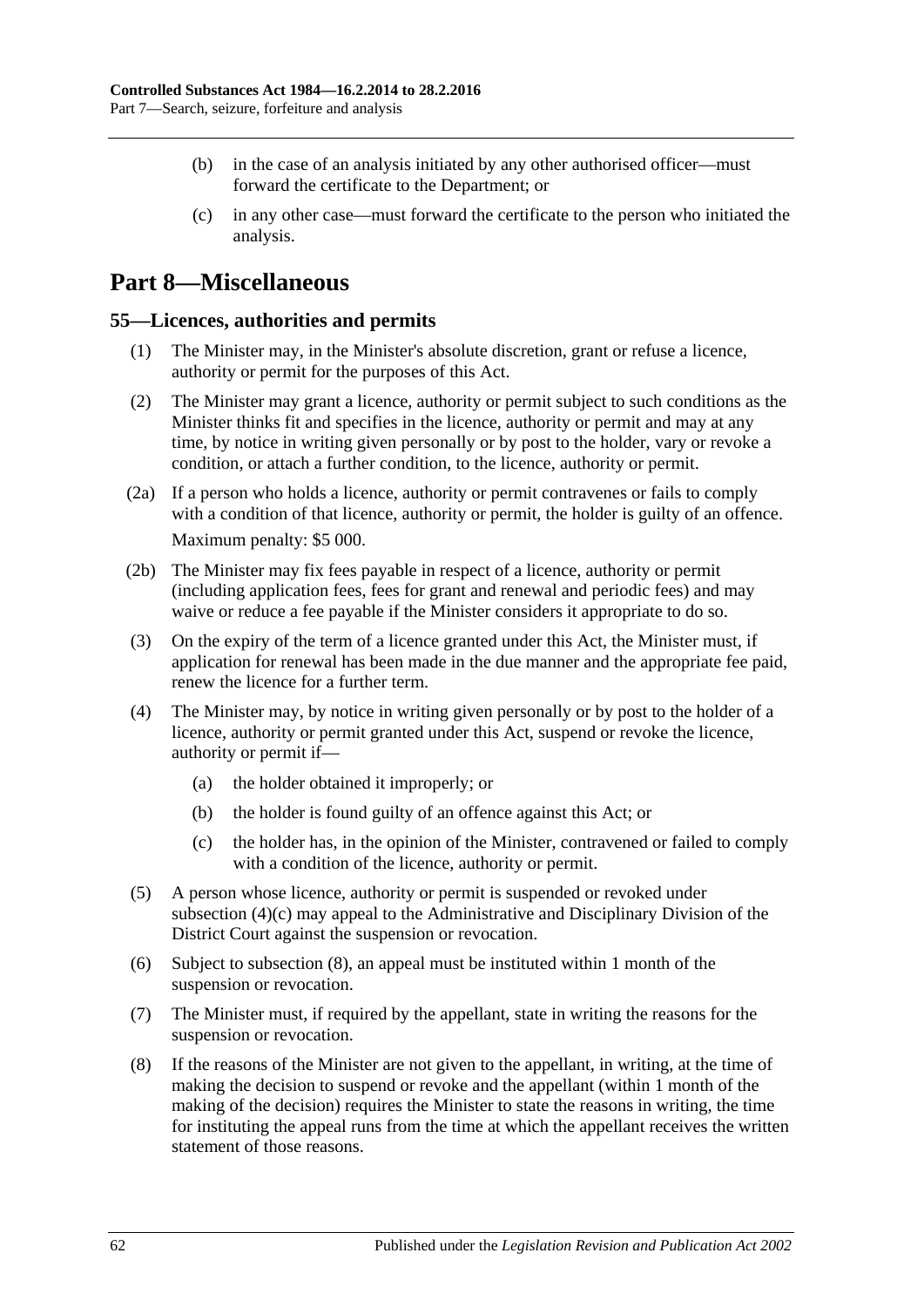(b) in the case of an analysis initiated by any other authorised officer—must forward the certificate to the Department; or

(c) in any other case—must forward the certificate to the person who initiated the analysis.

# Part 8—Miscellaneous

## 55—Licences, authorities and permits

(1) The Minister may, in the Minister's absolute discretion, grant or refuse a licence, authority or permit for the purposes of this Act.

(2) The Minister may grant a licence, authority or permit subject to such conditions as the Minister thinks fit and specifies in the licence, authority or permit and may at any time, by notice in writing given personally or by post to the holder, vary or revoke a condition, or attach a further condition, to the licence, authority or permit.

(2a) If a person who holds a licence, authority or permit contravenes or fails to comply with a condition of that licence, authority or permit, the holder is guilty of an offence.

Maximum penalty: $5 000.

(2b) The Minister may fix fees payable in respect of a licence, authority or permit (including application fees, fees for grant and renewal and periodic fees) and may waive or reduce a fee payable if the Minister considers it appropriate to do so.

(3) On the expiry of the term of a licence granted under this Act, the Minister must, if application for renewal has been made in the due manner and the appropriate fee paid, renew the licence for a further term.

(4) The Minister may, by notice in writing given personally or by post to the holder of a licence, authority or permit granted under this Act, suspend or revoke the licence, authority or permit if—

(a) the holder obtained it improperly; or

(b) the holder is found guilty of an offence against this Act; or

(c) the holder has, in the opinion of the Minister, contravened or failed to comply with a condition of the licence, authority or permit.

(5) A person whose licence, authority or permit is suspended or revoked under subsection (4)(c) may appeal to the Administrative and Disciplinary Division of the District Court against the suspension or revocation.

(6) Subject to subsection (8), an appeal must be instituted within 1 month of the suspension or revocation.

(7) The Minister must, if required by the appellant, state in writing the reasons for the suspension or revocation.

(8) If the reasons of the Minister are not given to the appellant, in writing, at the time of making the decision to suspend or revoke and the appellant (within 1 month of the making of the decision) requires the Minister to state the reasons in writing, the time for instituting the appeal runs from the time at which the appellant receives the written statement of those reasons.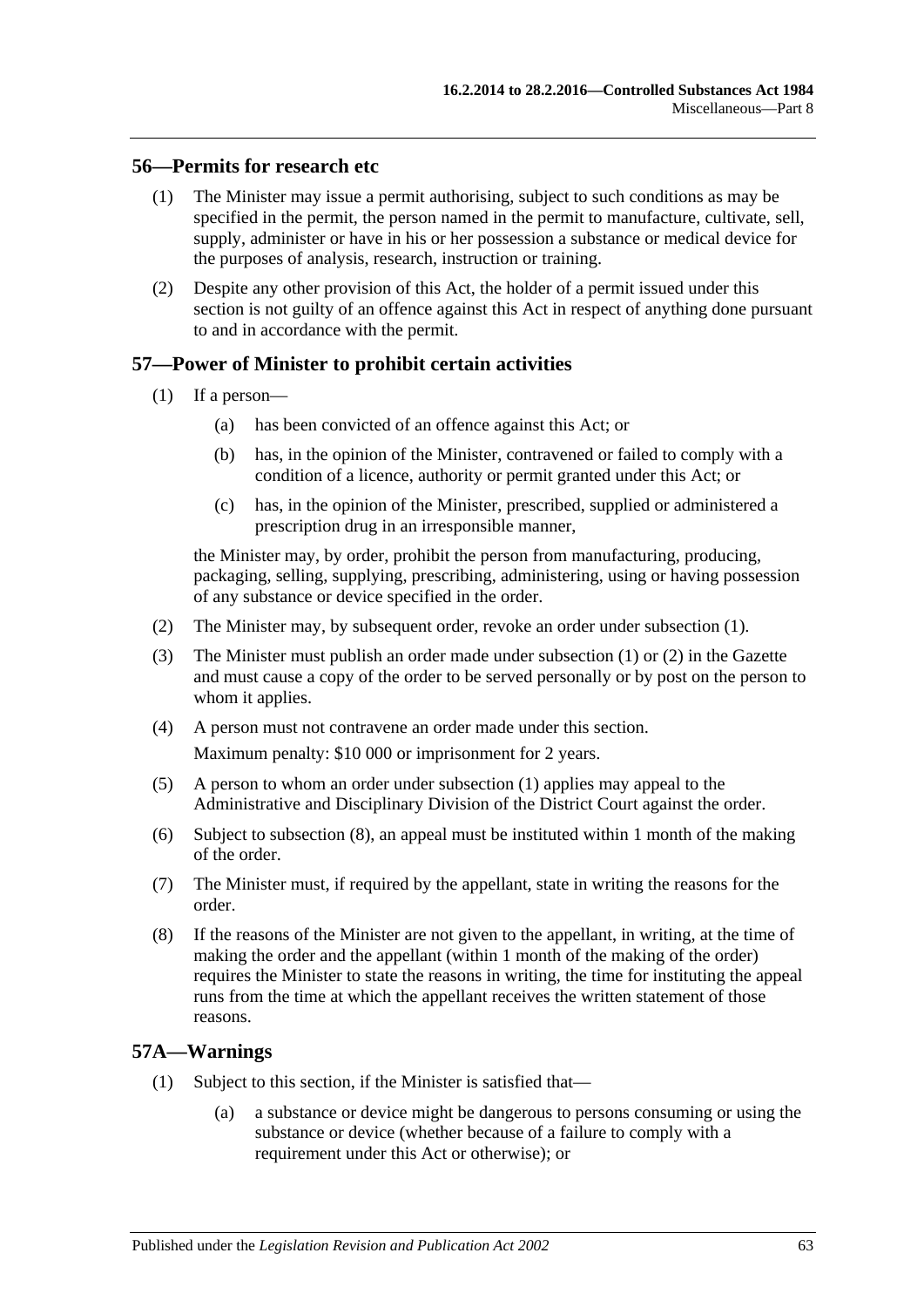## 56—Permits for research etc

(1) The Minister may issue a permit authorising, subject to such conditions as may be specified in the permit, the person named in the permit to manufacture, cultivate, sell, supply, administer or have in his or her possession a substance or medical device for the purposes of analysis, research, instruction or training.

(2) Despite any other provision of this Act, the holder of a permit issued under this section is not guilty of an offence against this Act in respect of anything done pursuant to and in accordance with the permit.

## 57—Power of Minister to prohibit certain activities

(1) If a person—

- (a) has been convicted of an offence against this Act; or
- (b) has, in the opinion of the Minister, contravened or failed to comply with a condition of a licence, authority or permit granted under this Act; or
- (c) has, in the opinion of the Minister, prescribed, supplied or administered a prescription drug in an irresponsible manner,

the Minister may, by order, prohibit the person from manufacturing, producing, packaging, selling, supplying, prescribing, administering, using or having possession of any substance or device specified in the order.

(2) The Minister may, by subsequent order, revoke an order under subsection (1).

(3) The Minister must publish an order made under subsection (1) or (2) in the Gazette and must cause a copy of the order to be served personally or by post on the person to whom it applies.

(4) A person must not contravene an order made under this section.

Maximum penalty: $10 000 or imprisonment for 2 years.

(5) A person to whom an order under subsection (1) applies may appeal to the Administrative and Disciplinary Division of the District Court against the order.

(6) Subject to subsection (8), an appeal must be instituted within 1 month of the making of the order.

(7) The Minister must, if required by the appellant, state in writing the reasons for the order.

(8) If the reasons of the Minister are not given to the appellant, in writing, at the time of making the order and the appellant (within 1 month of the making of the order) requires the Minister to state the reasons in writing, the time for instituting the appeal runs from the time at which the appellant receives the written statement of those reasons.

## 57A—Warnings

(1) Subject to this section, if the Minister is satisfied that—

- (a) a substance or device might be dangerous to persons consuming or using the substance or device (whether because of a failure to comply with a requirement under this Act or otherwise); or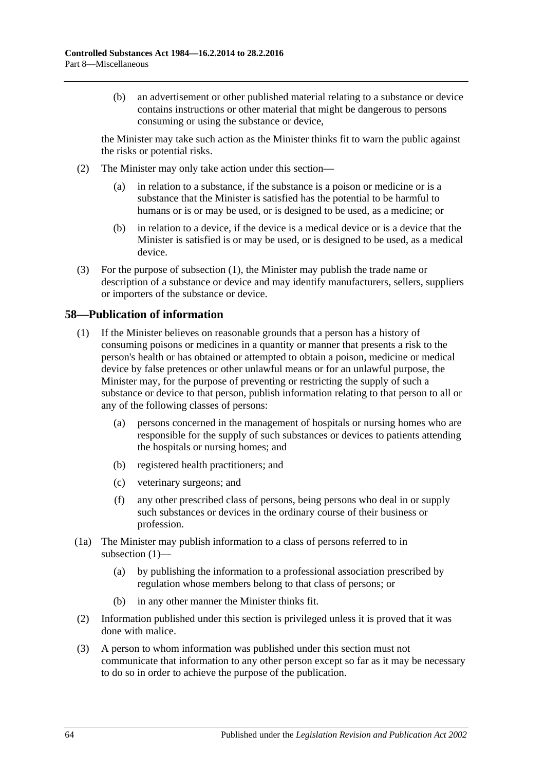(b) an advertisement or other published material relating to a substance or device contains instructions or other material that might be dangerous to persons consuming or using the substance or device,

the Minister may take such action as the Minister thinks fit to warn the public against the risks or potential risks.

(2) The Minister may only take action under this section—

(a) in relation to a substance, if the substance is a poison or medicine or is a substance that the Minister is satisfied has the potential to be harmful to humans or is or may be used, or is designed to be used, as a medicine; or

(b) in relation to a device, if the device is a medical device or is a device that the Minister is satisfied is or may be used, or is designed to be used, as a medical device.

(3) For the purpose of subsection (1), the Minister may publish the trade name or description of a substance or device and may identify manufacturers, sellers, suppliers or importers of the substance or device.

## 58—Publication of information

(1) If the Minister believes on reasonable grounds that a person has a history of consuming poisons or medicines in a quantity or manner that presents a risk to the person's health or has obtained or attempted to obtain a poison, medicine or medical device by false pretences or other unlawful means or for an unlawful purpose, the Minister may, for the purpose of preventing or restricting the supply of such a substance or device to that person, publish information relating to that person to all or any of the following classes of persons:

(a) persons concerned in the management of hospitals or nursing homes who are responsible for the supply of such substances or devices to patients attending the hospitals or nursing homes; and

(b) registered health practitioners; and

(c) veterinary surgeons; and

(f) any other prescribed class of persons, being persons who deal in or supply such substances or devices in the ordinary course of their business or profession.

(1a) The Minister may publish information to a class of persons referred to in subsection (1)—

(a) by publishing the information to a professional association prescribed by regulation whose members belong to that class of persons; or

(b) in any other manner the Minister thinks fit.

(2) Information published under this section is privileged unless it is proved that it was done with malice.

(3) A person to whom information was published under this section must not communicate that information to any other person except so far as it may be necessary to do so in order to achieve the purpose of the publication.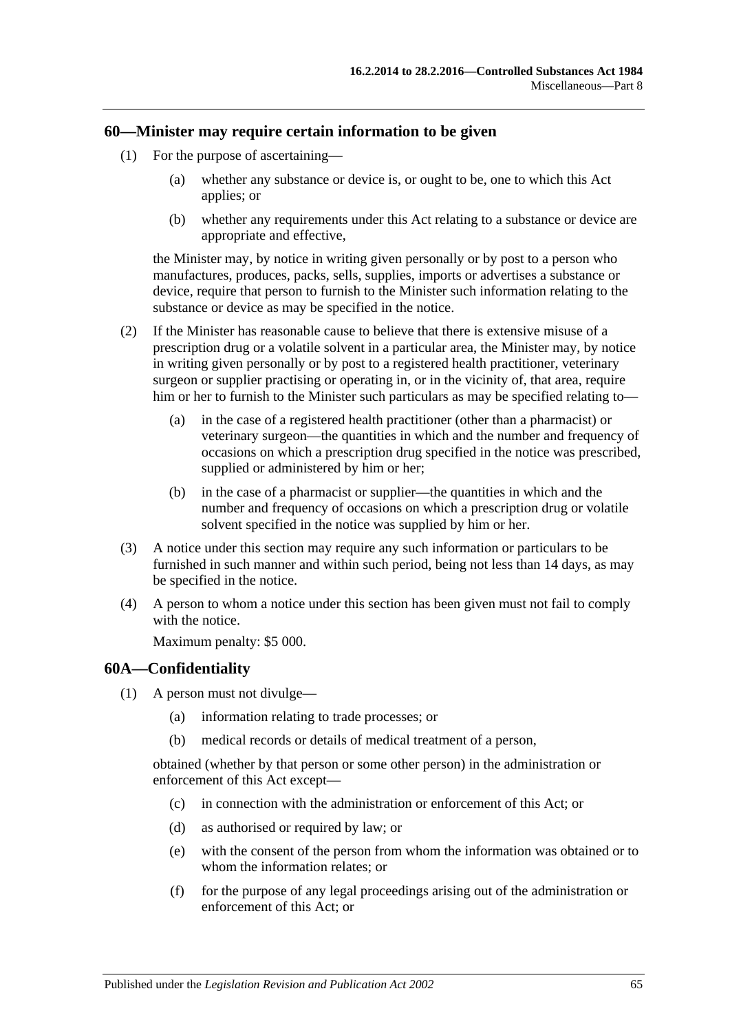## 60—Minister may require certain information to be given

(1) For the purpose of ascertaining—

(a) whether any substance or device is, or ought to be, one to which this Act applies; or

(b) whether any requirements under this Act relating to a substance or device are appropriate and effective,

the Minister may, by notice in writing given personally or by post to a person who manufactures, produces, packs, sells, supplies, imports or advertises a substance or device, require that person to furnish to the Minister such information relating to the substance or device as may be specified in the notice.

(2) If the Minister has reasonable cause to believe that there is extensive misuse of a prescription drug or a volatile solvent in a particular area, the Minister may, by notice in writing given personally or by post to a registered health practitioner, veterinary surgeon or supplier practising or operating in, or in the vicinity of, that area, require him or her to furnish to the Minister such particulars as may be specified relating to—

(a) in the case of a registered health practitioner (other than a pharmacist) or veterinary surgeon—the quantities in which and the number and frequency of occasions on which a prescription drug specified in the notice was prescribed, supplied or administered by him or her;

(b) in the case of a pharmacist or supplier—the quantities in which and the number and frequency of occasions on which a prescription drug or volatile solvent specified in the notice was supplied by him or her.

(3) A notice under this section may require any such information or particulars to be furnished in such manner and within such period, being not less than 14 days, as may be specified in the notice.

(4) A person to whom a notice under this section has been given must not fail to comply with the notice.

Maximum penalty: $5 000.

## 60A—Confidentiality

(1) A person must not divulge—

(a) information relating to trade processes; or

(b) medical records or details of medical treatment of a person,

obtained (whether by that person or some other person) in the administration or enforcement of this Act except—

(c) in connection with the administration or enforcement of this Act; or

(d) as authorised or required by law; or

(e) with the consent of the person from whom the information was obtained or to whom the information relates; or

(f) for the purpose of any legal proceedings arising out of the administration or enforcement of this Act; or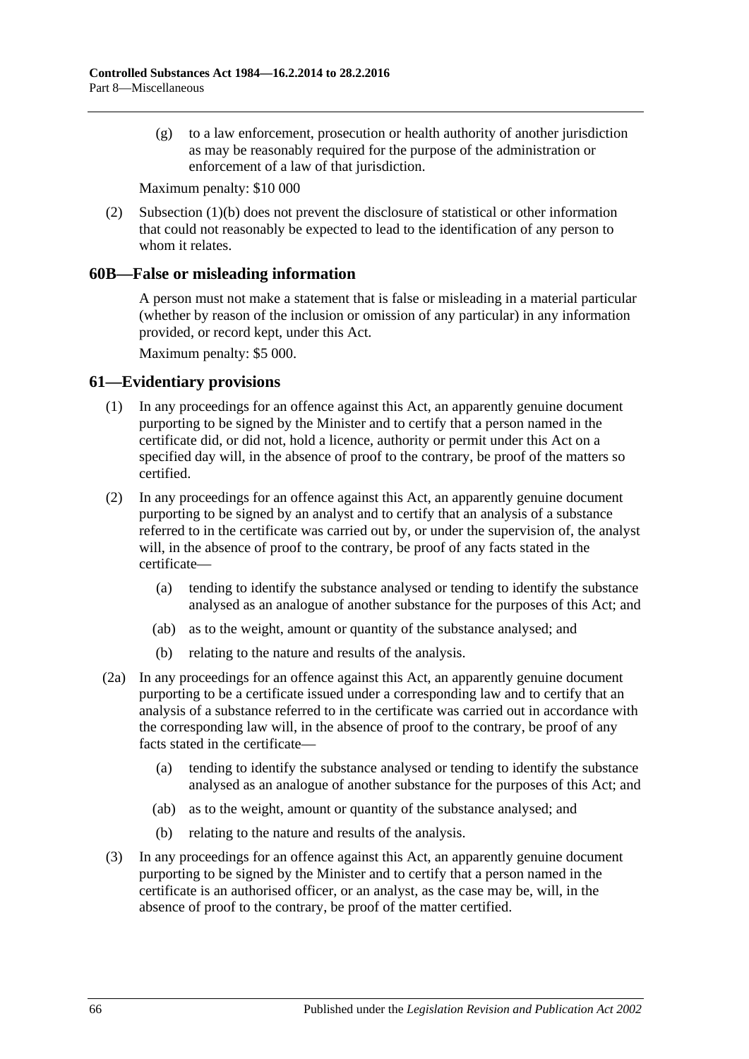(g) to a law enforcement, prosecution or health authority of another jurisdiction as may be reasonably required for the purpose of the administration or enforcement of a law of that jurisdiction.

Maximum penalty: $10 000

(2) Subsection (1)(b) does not prevent the disclosure of statistical or other information that could not reasonably be expected to lead to the identification of any person to whom it relates.

## 60B—False or misleading information

A person must not make a statement that is false or misleading in a material particular (whether by reason of the inclusion or omission of any particular) in any information provided, or record kept, under this Act.

Maximum penalty: $5 000.

## 61—Evidentiary provisions

(1) In any proceedings for an offence against this Act, an apparently genuine document purporting to be signed by the Minister and to certify that a person named in the certificate did, or did not, hold a licence, authority or permit under this Act on a specified day will, in the absence of proof to the contrary, be proof of the matters so certified.

(2) In any proceedings for an offence against this Act, an apparently genuine document purporting to be signed by an analyst and to certify that an analysis of a substance referred to in the certificate was carried out by, or under the supervision of, the analyst will, in the absence of proof to the contrary, be proof of any facts stated in the certificate—

(a) tending to identify the substance analysed or tending to identify the substance analysed as an analogue of another substance for the purposes of this Act; and

(ab) as to the weight, amount or quantity of the substance analysed; and

(b) relating to the nature and results of the analysis.

(2a) In any proceedings for an offence against this Act, an apparently genuine document purporting to be a certificate issued under a corresponding law and to certify that an analysis of a substance referred to in the certificate was carried out in accordance with the corresponding law will, in the absence of proof to the contrary, be proof of any facts stated in the certificate—

(a) tending to identify the substance analysed or tending to identify the substance analysed as an analogue of another substance for the purposes of this Act; and

(ab) as to the weight, amount or quantity of the substance analysed; and

(b) relating to the nature and results of the analysis.

(3) In any proceedings for an offence against this Act, an apparently genuine document purporting to be signed by the Minister and to certify that a person named in the certificate is an authorised officer, or an analyst, as the case may be, will, in the absence of proof to the contrary, be proof of the matter certified.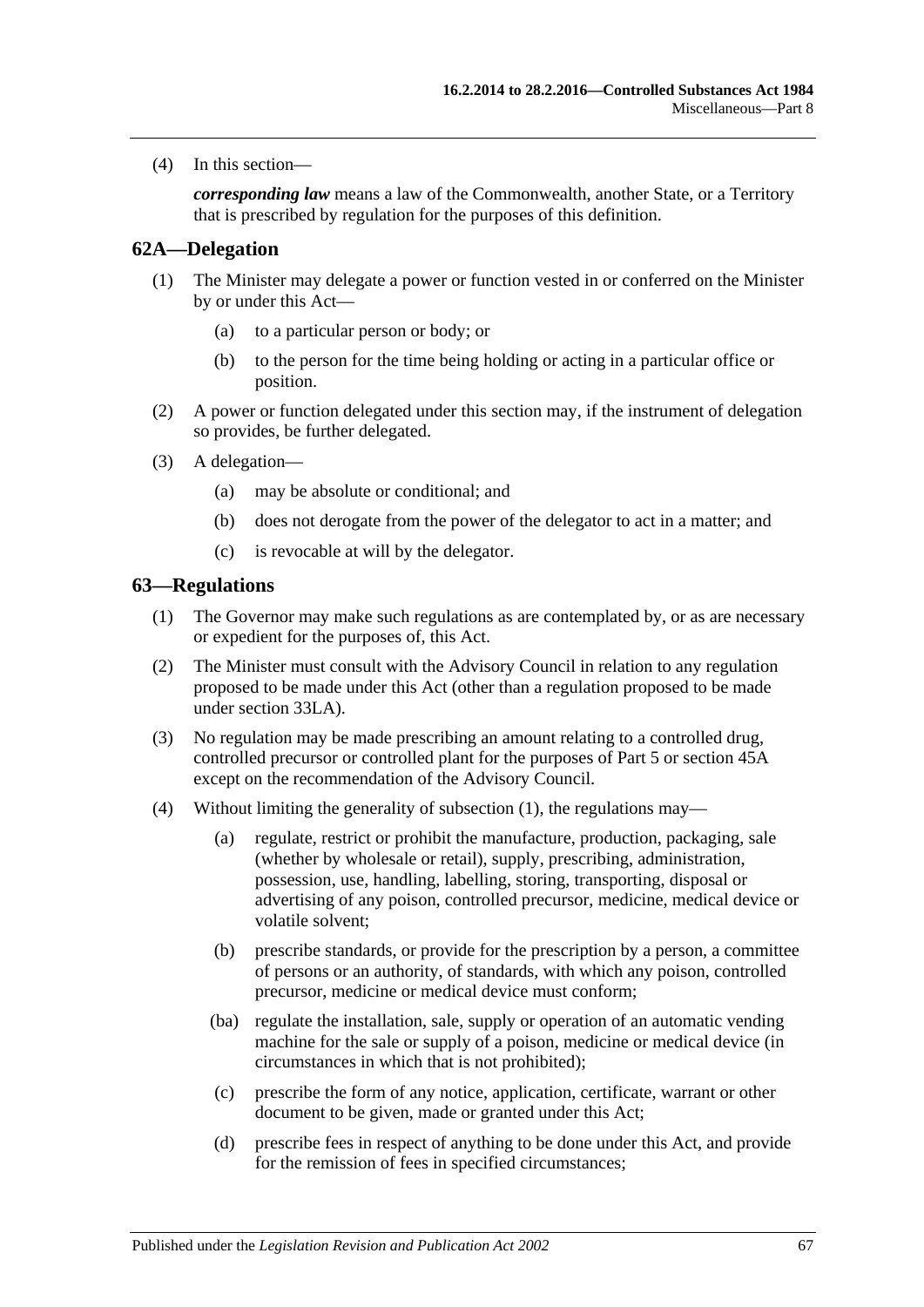(4) In this section—

***corresponding law*** means a law of the Commonwealth, another State, or a Territory that is prescribed by regulation for the purposes of this definition.

## 62A—Delegation

(1) The Minister may delegate a power or function vested in or conferred on the Minister by or under this Act—

(a) to a particular person or body; or

(b) to the person for the time being holding or acting in a particular office or position.

(2) A power or function delegated under this section may, if the instrument of delegation so provides, be further delegated.

(3) A delegation—

(a) may be absolute or conditional; and

(b) does not derogate from the power of the delegator to act in a matter; and

(c) is revocable at will by the delegator.

## 63—Regulations

(1) The Governor may make such regulations as are contemplated by, or as are necessary or expedient for the purposes of, this Act.

(2) The Minister must consult with the Advisory Council in relation to any regulation proposed to be made under this Act (other than a regulation proposed to be made under section 33LA).

(3) No regulation may be made prescribing an amount relating to a controlled drug, controlled precursor or controlled plant for the purposes of Part 5 or section 45A except on the recommendation of the Advisory Council.

(4) Without limiting the generality of subsection (1), the regulations may—

(a) regulate, restrict or prohibit the manufacture, production, packaging, sale (whether by wholesale or retail), supply, prescribing, administration, possession, use, handling, labelling, storing, transporting, disposal or advertising of any poison, controlled precursor, medicine, medical device or volatile solvent;

(b) prescribe standards, or provide for the prescription by a person, a committee of persons or an authority, of standards, with which any poison, controlled precursor, medicine or medical device must conform;

(ba) regulate the installation, sale, supply or operation of an automatic vending machine for the sale or supply of a poison, medicine or medical device (in circumstances in which that is not prohibited);

(c) prescribe the form of any notice, application, certificate, warrant or other document to be given, made or granted under this Act;

(d) prescribe fees in respect of anything to be done under this Act, and provide for the remission of fees in specified circumstances;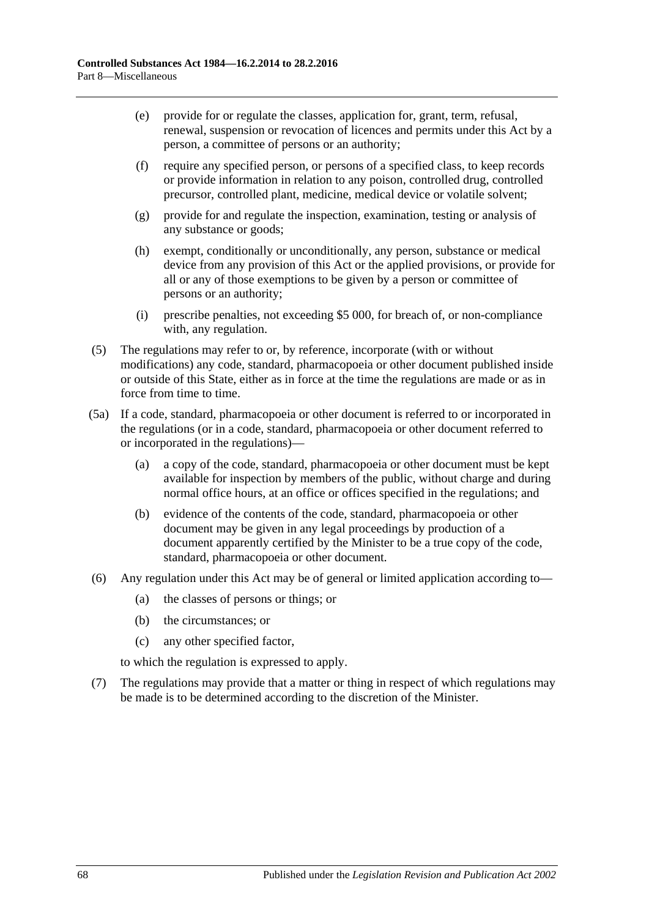(e) provide for or regulate the classes, application for, grant, term, refusal, renewal, suspension or revocation of licences and permits under this Act by a person, a committee of persons or an authority;

(f) require any specified person, or persons of a specified class, to keep records or provide information in relation to any poison, controlled drug, controlled precursor, controlled plant, medicine, medical device or volatile solvent;

(g) provide for and regulate the inspection, examination, testing or analysis of any substance or goods;

(h) exempt, conditionally or unconditionally, any person, substance or medical device from any provision of this Act or the applied provisions, or provide for all or any of those exemptions to be given by a person or committee of persons or an authority;

(i) prescribe penalties, not exceeding $5 000, for breach of, or non-compliance with, any regulation.

(5) The regulations may refer to or, by reference, incorporate (with or without modifications) any code, standard, pharmacopoeia or other document published inside or outside of this State, either as in force at the time the regulations are made or as in force from time to time.

(5a) If a code, standard, pharmacopoeia or other document is referred to or incorporated in the regulations (or in a code, standard, pharmacopoeia or other document referred to or incorporated in the regulations)—

(a) a copy of the code, standard, pharmacopoeia or other document must be kept available for inspection by members of the public, without charge and during normal office hours, at an office or offices specified in the regulations; and

(b) evidence of the contents of the code, standard, pharmacopoeia or other document may be given in any legal proceedings by production of a document apparently certified by the Minister to be a true copy of the code, standard, pharmacopoeia or other document.

(6) Any regulation under this Act may be of general or limited application according to—

(a) the classes of persons or things; or

(b) the circumstances; or

(c) any other specified factor,

to which the regulation is expressed to apply.

(7) The regulations may provide that a matter or thing in respect of which regulations may be made is to be determined according to the discretion of the Minister.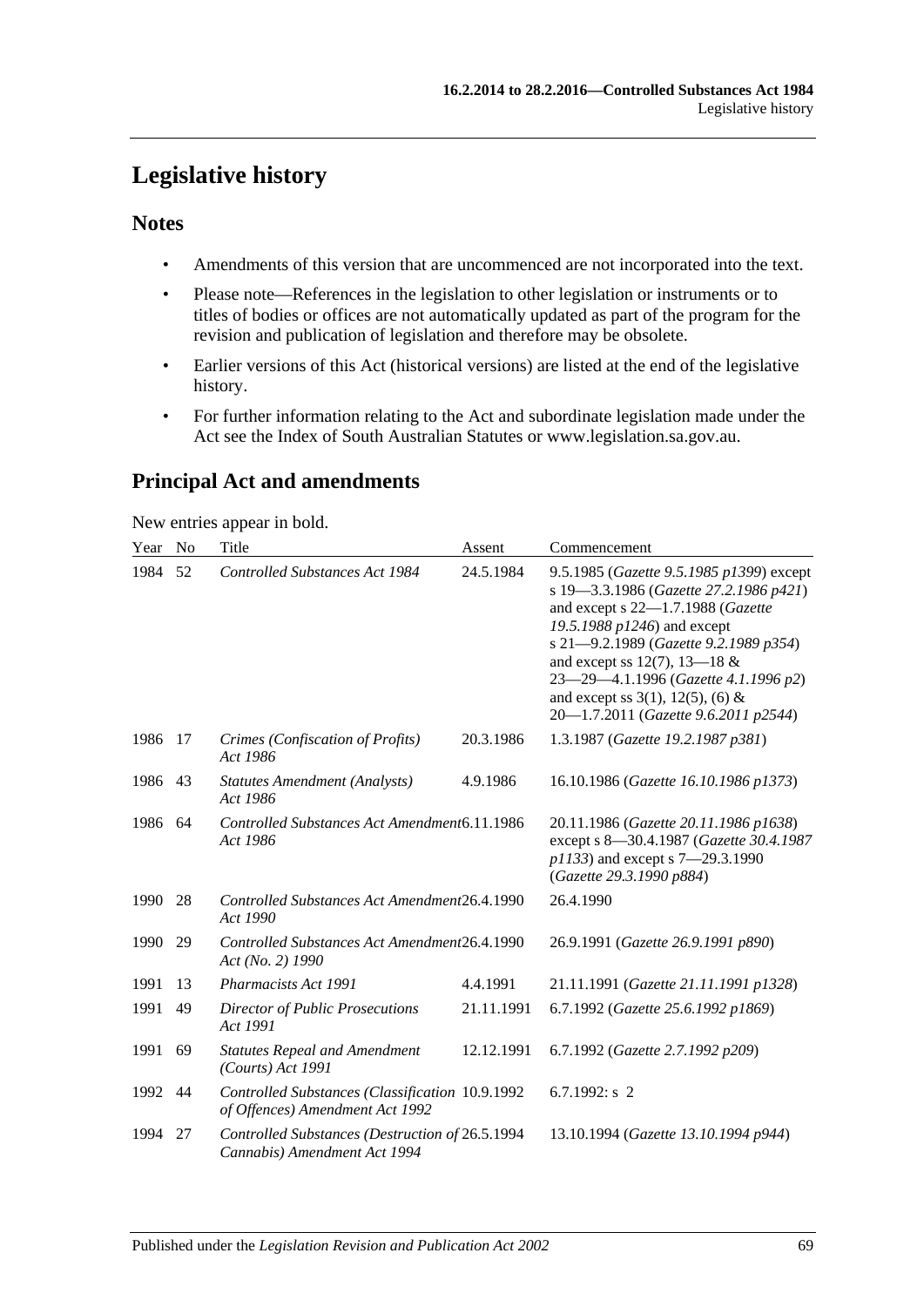# Legislative history

## Notes

- Amendments of this version that are uncommenced are not incorporated into the text.
- Please note—References in the legislation to other legislation or instruments or to titles of bodies or offices are not automatically updated as part of the program for the revision and publication of legislation and therefore may be obsolete.
- Earlier versions of this Act (historical versions) are listed at the end of the legislative history.
- For further information relating to the Act and subordinate legislation made under the Act see the Index of South Australian Statutes or www.legislation.sa.gov.au.

## Principal Act and amendments

New entries appear in bold.

| Year | No | Title | Assent | Commencement |
|---|---|---|---|---|
| 1984 | 52 | *Controlled Substances Act 1984* | 24.5.1984 | 9.5.1985 (*Gazette 9.5.1985 p1399*) except s 19—3.3.1986 (*Gazette 27.2.1986 p421*) and except s 22—1.7.1988 (*Gazette 19.5.1988 p1246*) and except s 21—9.2.1989 (*Gazette 9.2.1989 p354*) and except ss 12(7), 13—18 & 23—29—4.1.1996 (*Gazette 4.1.1996 p2*) and except ss 3(1), 12(5), (6) & 20—1.7.2011 (*Gazette 9.6.2011 p2544*) |
| 1986 | 17 | *Crimes (Confiscation of Profits) Act 1986* | 20.3.1986 | 1.3.1987 (*Gazette 19.2.1987 p381*) |
| 1986 | 43 | *Statutes Amendment (Analysts) Act 1986* | 4.9.1986 | 16.10.1986 (*Gazette 16.10.1986 p1373*) |
| 1986 | 64 | *Controlled Substances Act Amendment Act 1986* | 6.11.1986 | 20.11.1986 (*Gazette 20.11.1986 p1638*) except s 8—30.4.1987 (*Gazette 30.4.1987 p1133*) and except s 7—29.3.1990 (*Gazette 29.3.1990 p884*) |
| 1990 | 28 | *Controlled Substances Act Amendment Act 1990* | 26.4.1990 | 26.4.1990 |
| 1990 | 29 | *Controlled Substances Act Amendment Act (No. 2) 1990* | 26.4.1990 | 26.9.1991 (*Gazette 26.9.1991 p890*) |
| 1991 | 13 | *Pharmacists Act 1991* | 4.4.1991 | 21.11.1991 (*Gazette 21.11.1991 p1328*) |
| 1991 | 49 | *Director of Public Prosecutions Act 1991* | 21.11.1991 | 6.7.1992 (*Gazette 25.6.1992 p1869*) |
| 1991 | 69 | *Statutes Repeal and Amendment (Courts) Act 1991* | 12.12.1991 | 6.7.1992 (*Gazette 2.7.1992 p209*) |
| 1992 | 44 | *Controlled Substances (Classification of Offences) Amendment Act 1992* | 10.9.1992 | 6.7.1992: s 2 |
| 1994 | 27 | *Controlled Substances (Destruction of Cannabis) Amendment Act 1994* | 26.5.1994 | 13.10.1994 (*Gazette 13.10.1994 p944*) |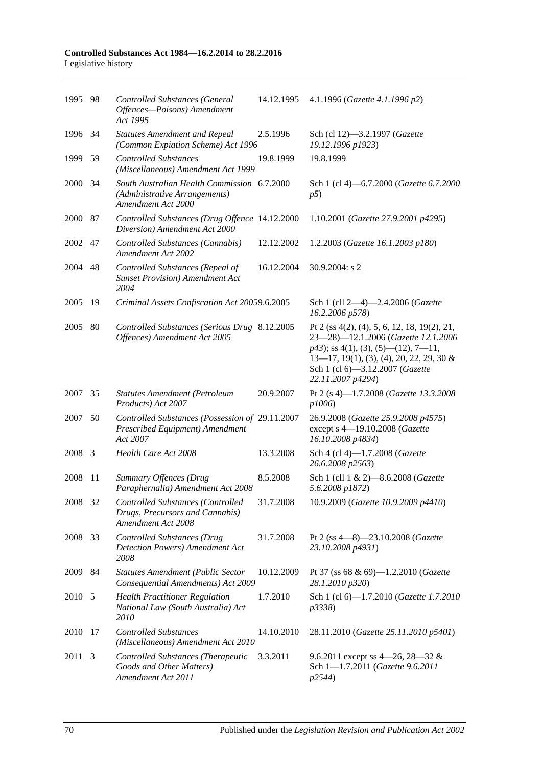| | | | | |
|---|---|---|---|---|
| 1995 | 98 | *Controlled Substances (General Offences—Poisons) Amendment Act 1995* | 14.12.1995 | 4.1.1996 (*Gazette 4.1.1996 p2*) |
| 1996 | 34 | *Statutes Amendment and Repeal (Common Expiation Scheme) Act 1996* | 2.5.1996 | Sch (cl 12)—3.2.1997 (*Gazette 19.12.1996 p1923*) |
| 1999 | 59 | *Controlled Substances (Miscellaneous) Amendment Act 1999* | 19.8.1999 | 19.8.1999 |
| 2000 | 34 | *South Australian Health Commission (Administrative Arrangements) Amendment Act 2000* | 6.7.2000 | Sch 1 (cl 4)—6.7.2000 (*Gazette 6.7.2000 p5*) |
| 2000 | 87 | *Controlled Substances (Drug Offence Diversion) Amendment Act 2000* | 14.12.2000 | 1.10.2001 (*Gazette 27.9.2001 p4295*) |
| 2002 | 47 | *Controlled Substances (Cannabis) Amendment Act 2002* | 12.12.2002 | 1.2.2003 (*Gazette 16.1.2003 p180*) |
| 2004 | 48 | *Controlled Substances (Repeal of Sunset Provision) Amendment Act 2004* | 16.12.2004 | 30.9.2004: s 2 |
| 2005 | 19 | *Criminal Assets Confiscation Act 2005* | 9.6.2005 | Sch 1 (cll 2—4)—2.4.2006 (*Gazette 16.2.2006 p578*) |
| 2005 | 80 | *Controlled Substances (Serious Drug Offences) Amendment Act 2005* | 8.12.2005 | Pt 2 (ss 4(2), (4), 5, 6, 12, 18, 19(2), 21, 23—28)—12.1.2006 (*Gazette 12.1.2006 p43*); ss 4(1), (3), (5)—(12), 7—11, 13—17, 19(1), (3), (4), 20, 22, 29, 30 & Sch 1 (cl 6)—3.12.2007 (*Gazette 22.11.2007 p4294*) |
| 2007 | 35 | *Statutes Amendment (Petroleum Products) Act 2007* | 20.9.2007 | Pt 2 (s 4)—1.7.2008 (*Gazette 13.3.2008 p1006*) |
| 2007 | 50 | *Controlled Substances (Possession of Prescribed Equipment) Amendment Act 2007* | 29.11.2007 | 26.9.2008 (*Gazette 25.9.2008 p4575*) except s 4—19.10.2008 (*Gazette 16.10.2008 p4834*) |
| 2008 | 3 | *Health Care Act 2008* | 13.3.2008 | Sch 4 (cl 4)—1.7.2008 (*Gazette 26.6.2008 p2563*) |
| 2008 | 11 | *Summary Offences (Drug Paraphernalia) Amendment Act 2008* | 8.5.2008 | Sch 1 (cll 1 & 2)—8.6.2008 (*Gazette 5.6.2008 p1872*) |
| 2008 | 32 | *Controlled Substances (Controlled Drugs, Precursors and Cannabis) Amendment Act 2008* | 31.7.2008 | 10.9.2009 (*Gazette 10.9.2009 p4410*) |
| 2008 | 33 | *Controlled Substances (Drug Detection Powers) Amendment Act 2008* | 31.7.2008 | Pt 2 (ss 4—8)—23.10.2008 (*Gazette 23.10.2008 p4931*) |
| 2009 | 84 | *Statutes Amendment (Public Sector Consequential Amendments) Act 2009* | 10.12.2009 | Pt 37 (ss 68 & 69)—1.2.2010 (*Gazette 28.1.2010 p320*) |
| 2010 | 5 | *Health Practitioner Regulation National Law (South Australia) Act 2010* | 1.7.2010 | Sch 1 (cl 6)—1.7.2010 (*Gazette 1.7.2010 p3338*) |
| 2010 | 17 | *Controlled Substances (Miscellaneous) Amendment Act 2010* | 14.10.2010 | 28.11.2010 (*Gazette 25.11.2010 p5401*) |
| 2011 | 3 | *Controlled Substances (Therapeutic Goods and Other Matters) Amendment Act 2011* | 3.3.2011 | 9.6.2011 except ss 4—26, 28—32 & Sch 1—1.7.2011 (*Gazette 9.6.2011 p2544*) |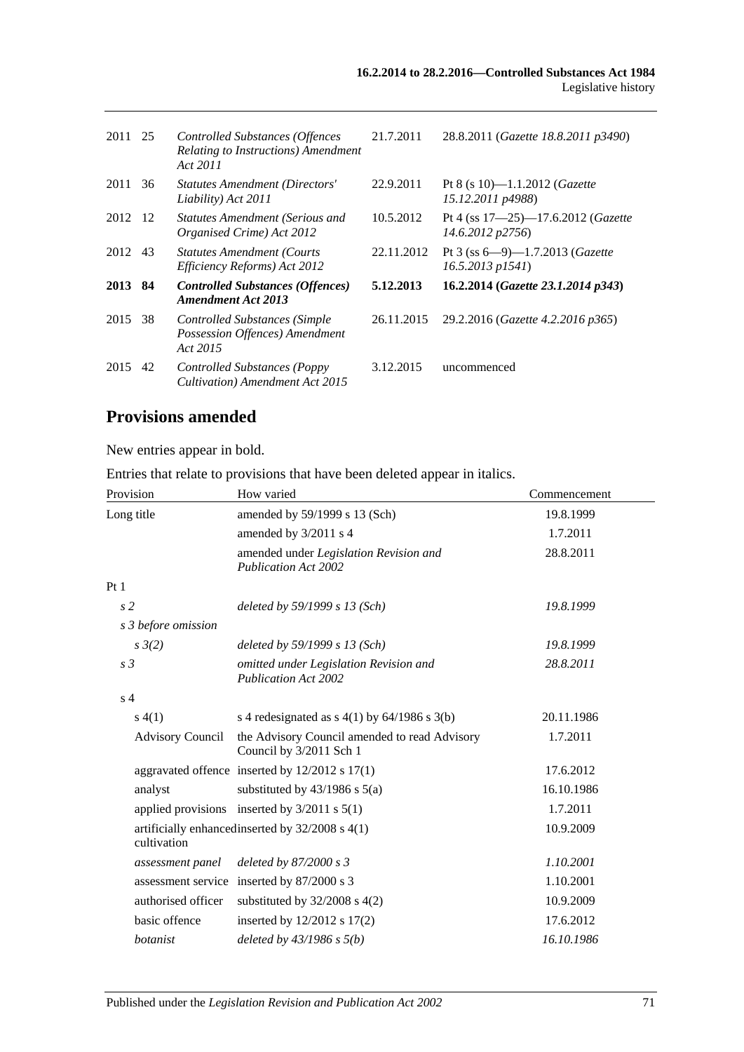| | | | | |
|---|---|---|---|---|
| 2011 | 25 | *Controlled Substances (Offences Relating to Instructions) Amendment Act 2011* | 21.7.2011 | 28.8.2011 (*Gazette 18.8.2011 p3490*) |
| 2011 | 36 | *Statutes Amendment (Directors' Liability) Act 2011* | 22.9.2011 | Pt 8 (s 10)—1.1.2012 (*Gazette 15.12.2011 p4988*) |
| 2012 | 12 | *Statutes Amendment (Serious and Organised Crime) Act 2012* | 10.5.2012 | Pt 4 (ss 17—25)—17.6.2012 (*Gazette 14.6.2012 p2756*) |
| 2012 | 43 | *Statutes Amendment (Courts Efficiency Reforms) Act 2012* | 22.11.2012 | Pt 3 (ss 6—9)—1.7.2013 (*Gazette 16.5.2013 p1541*) |
| **2013** | **84** | ***Controlled Substances (Offences) Amendment Act 2013*** | **5.12.2013** | **16.2.2014 (*Gazette 23.1.2014 p343*)** |
| 2015 | 38 | *Controlled Substances (Simple Possession Offences) Amendment Act 2015* | 26.11.2015 | 29.2.2016 (*Gazette 4.2.2016 p365*) |
| 2015 | 42 | *Controlled Substances (Poppy Cultivation) Amendment Act 2015* | 3.12.2015 | uncommenced |

## Provisions amended

New entries appear in bold.

Entries that relate to provisions that have been deleted appear in italics.

| Provision | How varied | Commencement |
|---|---|---|
| Long title | amended by 59/1999 s 13 (Sch) | 19.8.1999 |
| | amended by 3/2011 s 4 | 1.7.2011 |
| | amended under *Legislation Revision and Publication Act 2002* | 28.8.2011 |
| Pt 1 | | |
| *s 2* | *deleted by 59/1999 s 13 (Sch)* | *19.8.1999* |
| *s 3 before omission* | | |
| *s 3(2)* | *deleted by 59/1999 s 13 (Sch)* | *19.8.1999* |
| *s 3* | *omitted under Legislation Revision and Publication Act 2002* | *28.8.2011* |
| s 4 | | |
| s 4(1) | s 4 redesignated as s 4(1) by 64/1986 s 3(b) | 20.11.1986 |
| Advisory Council | the Advisory Council amended to read Advisory Council by 3/2011 Sch 1 | 1.7.2011 |
| aggravated offence | inserted by 12/2012 s 17(1) | 17.6.2012 |
| analyst | substituted by 43/1986 s 5(a) | 16.10.1986 |
| applied provisions | inserted by 3/2011 s 5(1) | 1.7.2011 |
| artificially enhanced cultivation | inserted by 32/2008 s 4(1) | 10.9.2009 |
| *assessment panel* | *deleted by 87/2000 s 3* | *1.10.2001* |
| assessment service | inserted by 87/2000 s 3 | 1.10.2001 |
| authorised officer | substituted by 32/2008 s 4(2) | 10.9.2009 |
| basic offence | inserted by 12/2012 s 17(2) | 17.6.2012 |
| *botanist* | *deleted by 43/1986 s 5(b)* | *16.10.1986* |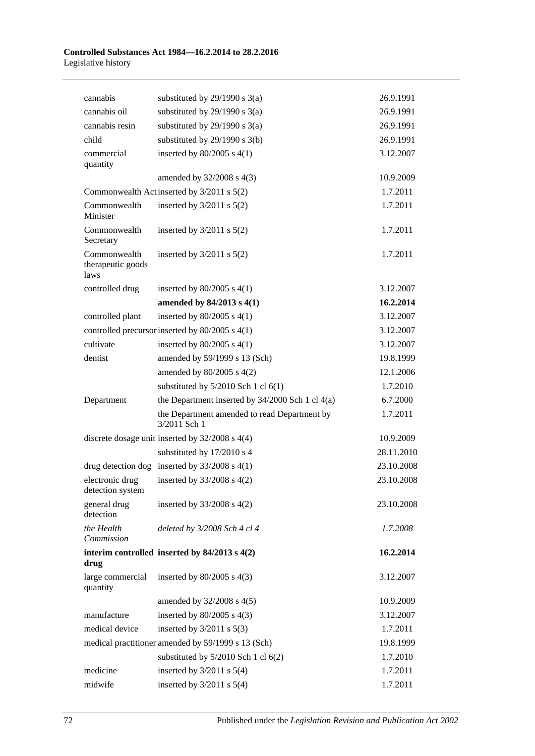| | | |
|---|---|---|
| cannabis | substituted by 29/1990 s 3(a) | 26.9.1991 |
| cannabis oil | substituted by 29/1990 s 3(a) | 26.9.1991 |
| cannabis resin | substituted by 29/1990 s 3(a) | 26.9.1991 |
| child | substituted by 29/1990 s 3(b) | 26.9.1991 |
| commercial quantity | inserted by 80/2005 s 4(1) | 3.12.2007 |
| | amended by 32/2008 s 4(3) | 10.9.2009 |
| Commonwealth Act | inserted by 3/2011 s 5(2) | 1.7.2011 |
| Commonwealth Minister | inserted by 3/2011 s 5(2) | 1.7.2011 |
| Commonwealth Secretary | inserted by 3/2011 s 5(2) | 1.7.2011 |
| Commonwealth therapeutic goods laws | inserted by 3/2011 s 5(2) | 1.7.2011 |
| controlled drug | inserted by 80/2005 s 4(1) | 3.12.2007 |
| | **amended by 84/2013 s 4(1)** | **16.2.2014** |
| controlled plant | inserted by 80/2005 s 4(1) | 3.12.2007 |
| controlled precursor | inserted by 80/2005 s 4(1) | 3.12.2007 |
| cultivate | inserted by 80/2005 s 4(1) | 3.12.2007 |
| dentist | amended by 59/1999 s 13 (Sch) | 19.8.1999 |
| | amended by 80/2005 s 4(2) | 12.1.2006 |
| | substituted by 5/2010 Sch 1 cl 6(1) | 1.7.2010 |
| Department | the Department inserted by 34/2000 Sch 1 cl 4(a) | 6.7.2000 |
| | the Department amended to read Department by 3/2011 Sch 1 | 1.7.2011 |
| discrete dosage unit | inserted by 32/2008 s 4(4) | 10.9.2009 |
| | substituted by 17/2010 s 4 | 28.11.2010 |
| drug detection dog | inserted by 33/2008 s 4(1) | 23.10.2008 |
| electronic drug detection system | inserted by 33/2008 s 4(2) | 23.10.2008 |
| general drug detection | inserted by 33/2008 s 4(2) | 23.10.2008 |
| *the Health Commission* | *deleted by 3/2008 Sch 4 cl 4* | *1.7.2008* |
| **interim controlled drug** | **inserted by 84/2013 s 4(2)** | **16.2.2014** |
| large commercial quantity | inserted by 80/2005 s 4(3) | 3.12.2007 |
| | amended by 32/2008 s 4(5) | 10.9.2009 |
| manufacture | inserted by 80/2005 s 4(3) | 3.12.2007 |
| medical device | inserted by 3/2011 s 5(3) | 1.7.2011 |
| medical practitioner | amended by 59/1999 s 13 (Sch) | 19.8.1999 |
| | substituted by 5/2010 Sch 1 cl 6(2) | 1.7.2010 |
| medicine | inserted by 3/2011 s 5(4) | 1.7.2011 |
| midwife | inserted by 3/2011 s 5(4) | 1.7.2011 |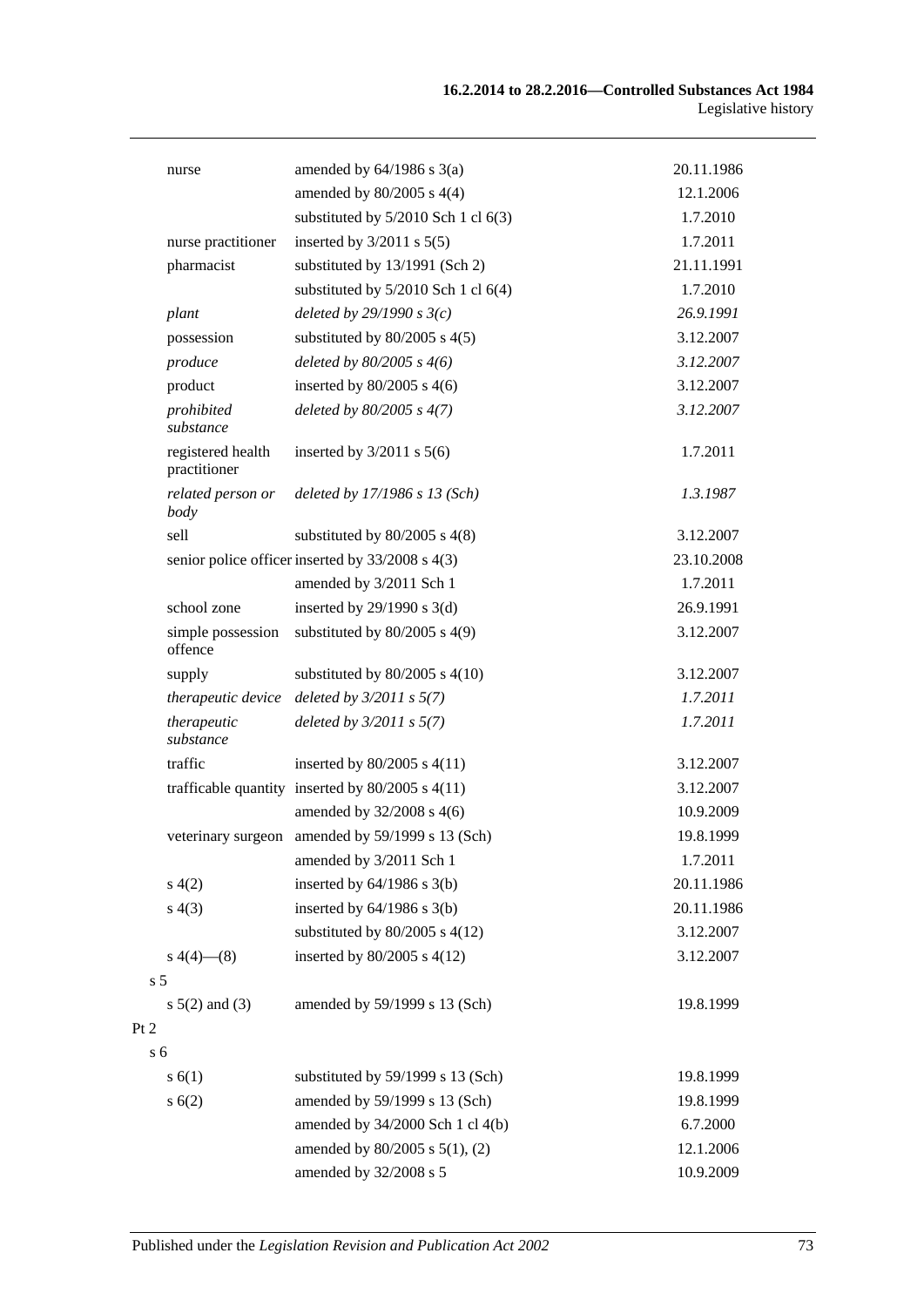| | | |
|---|---|---|
| nurse | amended by 64/1986 s 3(a) | 20.11.1986 |
| | amended by 80/2005 s 4(4) | 12.1.2006 |
| | substituted by 5/2010 Sch 1 cl 6(3) | 1.7.2010 |
| nurse practitioner | inserted by 3/2011 s 5(5) | 1.7.2011 |
| pharmacist | substituted by 13/1991 (Sch 2) | 21.11.1991 |
| | substituted by 5/2010 Sch 1 cl 6(4) | 1.7.2010 |
| *plant* | *deleted by 29/1990 s 3(c)* | *26.9.1991* |
| possession | substituted by 80/2005 s 4(5) | 3.12.2007 |
| *produce* | *deleted by 80/2005 s 4(6)* | *3.12.2007* |
| product | inserted by 80/2005 s 4(6) | 3.12.2007 |
| *prohibited substance* | *deleted by 80/2005 s 4(7)* | *3.12.2007* |
| registered health practitioner | inserted by 3/2011 s 5(6) | 1.7.2011 |
| *related person or body* | *deleted by 17/1986 s 13 (Sch)* | *1.3.1987* |
| sell | substituted by 80/2005 s 4(8) | 3.12.2007 |
| senior police officer | inserted by 33/2008 s 4(3) | 23.10.2008 |
| | amended by 3/2011 Sch 1 | 1.7.2011 |
| school zone | inserted by 29/1990 s 3(d) | 26.9.1991 |
| simple possession offence | substituted by 80/2005 s 4(9) | 3.12.2007 |
| supply | substituted by 80/2005 s 4(10) | 3.12.2007 |
| *therapeutic device* | *deleted by 3/2011 s 5(7)* | *1.7.2011* |
| *therapeutic substance* | *deleted by 3/2011 s 5(7)* | *1.7.2011* |
| traffic | inserted by 80/2005 s 4(11) | 3.12.2007 |
| trafficable quantity | inserted by 80/2005 s 4(11) | 3.12.2007 |
| | amended by 32/2008 s 4(6) | 10.9.2009 |
| veterinary surgeon | amended by 59/1999 s 13 (Sch) | 19.8.1999 |
| | amended by 3/2011 Sch 1 | 1.7.2011 |
| s 4(2) | inserted by 64/1986 s 3(b) | 20.11.1986 |
| s 4(3) | inserted by 64/1986 s 3(b) | 20.11.1986 |
| | substituted by 80/2005 s 4(12) | 3.12.2007 |
| s 4(4)—(8) | inserted by 80/2005 s 4(12) | 3.12.2007 |
| s 5 | | |
| s 5(2) and (3) | amended by 59/1999 s 13 (Sch) | 19.8.1999 |
| Pt 2 | | |
| s 6 | | |
| s 6(1) | substituted by 59/1999 s 13 (Sch) | 19.8.1999 |
| s 6(2) | amended by 59/1999 s 13 (Sch) | 19.8.1999 |
| | amended by 34/2000 Sch 1 cl 4(b) | 6.7.2000 |
| | amended by 80/2005 s 5(1), (2) | 12.1.2006 |
| | amended by 32/2008 s 5 | 10.9.2009 |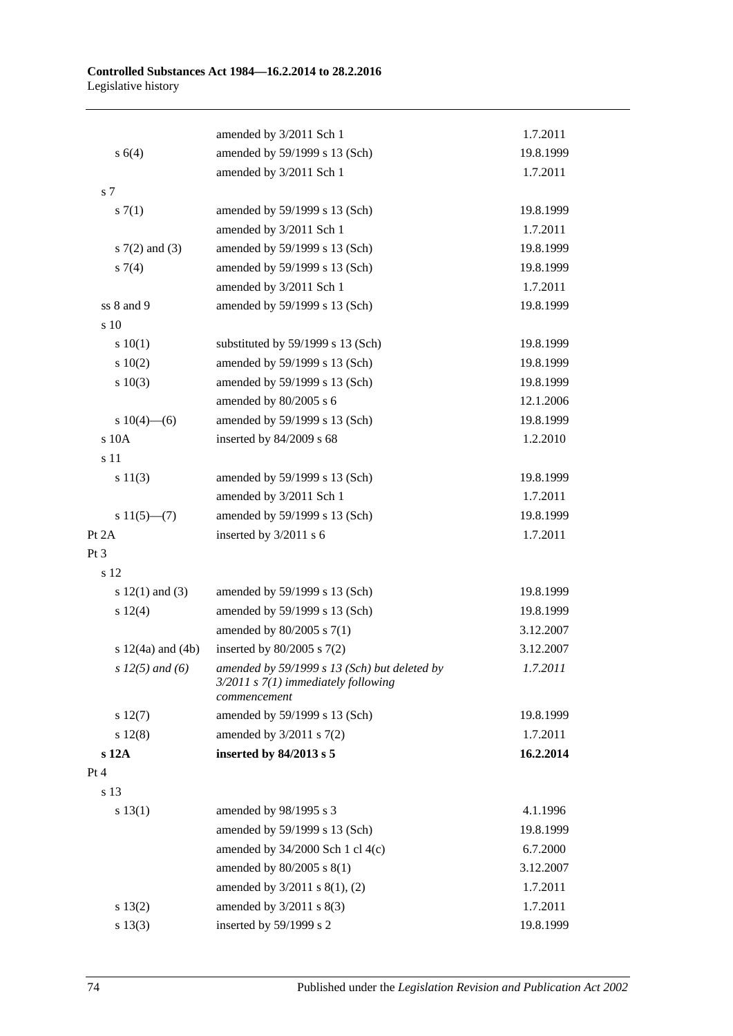| | | |
|---|---|---|
| | amended by 3/2011 Sch 1 | 1.7.2011 |
| s 6(4) | amended by 59/1999 s 13 (Sch) | 19.8.1999 |
| | amended by 3/2011 Sch 1 | 1.7.2011 |
| s 7 | | |
| s 7(1) | amended by 59/1999 s 13 (Sch) | 19.8.1999 |
| | amended by 3/2011 Sch 1 | 1.7.2011 |
| s 7(2) and (3) | amended by 59/1999 s 13 (Sch) | 19.8.1999 |
| s 7(4) | amended by 59/1999 s 13 (Sch) | 19.8.1999 |
| | amended by 3/2011 Sch 1 | 1.7.2011 |
| ss 8 and 9 | amended by 59/1999 s 13 (Sch) | 19.8.1999 |
| s 10 | | |
| s 10(1) | substituted by 59/1999 s 13 (Sch) | 19.8.1999 |
| s 10(2) | amended by 59/1999 s 13 (Sch) | 19.8.1999 |
| s 10(3) | amended by 59/1999 s 13 (Sch) | 19.8.1999 |
| | amended by 80/2005 s 6 | 12.1.2006 |
| s 10(4)—(6) | amended by 59/1999 s 13 (Sch) | 19.8.1999 |
| s 10A | inserted by 84/2009 s 68 | 1.2.2010 |
| s 11 | | |
| s 11(3) | amended by 59/1999 s 13 (Sch) | 19.8.1999 |
| | amended by 3/2011 Sch 1 | 1.7.2011 |
| s 11(5)—(7) | amended by 59/1999 s 13 (Sch) | 19.8.1999 |
| Pt 2A | inserted by 3/2011 s 6 | 1.7.2011 |
| Pt 3 | | |
| s 12 | | |
| s 12(1) and (3) | amended by 59/1999 s 13 (Sch) | 19.8.1999 |
| s 12(4) | amended by 59/1999 s 13 (Sch) | 19.8.1999 |
| | amended by 80/2005 s 7(1) | 3.12.2007 |
| s 12(4a) and (4b) | inserted by 80/2005 s 7(2) | 3.12.2007 |
| *s 12(5) and (6)* | *amended by 59/1999 s 13 (Sch) but deleted by 3/2011 s 7(1) immediately following commencement* | *1.7.2011* |
| s 12(7) | amended by 59/1999 s 13 (Sch) | 19.8.1999 |
| s 12(8) | amended by 3/2011 s 7(2) | 1.7.2011 |
| **s 12A** | **inserted by 84/2013 s 5** | **16.2.2014** |
| Pt 4 | | |
| s 13 | | |
| s 13(1) | amended by 98/1995 s 3 | 4.1.1996 |
| | amended by 59/1999 s 13 (Sch) | 19.8.1999 |
| | amended by 34/2000 Sch 1 cl 4(c) | 6.7.2000 |
| | amended by 80/2005 s 8(1) | 3.12.2007 |
| | amended by 3/2011 s 8(1), (2) | 1.7.2011 |
| s 13(2) | amended by 3/2011 s 8(3) | 1.7.2011 |
| s 13(3) | inserted by 59/1999 s 2 | 19.8.1999 |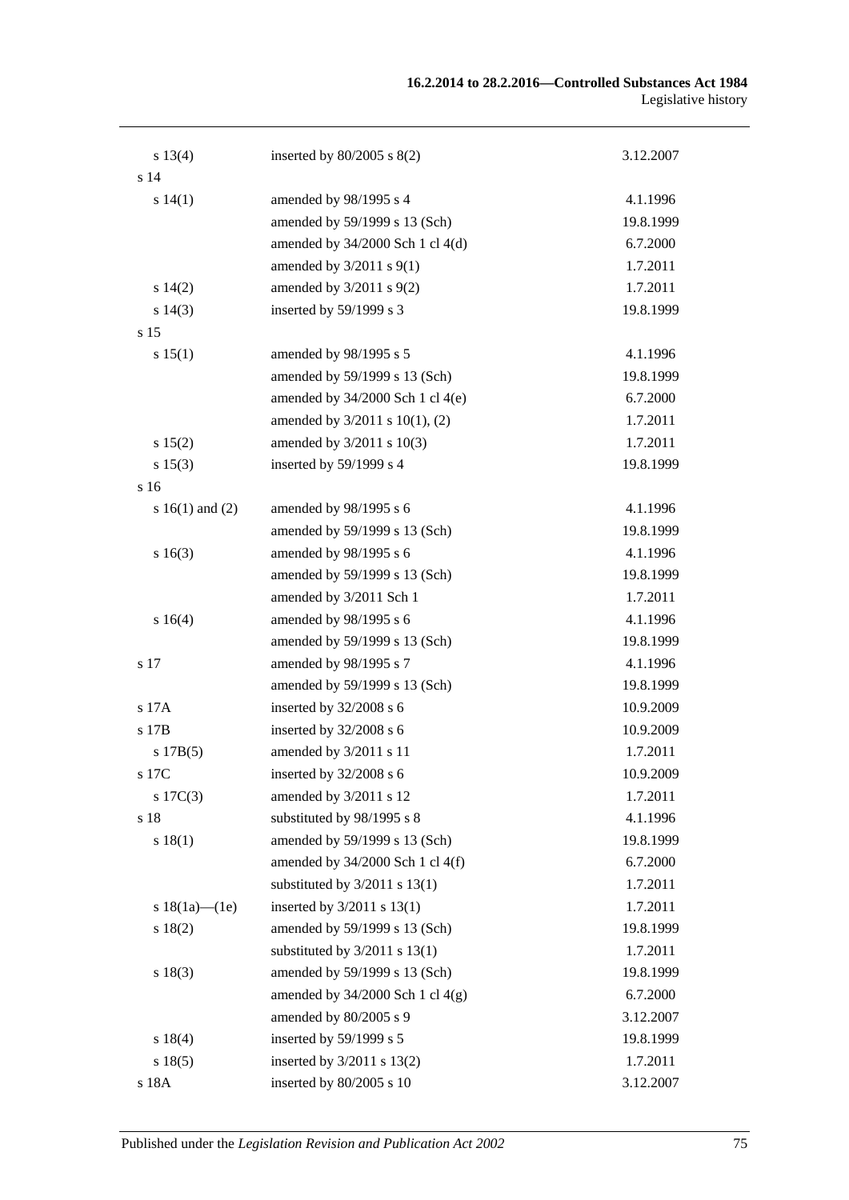| | | |
|---|---|---|
| s 13(4) | inserted by 80/2005 s 8(2) | 3.12.2007 |
| s 14 | | |
| s 14(1) | amended by 98/1995 s 4 | 4.1.1996 |
| | amended by 59/1999 s 13 (Sch) | 19.8.1999 |
| | amended by 34/2000 Sch 1 cl 4(d) | 6.7.2000 |
| | amended by 3/2011 s 9(1) | 1.7.2011 |
| s 14(2) | amended by 3/2011 s 9(2) | 1.7.2011 |
| s 14(3) | inserted by 59/1999 s 3 | 19.8.1999 |
| s 15 | | |
| s 15(1) | amended by 98/1995 s 5 | 4.1.1996 |
| | amended by 59/1999 s 13 (Sch) | 19.8.1999 |
| | amended by 34/2000 Sch 1 cl 4(e) | 6.7.2000 |
| | amended by 3/2011 s 10(1), (2) | 1.7.2011 |
| s 15(2) | amended by 3/2011 s 10(3) | 1.7.2011 |
| s 15(3) | inserted by 59/1999 s 4 | 19.8.1999 |
| s 16 | | |
| s 16(1) and (2) | amended by 98/1995 s 6 | 4.1.1996 |
| | amended by 59/1999 s 13 (Sch) | 19.8.1999 |
| s 16(3) | amended by 98/1995 s 6 | 4.1.1996 |
| | amended by 59/1999 s 13 (Sch) | 19.8.1999 |
| | amended by 3/2011 Sch 1 | 1.7.2011 |
| s 16(4) | amended by 98/1995 s 6 | 4.1.1996 |
| | amended by 59/1999 s 13 (Sch) | 19.8.1999 |
| s 17 | amended by 98/1995 s 7 | 4.1.1996 |
| | amended by 59/1999 s 13 (Sch) | 19.8.1999 |
| s 17A | inserted by 32/2008 s 6 | 10.9.2009 |
| s 17B | inserted by 32/2008 s 6 | 10.9.2009 |
| s 17B(5) | amended by 3/2011 s 11 | 1.7.2011 |
| s 17C | inserted by 32/2008 s 6 | 10.9.2009 |
| s 17C(3) | amended by 3/2011 s 12 | 1.7.2011 |
| s 18 | substituted by 98/1995 s 8 | 4.1.1996 |
| s 18(1) | amended by 59/1999 s 13 (Sch) | 19.8.1999 |
| | amended by 34/2000 Sch 1 cl 4(f) | 6.7.2000 |
| | substituted by 3/2011 s 13(1) | 1.7.2011 |
| s 18(1a)—(1e) | inserted by 3/2011 s 13(1) | 1.7.2011 |
| s 18(2) | amended by 59/1999 s 13 (Sch) | 19.8.1999 |
| | substituted by 3/2011 s 13(1) | 1.7.2011 |
| s 18(3) | amended by 59/1999 s 13 (Sch) | 19.8.1999 |
| | amended by 34/2000 Sch 1 cl 4(g) | 6.7.2000 |
| | amended by 80/2005 s 9 | 3.12.2007 |
| s 18(4) | inserted by 59/1999 s 5 | 19.8.1999 |
| s 18(5) | inserted by 3/2011 s 13(2) | 1.7.2011 |
| s 18A | inserted by 80/2005 s 10 | 3.12.2007 |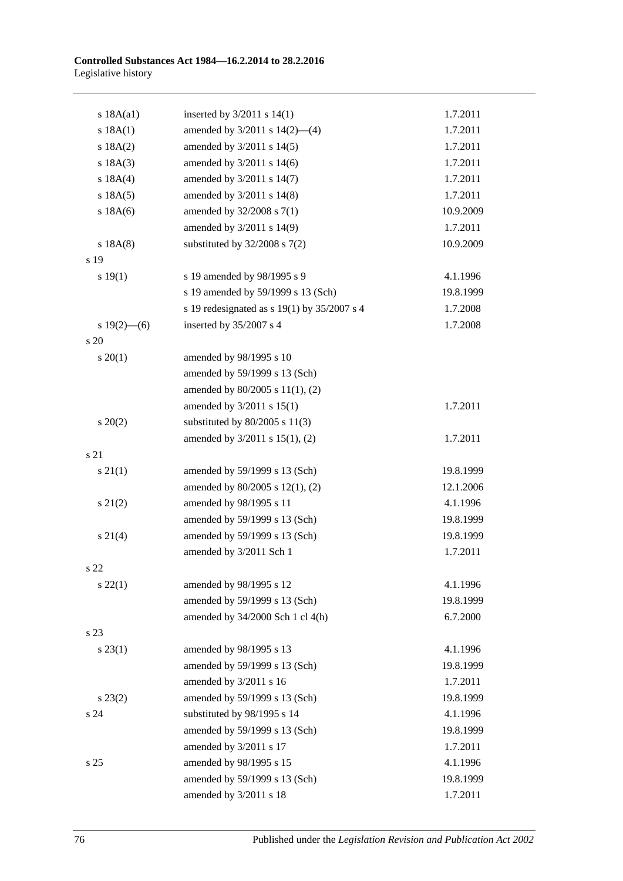| | | |
|---|---|---|
| s 18A(a1) | inserted by 3/2011 s 14(1) | 1.7.2011 |
| s 18A(1) | amended by 3/2011 s 14(2)—(4) | 1.7.2011 |
| s 18A(2) | amended by 3/2011 s 14(5) | 1.7.2011 |
| s 18A(3) | amended by 3/2011 s 14(6) | 1.7.2011 |
| s 18A(4) | amended by 3/2011 s 14(7) | 1.7.2011 |
| s 18A(5) | amended by 3/2011 s 14(8) | 1.7.2011 |
| s 18A(6) | amended by 32/2008 s 7(1) | 10.9.2009 |
| | amended by 3/2011 s 14(9) | 1.7.2011 |
| s 18A(8) | substituted by 32/2008 s 7(2) | 10.9.2009 |
| s 19 | | |
| s 19(1) | s 19 amended by 98/1995 s 9 | 4.1.1996 |
| | s 19 amended by 59/1999 s 13 (Sch) | 19.8.1999 |
| | s 19 redesignated as s 19(1) by 35/2007 s 4 | 1.7.2008 |
| s 19(2)—(6) | inserted by 35/2007 s 4 | 1.7.2008 |
| s 20 | | |
| s 20(1) | amended by 98/1995 s 10 | |
| | amended by 59/1999 s 13 (Sch) | |
| | amended by 80/2005 s 11(1), (2) | |
| | amended by 3/2011 s 15(1) | 1.7.2011 |
| s 20(2) | substituted by 80/2005 s 11(3) | |
| | amended by 3/2011 s 15(1), (2) | 1.7.2011 |
| s 21 | | |
| s 21(1) | amended by 59/1999 s 13 (Sch) | 19.8.1999 |
| | amended by 80/2005 s 12(1), (2) | 12.1.2006 |
| s 21(2) | amended by 98/1995 s 11 | 4.1.1996 |
| | amended by 59/1999 s 13 (Sch) | 19.8.1999 |
| s 21(4) | amended by 59/1999 s 13 (Sch) | 19.8.1999 |
| | amended by 3/2011 Sch 1 | 1.7.2011 |
| s 22 | | |
| s 22(1) | amended by 98/1995 s 12 | 4.1.1996 |
| | amended by 59/1999 s 13 (Sch) | 19.8.1999 |
| | amended by 34/2000 Sch 1 cl 4(h) | 6.7.2000 |
| s 23 | | |
| s 23(1) | amended by 98/1995 s 13 | 4.1.1996 |
| | amended by 59/1999 s 13 (Sch) | 19.8.1999 |
| | amended by 3/2011 s 16 | 1.7.2011 |
| s 23(2) | amended by 59/1999 s 13 (Sch) | 19.8.1999 |
| s 24 | substituted by 98/1995 s 14 | 4.1.1996 |
| | amended by 59/1999 s 13 (Sch) | 19.8.1999 |
| | amended by 3/2011 s 17 | 1.7.2011 |
| s 25 | amended by 98/1995 s 15 | 4.1.1996 |
| | amended by 59/1999 s 13 (Sch) | 19.8.1999 |
| | amended by 3/2011 s 18 | 1.7.2011 |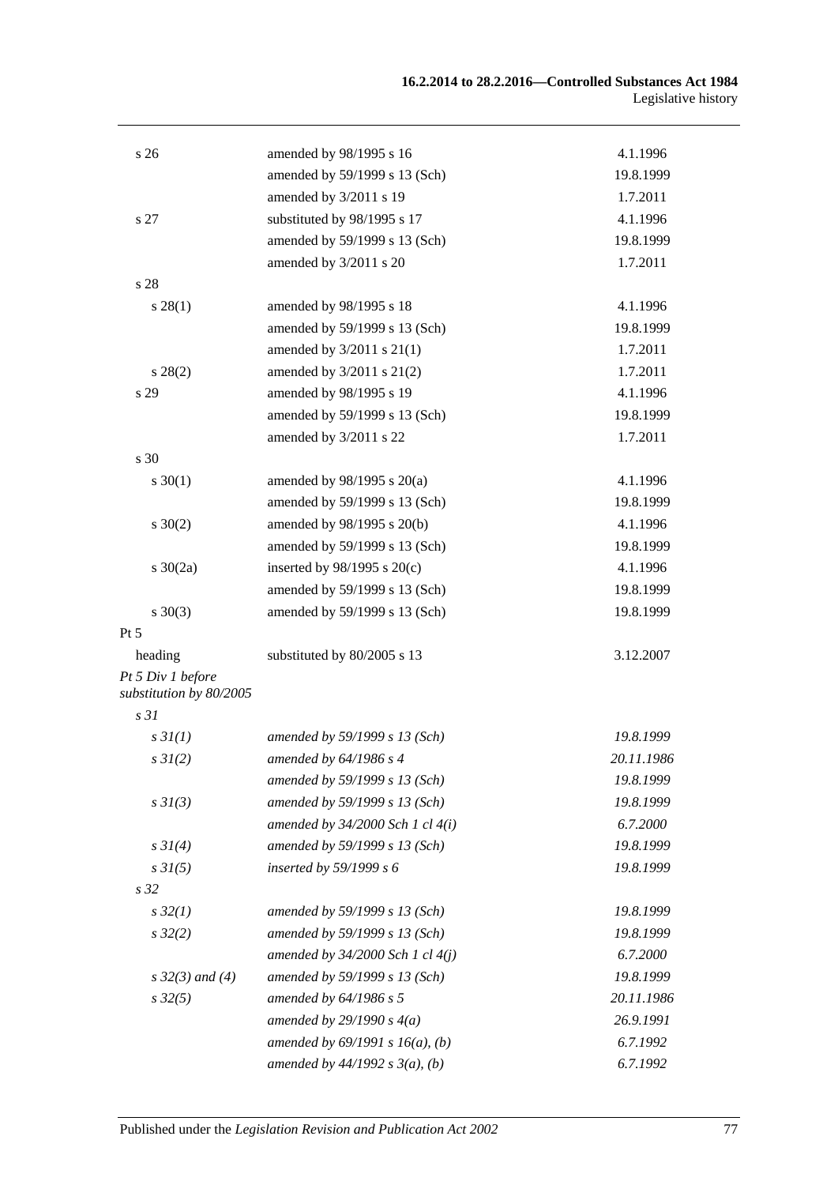| | | |
|---|---|---|
| s 26 | amended by 98/1995 s 16 | 4.1.1996 |
| | amended by 59/1999 s 13 (Sch) | 19.8.1999 |
| | amended by 3/2011 s 19 | 1.7.2011 |
| s 27 | substituted by 98/1995 s 17 | 4.1.1996 |
| | amended by 59/1999 s 13 (Sch) | 19.8.1999 |
| | amended by 3/2011 s 20 | 1.7.2011 |
| s 28 | | |
| s 28(1) | amended by 98/1995 s 18 | 4.1.1996 |
| | amended by 59/1999 s 13 (Sch) | 19.8.1999 |
| | amended by 3/2011 s 21(1) | 1.7.2011 |
| s 28(2) | amended by 3/2011 s 21(2) | 1.7.2011 |
| s 29 | amended by 98/1995 s 19 | 4.1.1996 |
| | amended by 59/1999 s 13 (Sch) | 19.8.1999 |
| | amended by 3/2011 s 22 | 1.7.2011 |
| s 30 | | |
| s 30(1) | amended by 98/1995 s 20(a) | 4.1.1996 |
| | amended by 59/1999 s 13 (Sch) | 19.8.1999 |
| s 30(2) | amended by 98/1995 s 20(b) | 4.1.1996 |
| | amended by 59/1999 s 13 (Sch) | 19.8.1999 |
| s 30(2a) | inserted by 98/1995 s 20(c) | 4.1.1996 |
| | amended by 59/1999 s 13 (Sch) | 19.8.1999 |
| s 30(3) | amended by 59/1999 s 13 (Sch) | 19.8.1999 |
| Pt 5 | | |
| heading | substituted by 80/2005 s 13 | 3.12.2007 |
| *Pt 5 Div 1 before substitution by 80/2005* | | |
| *s 31* | | |
| *s 31(1)* | *amended by 59/1999 s 13 (Sch)* | *19.8.1999* |
| *s 31(2)* | *amended by 64/1986 s 4* | *20.11.1986* |
| | *amended by 59/1999 s 13 (Sch)* | *19.8.1999* |
| *s 31(3)* | *amended by 59/1999 s 13 (Sch)* | *19.8.1999* |
| | *amended by 34/2000 Sch 1 cl 4(i)* | *6.7.2000* |
| *s 31(4)* | *amended by 59/1999 s 13 (Sch)* | *19.8.1999* |
| *s 31(5)* | *inserted by 59/1999 s 6* | *19.8.1999* |
| *s 32* | | |
| *s 32(1)* | *amended by 59/1999 s 13 (Sch)* | *19.8.1999* |
| *s 32(2)* | *amended by 59/1999 s 13 (Sch)* | *19.8.1999* |
| | *amended by 34/2000 Sch 1 cl 4(j)* | *6.7.2000* |
| *s 32(3) and (4)* | *amended by 59/1999 s 13 (Sch)* | *19.8.1999* |
| *s 32(5)* | *amended by 64/1986 s 5* | *20.11.1986* |
| | *amended by 29/1990 s 4(a)* | *26.9.1991* |
| | *amended by 69/1991 s 16(a), (b)* | *6.7.1992* |
| | *amended by 44/1992 s 3(a), (b)* | *6.7.1992* |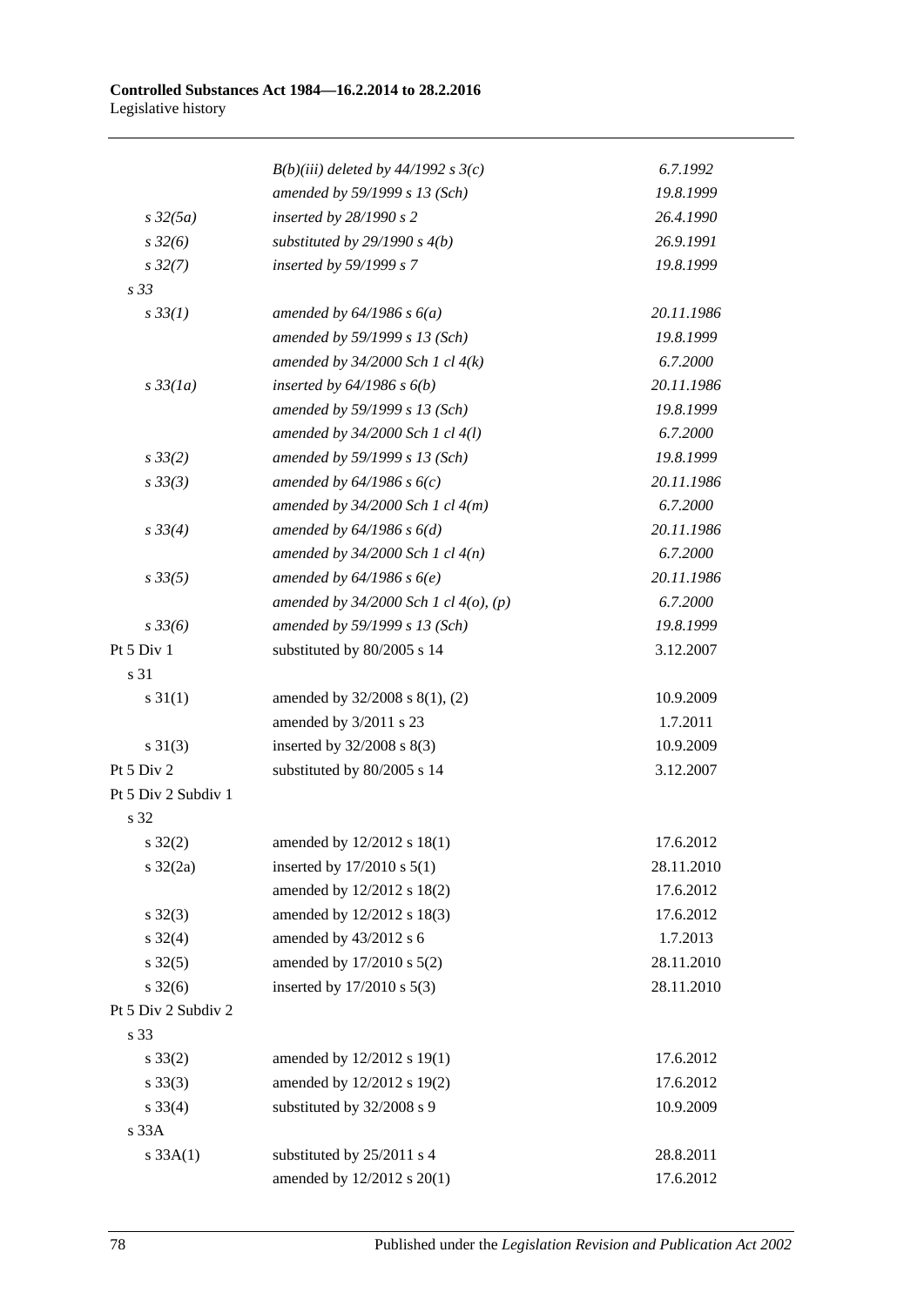| | | |
|---|---|---|
| | *B(b)(iii) deleted by 44/1992 s 3(c)* | *6.7.1992* |
| | *amended by 59/1999 s 13 (Sch)* | *19.8.1999* |
| *s 32(5a)* | *inserted by 28/1990 s 2* | *26.4.1990* |
| *s 32(6)* | *substituted by 29/1990 s 4(b)* | *26.9.1991* |
| *s 32(7)* | *inserted by 59/1999 s 7* | *19.8.1999* |
| *s 33* | | |
| *s 33(1)* | *amended by 64/1986 s 6(a)* | *20.11.1986* |
| | *amended by 59/1999 s 13 (Sch)* | *19.8.1999* |
| | *amended by 34/2000 Sch 1 cl 4(k)* | *6.7.2000* |
| *s 33(1a)* | *inserted by 64/1986 s 6(b)* | *20.11.1986* |
| | *amended by 59/1999 s 13 (Sch)* | *19.8.1999* |
| | *amended by 34/2000 Sch 1 cl 4(l)* | *6.7.2000* |
| *s 33(2)* | *amended by 59/1999 s 13 (Sch)* | *19.8.1999* |
| *s 33(3)* | *amended by 64/1986 s 6(c)* | *20.11.1986* |
| | *amended by 34/2000 Sch 1 cl 4(m)* | *6.7.2000* |
| *s 33(4)* | *amended by 64/1986 s 6(d)* | *20.11.1986* |
| | *amended by 34/2000 Sch 1 cl 4(n)* | *6.7.2000* |
| *s 33(5)* | *amended by 64/1986 s 6(e)* | *20.11.1986* |
| | *amended by 34/2000 Sch 1 cl 4(o), (p)* | *6.7.2000* |
| *s 33(6)* | *amended by 59/1999 s 13 (Sch)* | *19.8.1999* |
| Pt 5 Div 1 | substituted by 80/2005 s 14 | 3.12.2007 |
| s 31 | | |
| s 31(1) | amended by 32/2008 s 8(1), (2) | 10.9.2009 |
| | amended by 3/2011 s 23 | 1.7.2011 |
| s 31(3) | inserted by 32/2008 s 8(3) | 10.9.2009 |
| Pt 5 Div 2 | substituted by 80/2005 s 14 | 3.12.2007 |
| Pt 5 Div 2 Subdiv 1 | | |
| s 32 | | |
| s 32(2) | amended by 12/2012 s 18(1) | 17.6.2012 |
| s 32(2a) | inserted by 17/2010 s 5(1) | 28.11.2010 |
| | amended by 12/2012 s 18(2) | 17.6.2012 |
| s 32(3) | amended by 12/2012 s 18(3) | 17.6.2012 |
| s 32(4) | amended by 43/2012 s 6 | 1.7.2013 |
| s 32(5) | amended by 17/2010 s 5(2) | 28.11.2010 |
| s 32(6) | inserted by 17/2010 s 5(3) | 28.11.2010 |
| Pt 5 Div 2 Subdiv 2 | | |
| s 33 | | |
| s 33(2) | amended by 12/2012 s 19(1) | 17.6.2012 |
| s 33(3) | amended by 12/2012 s 19(2) | 17.6.2012 |
| s 33(4) | substituted by 32/2008 s 9 | 10.9.2009 |
| s 33A | | |
| s 33A(1) | substituted by 25/2011 s 4 | 28.8.2011 |
| | amended by 12/2012 s 20(1) | 17.6.2012 |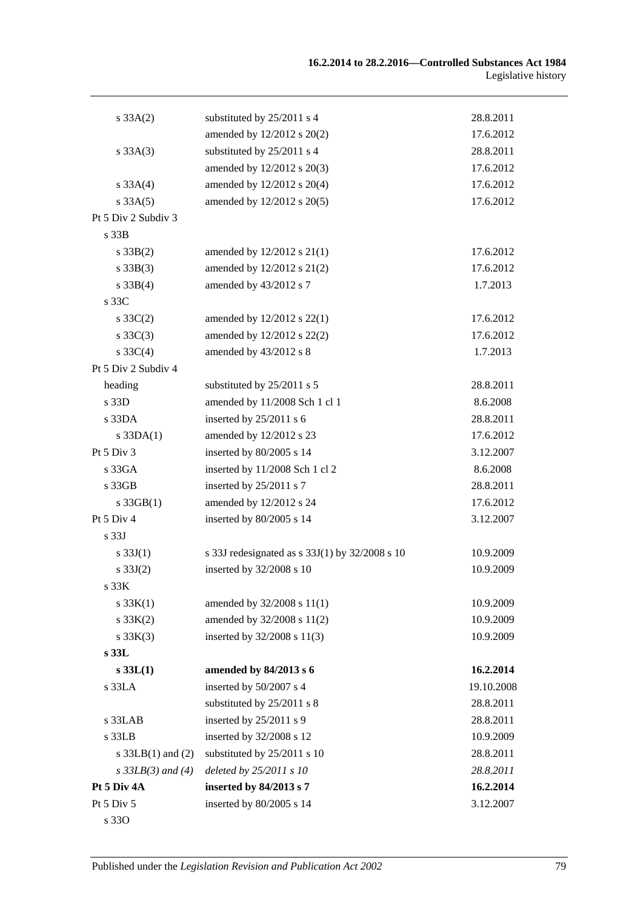| | | |
|---|---|---|
| s 33A(2) | substituted by 25/2011 s 4 | 28.8.2011 |
| | amended by 12/2012 s 20(2) | 17.6.2012 |
| s 33A(3) | substituted by 25/2011 s 4 | 28.8.2011 |
| | amended by 12/2012 s 20(3) | 17.6.2012 |
| s 33A(4) | amended by 12/2012 s 20(4) | 17.6.2012 |
| s 33A(5) | amended by 12/2012 s 20(5) | 17.6.2012 |
| Pt 5 Div 2 Subdiv 3 | | |
| s 33B | | |
| s 33B(2) | amended by 12/2012 s 21(1) | 17.6.2012 |
| s 33B(3) | amended by 12/2012 s 21(2) | 17.6.2012 |
| s 33B(4) | amended by 43/2012 s 7 | 1.7.2013 |
| s 33C | | |
| s 33C(2) | amended by 12/2012 s 22(1) | 17.6.2012 |
| s 33C(3) | amended by 12/2012 s 22(2) | 17.6.2012 |
| s 33C(4) | amended by 43/2012 s 8 | 1.7.2013 |
| Pt 5 Div 2 Subdiv 4 | | |
| heading | substituted by 25/2011 s 5 | 28.8.2011 |
| s 33D | amended by 11/2008 Sch 1 cl 1 | 8.6.2008 |
| s 33DA | inserted by 25/2011 s 6 | 28.8.2011 |
| s 33DA(1) | amended by 12/2012 s 23 | 17.6.2012 |
| Pt 5 Div 3 | inserted by 80/2005 s 14 | 3.12.2007 |
| s 33GA | inserted by 11/2008 Sch 1 cl 2 | 8.6.2008 |
| s 33GB | inserted by 25/2011 s 7 | 28.8.2011 |
| s 33GB(1) | amended by 12/2012 s 24 | 17.6.2012 |
| Pt 5 Div 4 | inserted by 80/2005 s 14 | 3.12.2007 |
| s 33J | | |
| s 33J(1) | s 33J redesignated as s 33J(1) by 32/2008 s 10 | 10.9.2009 |
| s 33J(2) | inserted by 32/2008 s 10 | 10.9.2009 |
| s 33K | | |
| s 33K(1) | amended by 32/2008 s 11(1) | 10.9.2009 |
| s 33K(2) | amended by 32/2008 s 11(2) | 10.9.2009 |
| s 33K(3) | inserted by 32/2008 s 11(3) | 10.9.2009 |
| **s 33L** | | |
| **s 33L(1)** | **amended by 84/2013 s 6** | **16.2.2014** |
| s 33LA | inserted by 50/2007 s 4 | 19.10.2008 |
| | substituted by 25/2011 s 8 | 28.8.2011 |
| s 33LAB | inserted by 25/2011 s 9 | 28.8.2011 |
| s 33LB | inserted by 32/2008 s 12 | 10.9.2009 |
| s 33LB(1) and (2) | substituted by 25/2011 s 10 | 28.8.2011 |
| *s 33LB(3) and (4)* | *deleted by 25/2011 s 10* | *28.8.2011* |
| **Pt 5 Div 4A** | **inserted by 84/2013 s 7** | **16.2.2014** |
| Pt 5 Div 5 | inserted by 80/2005 s 14 | 3.12.2007 |
| s 33O | | |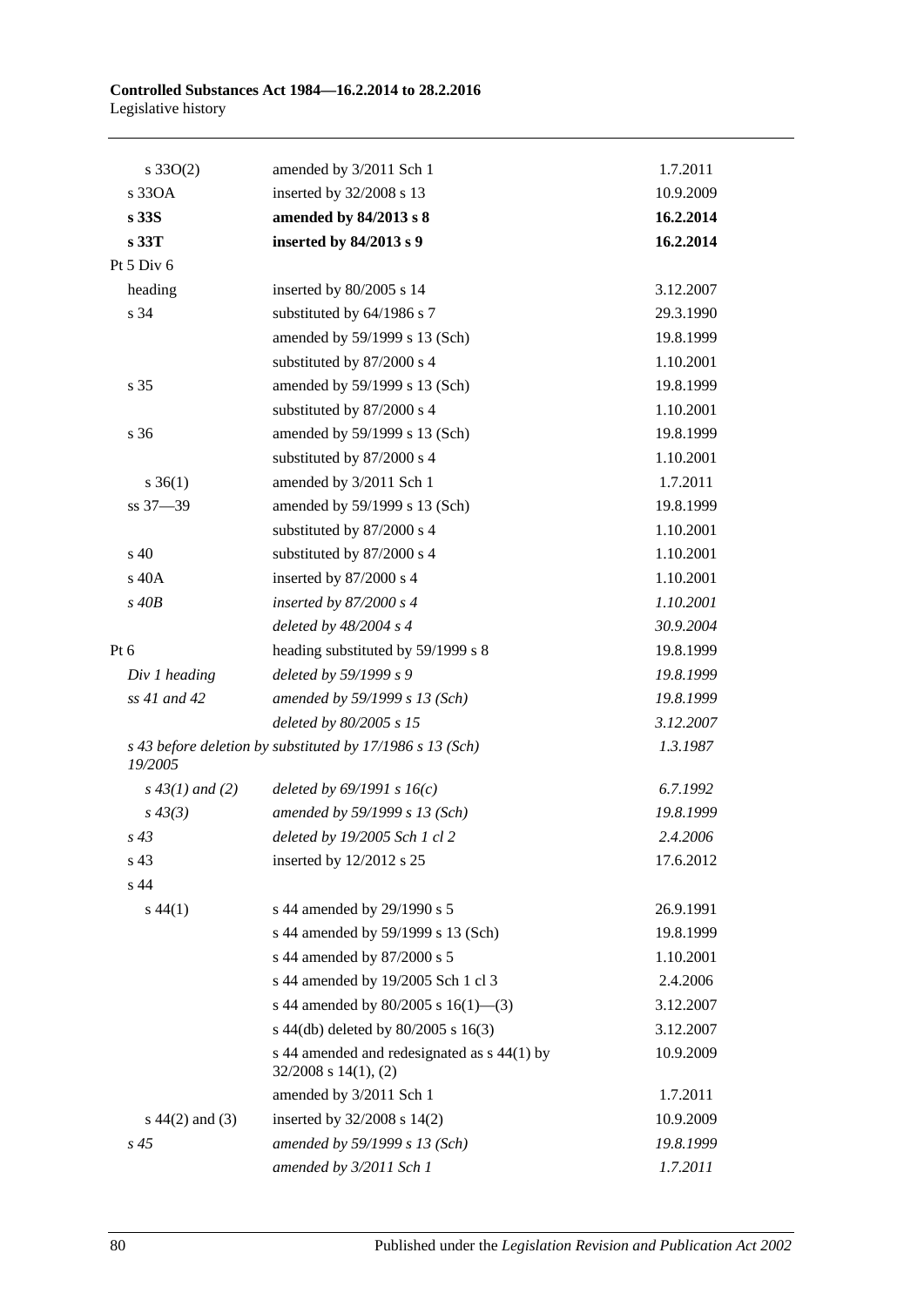| | | |
|---|---|---|
| s 33O(2) | amended by 3/2011 Sch 1 | 1.7.2011 |
| s 33OA | inserted by 32/2008 s 13 | 10.9.2009 |
| **s 33S** | **amended by 84/2013 s 8** | **16.2.2014** |
| **s 33T** | **inserted by 84/2013 s 9** | **16.2.2014** |
| Pt 5 Div 6 | | |
| heading | inserted by 80/2005 s 14 | 3.12.2007 |
| s 34 | substituted by 64/1986 s 7 | 29.3.1990 |
| | amended by 59/1999 s 13 (Sch) | 19.8.1999 |
| | substituted by 87/2000 s 4 | 1.10.2001 |
| s 35 | amended by 59/1999 s 13 (Sch) | 19.8.1999 |
| | substituted by 87/2000 s 4 | 1.10.2001 |
| s 36 | amended by 59/1999 s 13 (Sch) | 19.8.1999 |
| | substituted by 87/2000 s 4 | 1.10.2001 |
| s 36(1) | amended by 3/2011 Sch 1 | 1.7.2011 |
| ss 37—39 | amended by 59/1999 s 13 (Sch) | 19.8.1999 |
| | substituted by 87/2000 s 4 | 1.10.2001 |
| s 40 | substituted by 87/2000 s 4 | 1.10.2001 |
| s 40A | inserted by 87/2000 s 4 | 1.10.2001 |
| *s 40B* | *inserted by 87/2000 s 4* | *1.10.2001* |
| | *deleted by 48/2004 s 4* | *30.9.2004* |
| Pt 6 | heading substituted by 59/1999 s 8 | 19.8.1999 |
| *Div 1 heading* | *deleted by 59/1999 s 9* | *19.8.1999* |
| *ss 41 and 42* | *amended by 59/1999 s 13 (Sch)* | *19.8.1999* |
| | *deleted by 80/2005 s 15* | *3.12.2007* |
| *s 43 before deletion by 19/2005* | *substituted by 17/1986 s 13 (Sch)* | *1.3.1987* |
| *s 43(1) and (2)* | *deleted by 69/1991 s 16(c)* | *6.7.1992* |
| *s 43(3)* | *amended by 59/1999 s 13 (Sch)* | *19.8.1999* |
| *s 43* | *deleted by 19/2005 Sch 1 cl 2* | *2.4.2006* |
| s 43 | inserted by 12/2012 s 25 | 17.6.2012 |
| s 44 | | |
| s 44(1) | s 44 amended by 29/1990 s 5 | 26.9.1991 |
| | s 44 amended by 59/1999 s 13 (Sch) | 19.8.1999 |
| | s 44 amended by 87/2000 s 5 | 1.10.2001 |
| | s 44 amended by 19/2005 Sch 1 cl 3 | 2.4.2006 |
| | s 44 amended by 80/2005 s 16(1)—(3) | 3.12.2007 |
| | s 44(db) deleted by 80/2005 s 16(3) | 3.12.2007 |
| | s 44 amended and redesignated as s 44(1) by 32/2008 s 14(1), (2) | 10.9.2009 |
| | amended by 3/2011 Sch 1 | 1.7.2011 |
| s 44(2) and (3) | inserted by 32/2008 s 14(2) | 10.9.2009 |
| *s 45* | *amended by 59/1999 s 13 (Sch)* | *19.8.1999* |
| | *amended by 3/2011 Sch 1* | *1.7.2011* |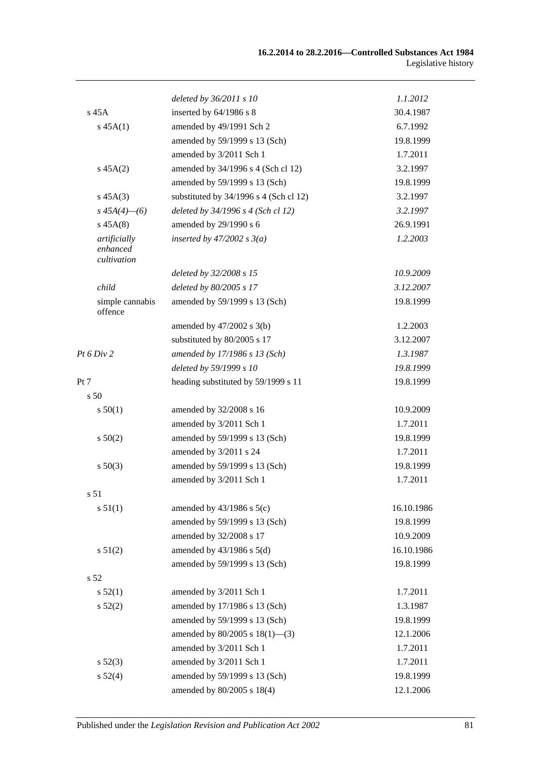| | | |
|---|---|---|
| | *deleted by 36/2011 s 10* | *1.1.2012* |
| s 45A | inserted by 64/1986 s 8 | 30.4.1987 |
| s 45A(1) | amended by 49/1991 Sch 2 | 6.7.1992 |
| | amended by 59/1999 s 13 (Sch) | 19.8.1999 |
| | amended by 3/2011 Sch 1 | 1.7.2011 |
| s 45A(2) | amended by 34/1996 s 4 (Sch cl 12) | 3.2.1997 |
| | amended by 59/1999 s 13 (Sch) | 19.8.1999 |
| s 45A(3) | substituted by 34/1996 s 4 (Sch cl 12) | 3.2.1997 |
| *s 45A(4)—(6)* | *deleted by 34/1996 s 4 (Sch cl 12)* | *3.2.1997* |
| s 45A(8) | amended by 29/1990 s 6 | 26.9.1991 |
| *artificially enhanced cultivation* | *inserted by 47/2002 s 3(a)* | *1.2.2003* |
| | *deleted by 32/2008 s 15* | *10.9.2009* |
| *child* | *deleted by 80/2005 s 17* | *3.12.2007* |
| simple cannabis offence | amended by 59/1999 s 13 (Sch) | 19.8.1999 |
| | amended by 47/2002 s 3(b) | 1.2.2003 |
| | substituted by 80/2005 s 17 | 3.12.2007 |
| *Pt 6 Div 2* | *amended by 17/1986 s 13 (Sch)* | *1.3.1987* |
| | *deleted by 59/1999 s 10* | *19.8.1999* |
| Pt 7 | heading substituted by 59/1999 s 11 | 19.8.1999 |
| s 50 | | |
| s 50(1) | amended by 32/2008 s 16 | 10.9.2009 |
| | amended by 3/2011 Sch 1 | 1.7.2011 |
| s 50(2) | amended by 59/1999 s 13 (Sch) | 19.8.1999 |
| | amended by 3/2011 s 24 | 1.7.2011 |
| s 50(3) | amended by 59/1999 s 13 (Sch) | 19.8.1999 |
| | amended by 3/2011 Sch 1 | 1.7.2011 |
| s 51 | | |
| s 51(1) | amended by 43/1986 s 5(c) | 16.10.1986 |
| | amended by 59/1999 s 13 (Sch) | 19.8.1999 |
| | amended by 32/2008 s 17 | 10.9.2009 |
| s 51(2) | amended by 43/1986 s 5(d) | 16.10.1986 |
| | amended by 59/1999 s 13 (Sch) | 19.8.1999 |
| s 52 | | |
| s 52(1) | amended by 3/2011 Sch 1 | 1.7.2011 |
| s 52(2) | amended by 17/1986 s 13 (Sch) | 1.3.1987 |
| | amended by 59/1999 s 13 (Sch) | 19.8.1999 |
| | amended by 80/2005 s 18(1)—(3) | 12.1.2006 |
| | amended by 3/2011 Sch 1 | 1.7.2011 |
| s 52(3) | amended by 3/2011 Sch 1 | 1.7.2011 |
| s 52(4) | amended by 59/1999 s 13 (Sch) | 19.8.1999 |
| | amended by 80/2005 s 18(4) | 12.1.2006 |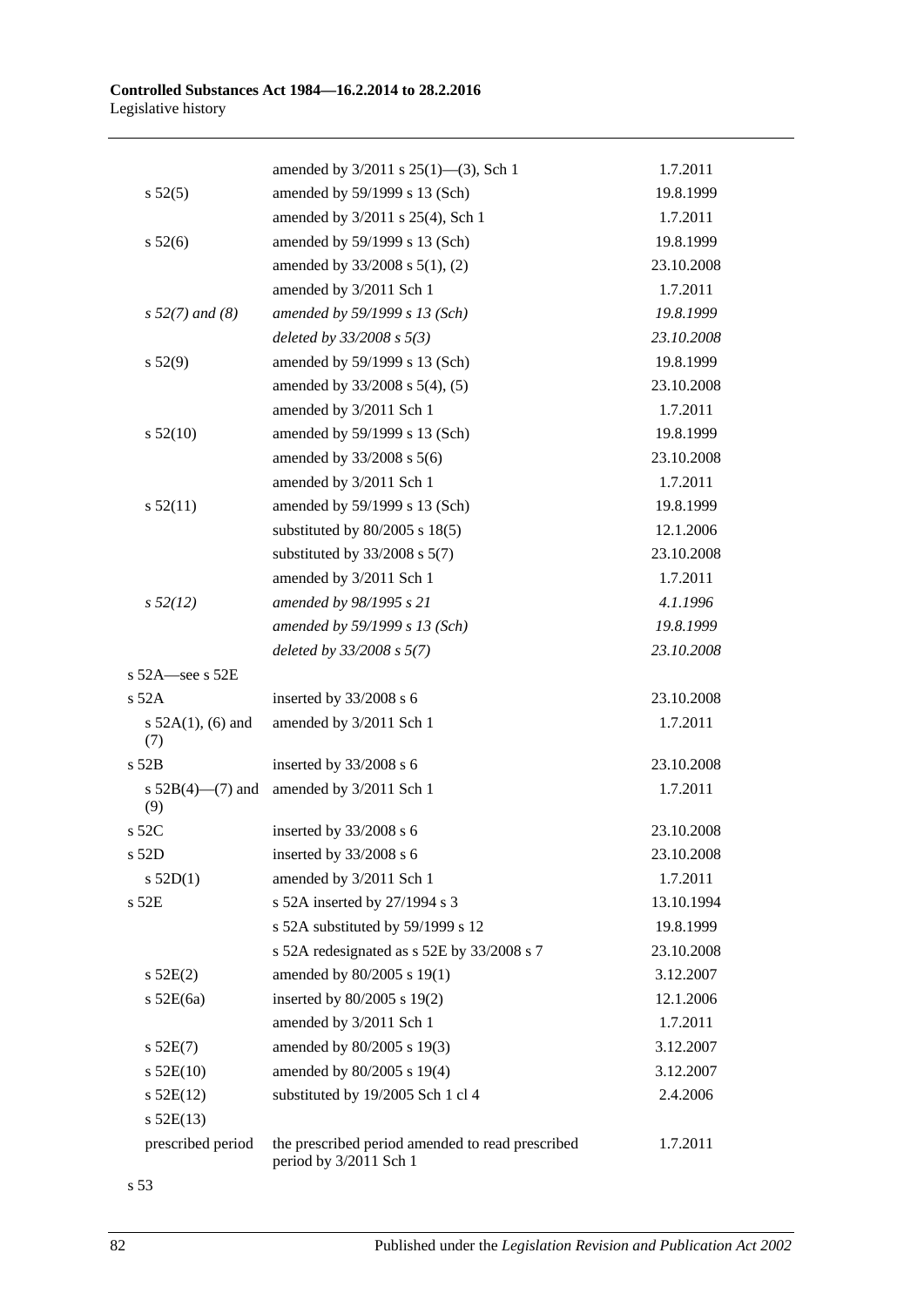| | | |
|---|---|---|
| | amended by 3/2011 s 25(1)—(3), Sch 1 | 1.7.2011 |
| s 52(5) | amended by 59/1999 s 13 (Sch) | 19.8.1999 |
| | amended by 3/2011 s 25(4), Sch 1 | 1.7.2011 |
| s 52(6) | amended by 59/1999 s 13 (Sch) | 19.8.1999 |
| | amended by 33/2008 s 5(1), (2) | 23.10.2008 |
| | amended by 3/2011 Sch 1 | 1.7.2011 |
| *s 52(7) and (8)* | *amended by 59/1999 s 13 (Sch)* | *19.8.1999* |
| | *deleted by 33/2008 s 5(3)* | *23.10.2008* |
| s 52(9) | amended by 59/1999 s 13 (Sch) | 19.8.1999 |
| | amended by 33/2008 s 5(4), (5) | 23.10.2008 |
| | amended by 3/2011 Sch 1 | 1.7.2011 |
| s 52(10) | amended by 59/1999 s 13 (Sch) | 19.8.1999 |
| | amended by 33/2008 s 5(6) | 23.10.2008 |
| | amended by 3/2011 Sch 1 | 1.7.2011 |
| s 52(11) | amended by 59/1999 s 13 (Sch) | 19.8.1999 |
| | substituted by 80/2005 s 18(5) | 12.1.2006 |
| | substituted by 33/2008 s 5(7) | 23.10.2008 |
| | amended by 3/2011 Sch 1 | 1.7.2011 |
| *s 52(12)* | *amended by 98/1995 s 21* | *4.1.1996* |
| | *amended by 59/1999 s 13 (Sch)* | *19.8.1999* |
| | *deleted by 33/2008 s 5(7)* | *23.10.2008* |
| s 52A—see s 52E | | |
| s 52A | inserted by 33/2008 s 6 | 23.10.2008 |
| s 52A(1), (6) and (7) | amended by 3/2011 Sch 1 | 1.7.2011 |
| s 52B | inserted by 33/2008 s 6 | 23.10.2008 |
| s 52B(4)—(7) and (9) | amended by 3/2011 Sch 1 | 1.7.2011 |
| s 52C | inserted by 33/2008 s 6 | 23.10.2008 |
| s 52D | inserted by 33/2008 s 6 | 23.10.2008 |
| s 52D(1) | amended by 3/2011 Sch 1 | 1.7.2011 |
| s 52E | s 52A inserted by 27/1994 s 3 | 13.10.1994 |
| | s 52A substituted by 59/1999 s 12 | 19.8.1999 |
| | s 52A redesignated as s 52E by 33/2008 s 7 | 23.10.2008 |
| s 52E(2) | amended by 80/2005 s 19(1) | 3.12.2007 |
| s 52E(6a) | inserted by 80/2005 s 19(2) | 12.1.2006 |
| | amended by 3/2011 Sch 1 | 1.7.2011 |
| s 52E(7) | amended by 80/2005 s 19(3) | 3.12.2007 |
| s 52E(10) | amended by 80/2005 s 19(4) | 3.12.2007 |
| s 52E(12) | substituted by 19/2005 Sch 1 cl 4 | 2.4.2006 |
| s 52E(13) | | |
| prescribed period | the prescribed period amended to read prescribed period by 3/2011 Sch 1 | 1.7.2011 |

s 53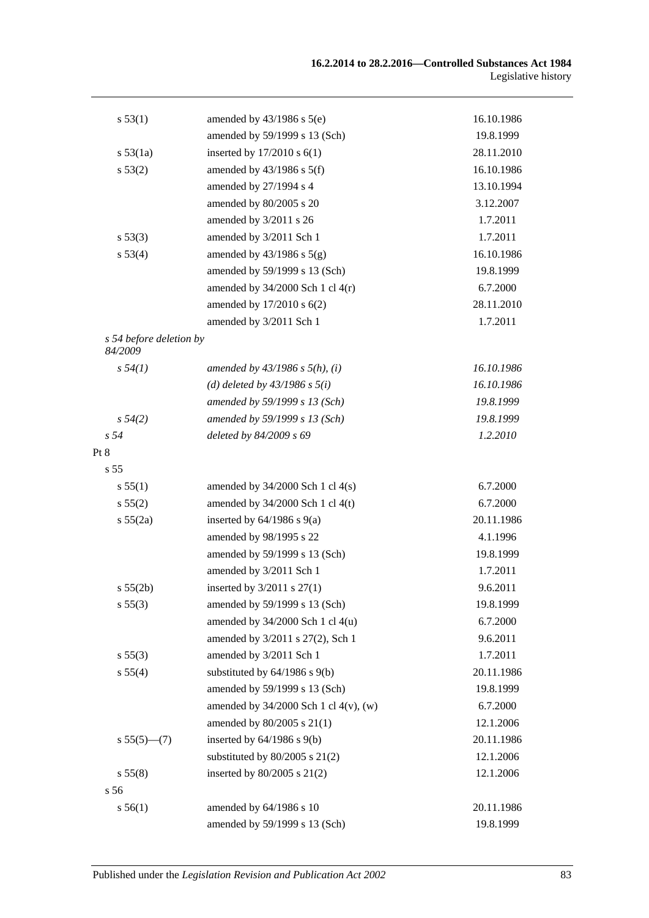| | | |
|---|---|---|
| s 53(1) | amended by 43/1986 s 5(e) | 16.10.1986 |
| | amended by 59/1999 s 13 (Sch) | 19.8.1999 |
| s 53(1a) | inserted by 17/2010 s 6(1) | 28.11.2010 |
| s 53(2) | amended by 43/1986 s 5(f) | 16.10.1986 |
| | amended by 27/1994 s 4 | 13.10.1994 |
| | amended by 80/2005 s 20 | 3.12.2007 |
| | amended by 3/2011 s 26 | 1.7.2011 |
| s 53(3) | amended by 3/2011 Sch 1 | 1.7.2011 |
| s 53(4) | amended by 43/1986 s 5(g) | 16.10.1986 |
| | amended by 59/1999 s 13 (Sch) | 19.8.1999 |
| | amended by 34/2000 Sch 1 cl 4(r) | 6.7.2000 |
| | amended by 17/2010 s 6(2) | 28.11.2010 |
| | amended by 3/2011 Sch 1 | 1.7.2011 |
| *s 54 before deletion by 84/2009* | | |
| *s 54(1)* | *amended by 43/1986 s 5(h), (i)* | *16.10.1986* |
| | *(d) deleted by 43/1986 s 5(i)* | *16.10.1986* |
| | *amended by 59/1999 s 13 (Sch)* | *19.8.1999* |
| *s 54(2)* | *amended by 59/1999 s 13 (Sch)* | *19.8.1999* |
| *s 54* | *deleted by 84/2009 s 69* | *1.2.2010* |
| Pt 8 | | |
| s 55 | | |
| s 55(1) | amended by 34/2000 Sch 1 cl 4(s) | 6.7.2000 |
| s 55(2) | amended by 34/2000 Sch 1 cl 4(t) | 6.7.2000 |
| s 55(2a) | inserted by 64/1986 s 9(a) | 20.11.1986 |
| | amended by 98/1995 s 22 | 4.1.1996 |
| | amended by 59/1999 s 13 (Sch) | 19.8.1999 |
| | amended by 3/2011 Sch 1 | 1.7.2011 |
| s 55(2b) | inserted by 3/2011 s 27(1) | 9.6.2011 |
| s 55(3) | amended by 59/1999 s 13 (Sch) | 19.8.1999 |
| | amended by 34/2000 Sch 1 cl 4(u) | 6.7.2000 |
| | amended by 3/2011 s 27(2), Sch 1 | 9.6.2011 |
| s 55(3) | amended by 3/2011 Sch 1 | 1.7.2011 |
| s 55(4) | substituted by 64/1986 s 9(b) | 20.11.1986 |
| | amended by 59/1999 s 13 (Sch) | 19.8.1999 |
| | amended by 34/2000 Sch 1 cl 4(v), (w) | 6.7.2000 |
| | amended by 80/2005 s 21(1) | 12.1.2006 |
| s 55(5)—(7) | inserted by 64/1986 s 9(b) | 20.11.1986 |
| | substituted by 80/2005 s 21(2) | 12.1.2006 |
| s 55(8) | inserted by 80/2005 s 21(2) | 12.1.2006 |
| s 56 | | |
| s 56(1) | amended by 64/1986 s 10 | 20.11.1986 |
| | amended by 59/1999 s 13 (Sch) | 19.8.1999 |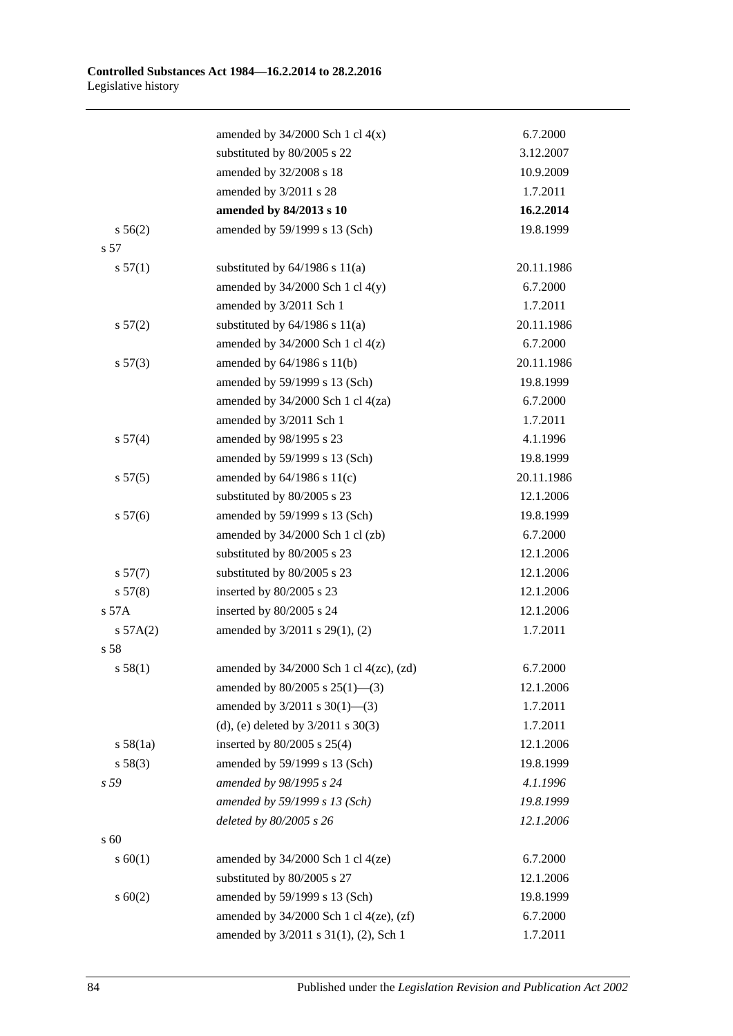| | | |
|---|---|---|
| | amended by 34/2000 Sch 1 cl 4(x) | 6.7.2000 |
| | substituted by 80/2005 s 22 | 3.12.2007 |
| | amended by 32/2008 s 18 | 10.9.2009 |
| | amended by 3/2011 s 28 | 1.7.2011 |
| | **amended by 84/2013 s 10** | **16.2.2014** |
| s 56(2) | amended by 59/1999 s 13 (Sch) | 19.8.1999 |
| s 57 | | |
| s 57(1) | substituted by 64/1986 s 11(a) | 20.11.1986 |
| | amended by 34/2000 Sch 1 cl 4(y) | 6.7.2000 |
| | amended by 3/2011 Sch 1 | 1.7.2011 |
| s 57(2) | substituted by 64/1986 s 11(a) | 20.11.1986 |
| | amended by 34/2000 Sch 1 cl 4(z) | 6.7.2000 |
| s 57(3) | amended by 64/1986 s 11(b) | 20.11.1986 |
| | amended by 59/1999 s 13 (Sch) | 19.8.1999 |
| | amended by 34/2000 Sch 1 cl 4(za) | 6.7.2000 |
| | amended by 3/2011 Sch 1 | 1.7.2011 |
| s 57(4) | amended by 98/1995 s 23 | 4.1.1996 |
| | amended by 59/1999 s 13 (Sch) | 19.8.1999 |
| s 57(5) | amended by 64/1986 s 11(c) | 20.11.1986 |
| | substituted by 80/2005 s 23 | 12.1.2006 |
| s 57(6) | amended by 59/1999 s 13 (Sch) | 19.8.1999 |
| | amended by 34/2000 Sch 1 cl (zb) | 6.7.2000 |
| | substituted by 80/2005 s 23 | 12.1.2006 |
| s 57(7) | substituted by 80/2005 s 23 | 12.1.2006 |
| s 57(8) | inserted by 80/2005 s 23 | 12.1.2006 |
| s 57A | inserted by 80/2005 s 24 | 12.1.2006 |
| s 57A(2) | amended by 3/2011 s 29(1), (2) | 1.7.2011 |
| s 58 | | |
| s 58(1) | amended by 34/2000 Sch 1 cl 4(zc), (zd) | 6.7.2000 |
| | amended by 80/2005 s 25(1)—(3) | 12.1.2006 |
| | amended by 3/2011 s 30(1)—(3) | 1.7.2011 |
| | (d), (e) deleted by 3/2011 s 30(3) | 1.7.2011 |
| s 58(1a) | inserted by 80/2005 s 25(4) | 12.1.2006 |
| s 58(3) | amended by 59/1999 s 13 (Sch) | 19.8.1999 |
| *s 59* | *amended by 98/1995 s 24* | *4.1.1996* |
| | *amended by 59/1999 s 13 (Sch)* | *19.8.1999* |
| | *deleted by 80/2005 s 26* | *12.1.2006* |
| s 60 | | |
| s 60(1) | amended by 34/2000 Sch 1 cl 4(ze) | 6.7.2000 |
| | substituted by 80/2005 s 27 | 12.1.2006 |
| s 60(2) | amended by 59/1999 s 13 (Sch) | 19.8.1999 |
| | amended by 34/2000 Sch 1 cl 4(ze), (zf) | 6.7.2000 |
| | amended by 3/2011 s 31(1), (2), Sch 1 | 1.7.2011 |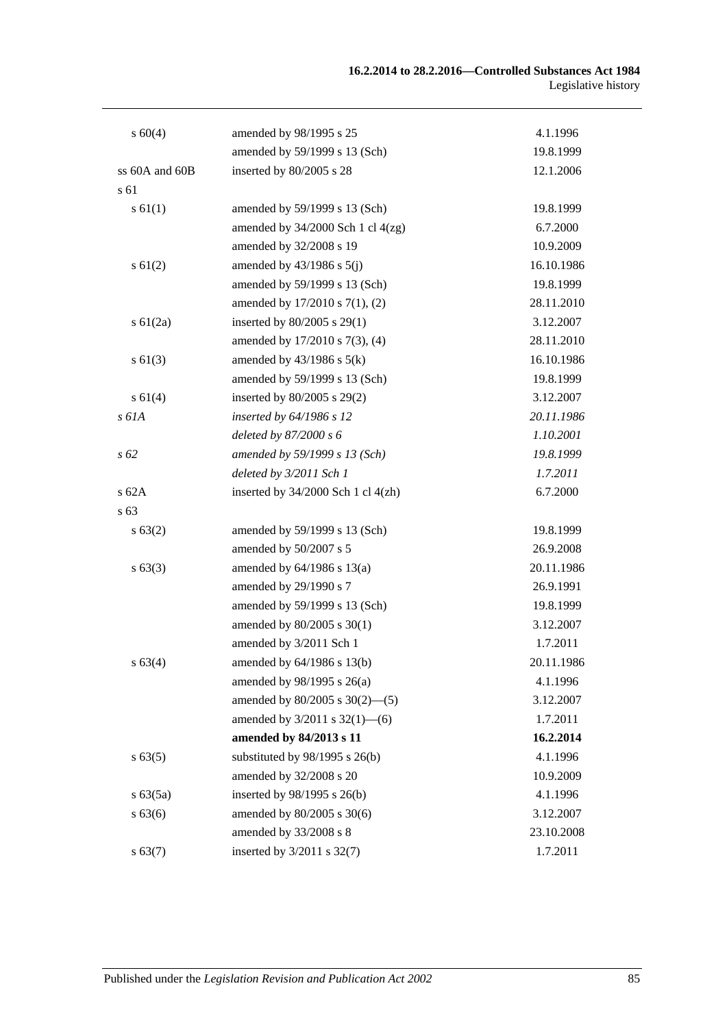| | | |
|---|---|---|
| s 60(4) | amended by 98/1995 s 25 | 4.1.1996 |
| | amended by 59/1999 s 13 (Sch) | 19.8.1999 |
| ss 60A and 60B | inserted by 80/2005 s 28 | 12.1.2006 |
| s 61 | | |
| s 61(1) | amended by 59/1999 s 13 (Sch) | 19.8.1999 |
| | amended by 34/2000 Sch 1 cl 4(zg) | 6.7.2000 |
| | amended by 32/2008 s 19 | 10.9.2009 |
| s 61(2) | amended by 43/1986 s 5(j) | 16.10.1986 |
| | amended by 59/1999 s 13 (Sch) | 19.8.1999 |
| | amended by 17/2010 s 7(1), (2) | 28.11.2010 |
| s 61(2a) | inserted by 80/2005 s 29(1) | 3.12.2007 |
| | amended by 17/2010 s 7(3), (4) | 28.11.2010 |
| s 61(3) | amended by 43/1986 s 5(k) | 16.10.1986 |
| | amended by 59/1999 s 13 (Sch) | 19.8.1999 |
| s 61(4) | inserted by 80/2005 s 29(2) | 3.12.2007 |
| *s 61A* | *inserted by 64/1986 s 12* | *20.11.1986* |
| | *deleted by 87/2000 s 6* | *1.10.2001* |
| *s 62* | *amended by 59/1999 s 13 (Sch)* | *19.8.1999* |
| | *deleted by 3/2011 Sch 1* | *1.7.2011* |
| s 62A | inserted by 34/2000 Sch 1 cl 4(zh) | 6.7.2000 |
| s 63 | | |
| s 63(2) | amended by 59/1999 s 13 (Sch) | 19.8.1999 |
| | amended by 50/2007 s 5 | 26.9.2008 |
| s 63(3) | amended by 64/1986 s 13(a) | 20.11.1986 |
| | amended by 29/1990 s 7 | 26.9.1991 |
| | amended by 59/1999 s 13 (Sch) | 19.8.1999 |
| | amended by 80/2005 s 30(1) | 3.12.2007 |
| | amended by 3/2011 Sch 1 | 1.7.2011 |
| s 63(4) | amended by 64/1986 s 13(b) | 20.11.1986 |
| | amended by 98/1995 s 26(a) | 4.1.1996 |
| | amended by 80/2005 s 30(2)—(5) | 3.12.2007 |
| | amended by 3/2011 s 32(1)—(6) | 1.7.2011 |
| | **amended by 84/2013 s 11** | **16.2.2014** |
| s 63(5) | substituted by 98/1995 s 26(b) | 4.1.1996 |
| | amended by 32/2008 s 20 | 10.9.2009 |
| s 63(5a) | inserted by 98/1995 s 26(b) | 4.1.1996 |
| s 63(6) | amended by 80/2005 s 30(6) | 3.12.2007 |
| | amended by 33/2008 s 8 | 23.10.2008 |
| s 63(7) | inserted by 3/2011 s 32(7) | 1.7.2011 |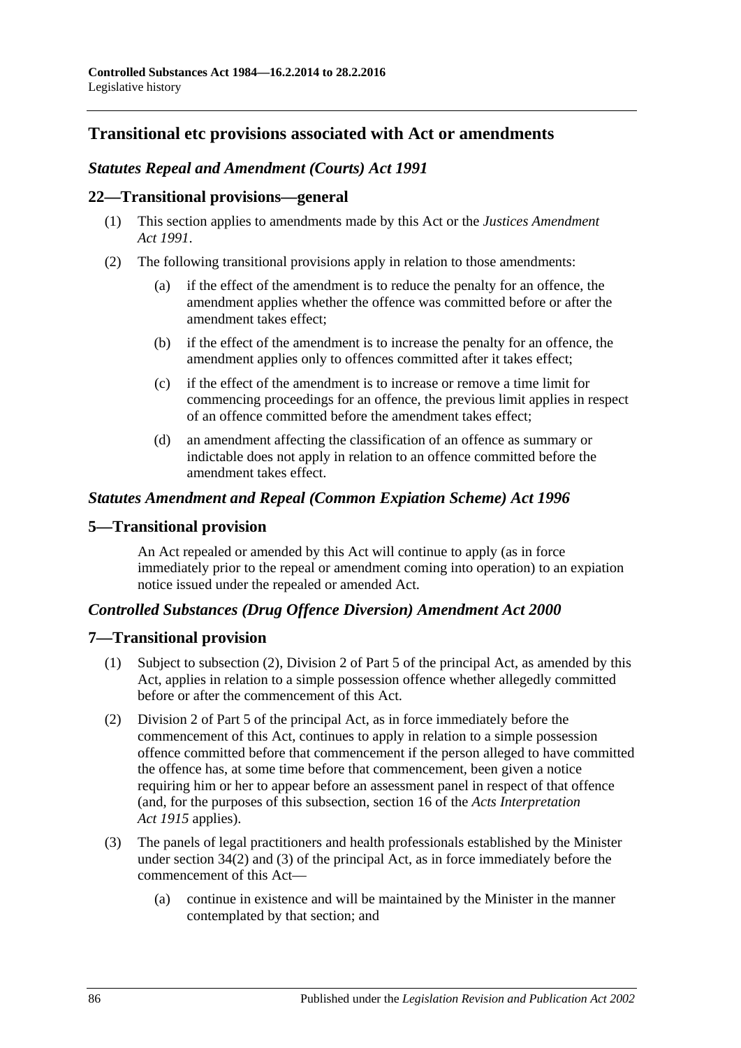## Transitional etc provisions associated with Act or amendments

### *Statutes Repeal and Amendment (Courts) Act 1991*

### 22—Transitional provisions—general

(1) This section applies to amendments made by this Act or the *Justices Amendment Act 1991*.

(2) The following transitional provisions apply in relation to those amendments:

(a) if the effect of the amendment is to reduce the penalty for an offence, the amendment applies whether the offence was committed before or after the amendment takes effect;

(b) if the effect of the amendment is to increase the penalty for an offence, the amendment applies only to offences committed after it takes effect;

(c) if the effect of the amendment is to increase or remove a time limit for commencing proceedings for an offence, the previous limit applies in respect of an offence committed before the amendment takes effect;

(d) an amendment affecting the classification of an offence as summary or indictable does not apply in relation to an offence committed before the amendment takes effect.

### *Statutes Amendment and Repeal (Common Expiation Scheme) Act 1996*

### 5—Transitional provision

An Act repealed or amended by this Act will continue to apply (as in force immediately prior to the repeal or amendment coming into operation) to an expiation notice issued under the repealed or amended Act.

### *Controlled Substances (Drug Offence Diversion) Amendment Act 2000*

### 7—Transitional provision

(1) Subject to subsection (2), Division 2 of Part 5 of the principal Act, as amended by this Act, applies in relation to a simple possession offence whether allegedly committed before or after the commencement of this Act.

(2) Division 2 of Part 5 of the principal Act, as in force immediately before the commencement of this Act, continues to apply in relation to a simple possession offence committed before that commencement if the person alleged to have committed the offence has, at some time before that commencement, been given a notice requiring him or her to appear before an assessment panel in respect of that offence (and, for the purposes of this subsection, section 16 of the *Acts Interpretation Act 1915* applies).

(3) The panels of legal practitioners and health professionals established by the Minister under section 34(2) and (3) of the principal Act, as in force immediately before the commencement of this Act—

(a) continue in existence and will be maintained by the Minister in the manner contemplated by that section; and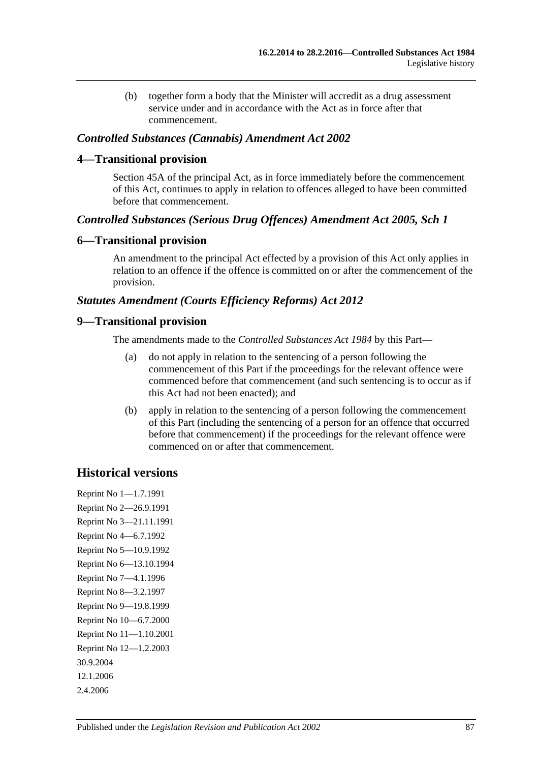(b) together form a body that the Minister will accredit as a drug assessment service under and in accordance with the Act as in force after that commencement.

### *Controlled Substances (Cannabis) Amendment Act 2002*

## 4—Transitional provision

Section 45A of the principal Act, as in force immediately before the commencement of this Act, continues to apply in relation to offences alleged to have been committed before that commencement.

### *Controlled Substances (Serious Drug Offences) Amendment Act 2005, Sch 1*

## 6—Transitional provision

An amendment to the principal Act effected by a provision of this Act only applies in relation to an offence if the offence is committed on or after the commencement of the provision.

### *Statutes Amendment (Courts Efficiency Reforms) Act 2012*

## 9—Transitional provision

The amendments made to the *Controlled Substances Act 1984* by this Part—

(a) do not apply in relation to the sentencing of a person following the commencement of this Part if the proceedings for the relevant offence were commenced before that commencement (and such sentencing is to occur as if this Act had not been enacted); and

(b) apply in relation to the sentencing of a person following the commencement of this Part (including the sentencing of a person for an offence that occurred before that commencement) if the proceedings for the relevant offence were commenced on or after that commencement.

# Historical versions

Reprint No 1—1.7.1991
Reprint No 2—26.9.1991
Reprint No 3—21.11.1991
Reprint No 4—6.7.1992
Reprint No 5—10.9.1992
Reprint No 6—13.10.1994
Reprint No 7—4.1.1996
Reprint No 8—3.2.1997
Reprint No 9—19.8.1999
Reprint No 10—6.7.2000
Reprint No 11—1.10.2001
Reprint No 12—1.2.2003
30.9.2004
12.1.2006
2.4.2006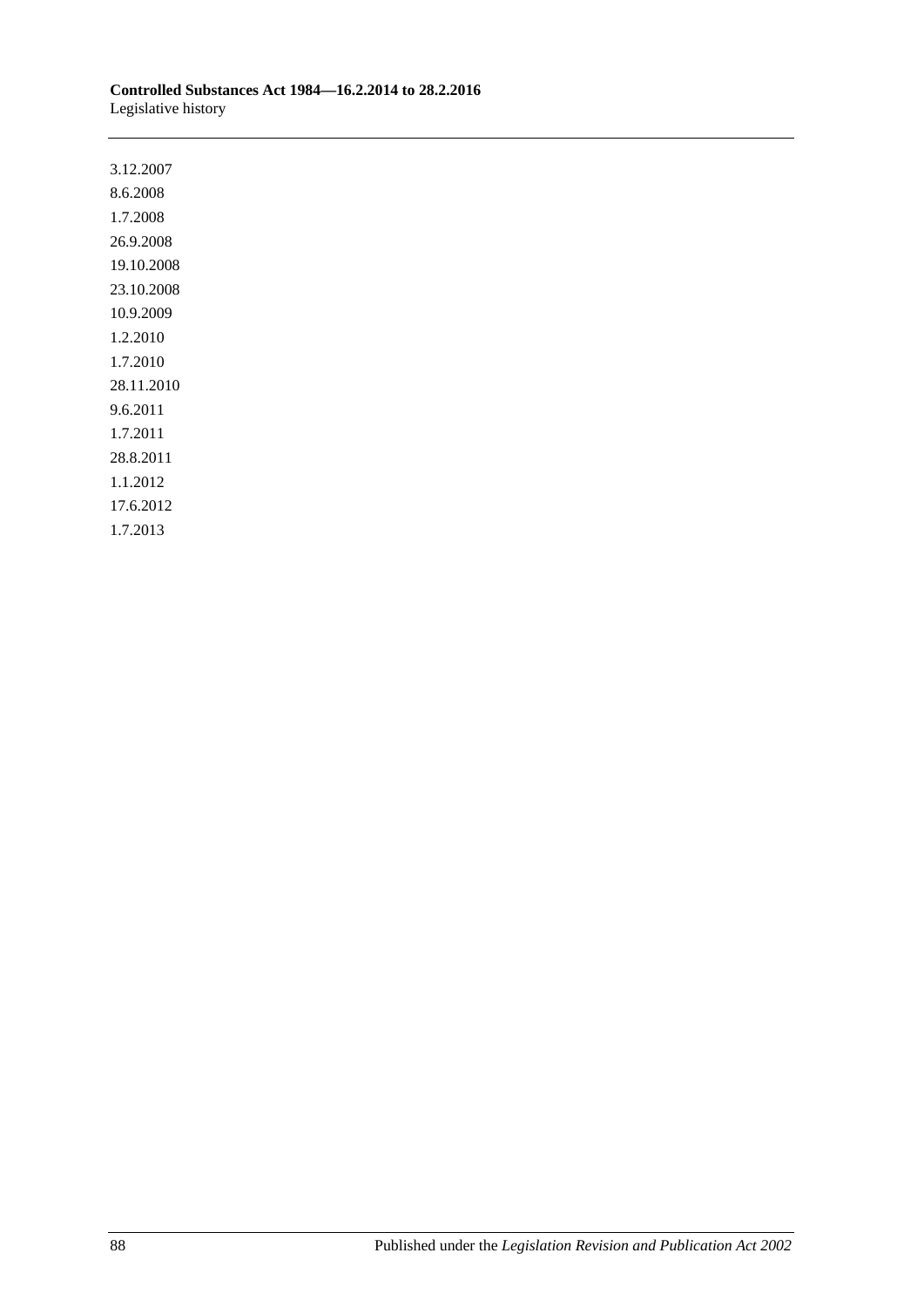3.12.2007

8.6.2008

1.7.2008

26.9.2008

19.10.2008

23.10.2008

10.9.2009

1.2.2010

1.7.2010

28.11.2010

9.6.2011

1.7.2011

28.8.2011

1.1.2012

17.6.2012

1.7.2013